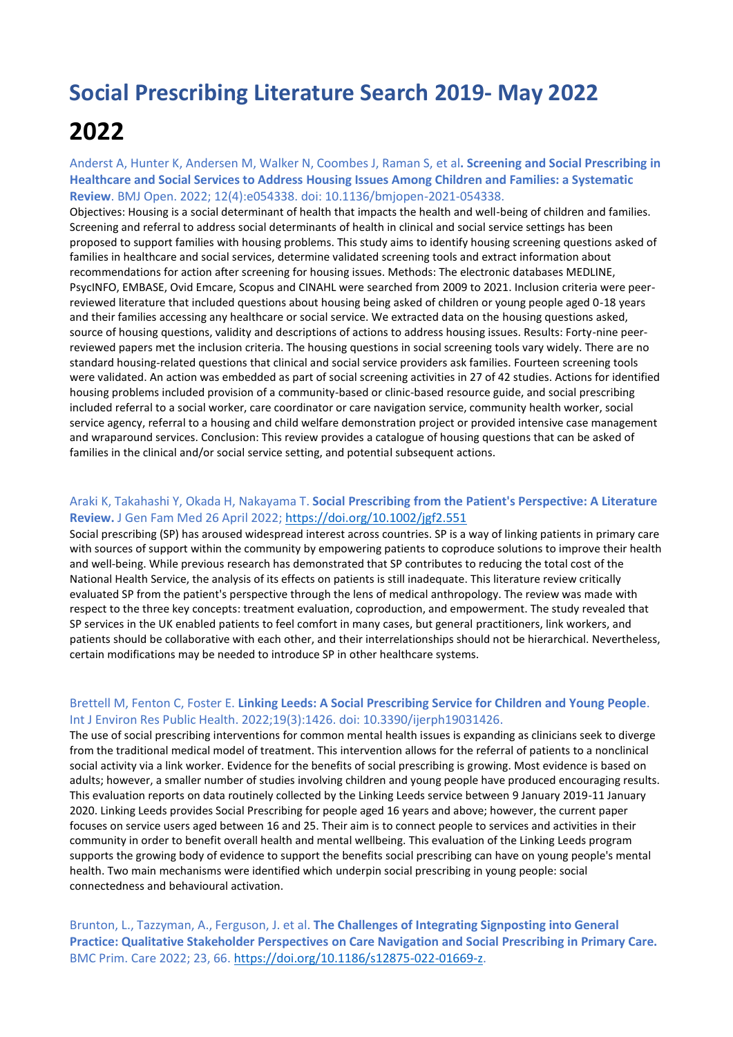# Social Prescribing Literature Search 2019- May 2022

## 2022

Anderst A, Hunter K, Andersen M, Walker N, Coombes J, Raman S, et al**. Screening and Social Prescribing in Healthcare and Social Services to Address Housing Issues Among Children and Families: a Systematic Review**. BMJ Open. 2022; 12(4):e054338. doi: 10.1136/bmjopen-2021-054338.

Objectives: Housing is a social determinant of health that impacts the health and well-being of children and families. Screening and referral to address social determinants of health in clinical and social service settings has been proposed to support families with housing problems. This study aims to identify housing screening questions asked of families in healthcare and social services, determine validated screening tools and extract information about recommendations for action after screening for housing issues. Methods: The electronic databases MEDLINE, PsycINFO, EMBASE, Ovid Emcare, Scopus and CINAHL were searched from 2009 to 2021. Inclusion criteria were peer-reviewed literature that included questions about housing being asked of children or young people aged 0-18 years and their families accessing any healthcare or social service. We extracted data on the housing questions asked, source of housing questions, validity and descriptions of actions to address housing issues. Results: Forty-nine peer-reviewed papers met the inclusion criteria. The housing questions in social screening tools vary widely. There are no standard housing-related questions that clinical and social service providers ask families. Fourteen screening tools were validated. An action was embedded as part of social screening activities in 27 of 42 studies. Actions for identified housing problems included provision of a community-based or clinic-based resource guide, and social prescribing included referral to a social worker, care coordinator or care navigation service, community health worker, social service agency, referral to a housing and child welfare demonstration project or provided intensive case management and wraparound services. Conclusion: This review provides a catalogue of housing questions that can be asked of families in the clinical and/or social service setting, and potential subsequent actions.

Araki K, Takahashi Y, Okada H, Nakayama T. **Social Prescribing from the Patient's Perspective: A Literature Review.** J Gen Fam Med 26 April 2022; https://doi.org/10.1002/jgf2.551

Social prescribing (SP) has aroused widespread interest across countries. SP is a way of linking patients in primary care with sources of support within the community by empowering patients to coproduce solutions to improve their health and well-being. While previous research has demonstrated that SP contributes to reducing the total cost of the National Health Service, the analysis of its effects on patients is still inadequate. This literature review critically evaluated SP from the patient's perspective through the lens of medical anthropology. The review was made with respect to the three key concepts: treatment evaluation, coproduction, and empowerment. The study revealed that SP services in the UK enabled patients to feel comfort in many cases, but general practitioners, link workers, and patients should be collaborative with each other, and their interrelationships should not be hierarchical. Nevertheless, certain modifications may be needed to introduce SP in other healthcare systems.

Brettell M, Fenton C, Foster E. **Linking Leeds: A Social Prescribing Service for Children and Young People**. Int J Environ Res Public Health. 2022;19(3):1426. doi: 10.3390/ijerph19031426.

The use of social prescribing interventions for common mental health issues is expanding as clinicians seek to diverge from the traditional medical model of treatment. This intervention allows for the referral of patients to a nonclinical social activity via a link worker. Evidence for the benefits of social prescribing is growing. Most evidence is based on adults; however, a smaller number of studies involving children and young people have produced encouraging results. This evaluation reports on data routinely collected by the Linking Leeds service between 9 January 2019-11 January 2020. Linking Leeds provides Social Prescribing for people aged 16 years and above; however, the current paper focuses on service users aged between 16 and 25. Their aim is to connect people to services and activities in their community in order to benefit overall health and mental wellbeing. This evaluation of the Linking Leeds program supports the growing body of evidence to support the benefits social prescribing can have on young people's mental health. Two main mechanisms were identified which underpin social prescribing in young people: social connectedness and behavioural activation.

Brunton, L., Tazzyman, A., Ferguson, J. et al. **The Challenges of Integrating Signposting into General Practice: Qualitative Stakeholder Perspectives on Care Navigation and Social Prescribing in Primary Care.** BMC Prim. Care 2022; 23, 66. https://doi.org/10.1186/s12875-022-01669-z.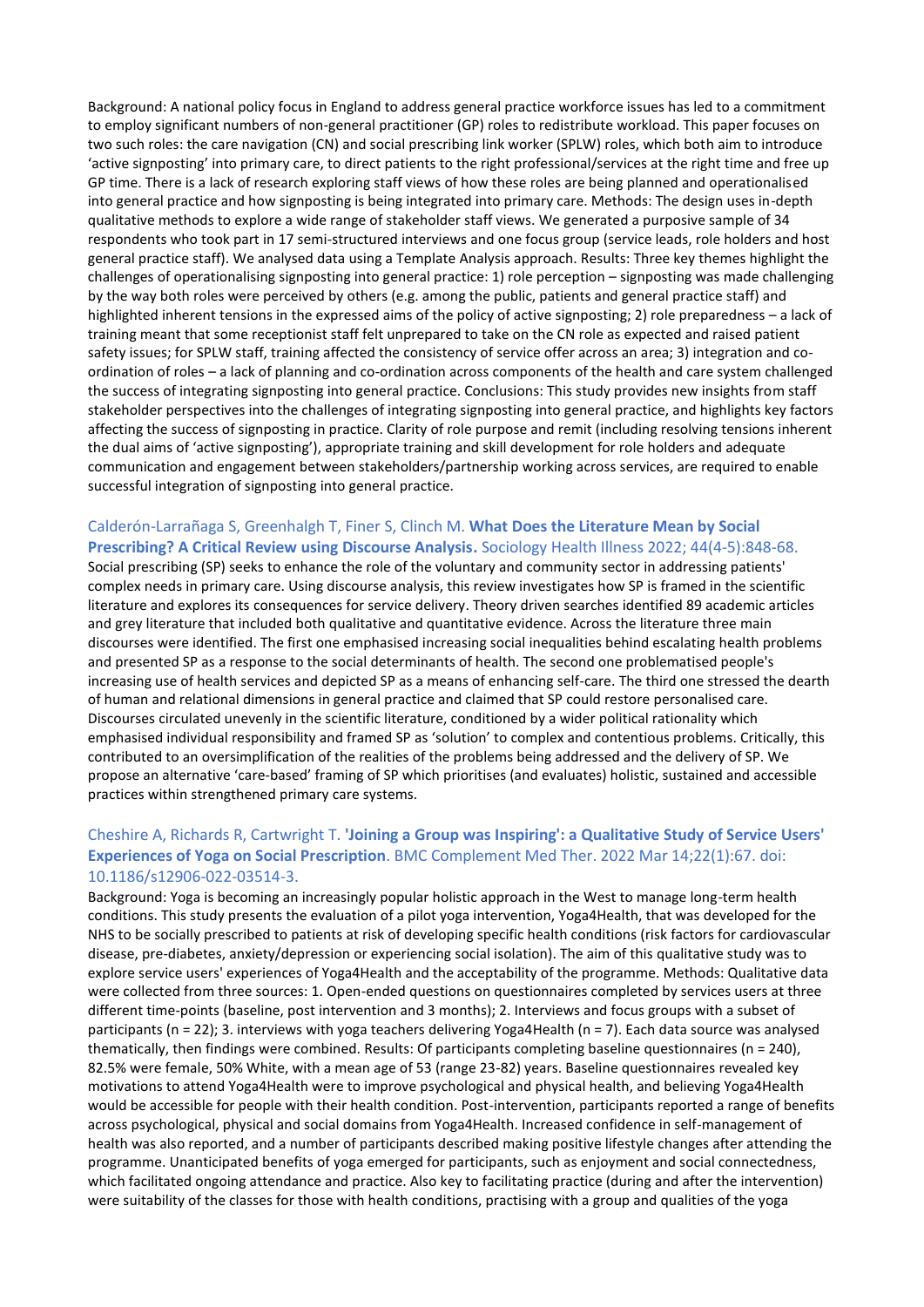Background: A national policy focus in England to address general practice workforce issues has led to a commitment to employ significant numbers of non-general practitioner (GP) roles to redistribute workload. This paper focuses on two such roles: the care navigation (CN) and social prescribing link worker (SPLW) roles, which both aim to introduce 'active signposting' into primary care, to direct patients to the right professional/services at the right time and free up GP time. There is a lack of research exploring staff views of how these roles are being planned and operationalised into general practice and how signposting is being integrated into primary care. Methods: The design uses in-depth qualitative methods to explore a wide range of stakeholder staff views. We generated a purposive sample of 34 respondents who took part in 17 semi-structured interviews and one focus group (service leads, role holders and host general practice staff). We analysed data using a Template Analysis approach. Results: Three key themes highlight the challenges of operationalising signposting into general practice: 1) role perception – signposting was made challenging by the way both roles were perceived by others (e.g. among the public, patients and general practice staff) and highlighted inherent tensions in the expressed aims of the policy of active signposting; 2) role preparedness – a lack of training meant that some receptionist staff felt unprepared to take on the CN role as expected and raised patient safety issues; for SPLW staff, training affected the consistency of service offer across an area; 3) integration and co-ordination of roles – a lack of planning and co-ordination across components of the health and care system challenged the success of integrating signposting into general practice. Conclusions: This study provides new insights from staff stakeholder perspectives into the challenges of integrating signposting into general practice, and highlights key factors affecting the success of signposting in practice. Clarity of role purpose and remit (including resolving tensions inherent the dual aims of 'active signposting'), appropriate training and skill development for role holders and adequate communication and engagement between stakeholders/partnership working across services, are required to enable successful integration of signposting into general practice.

Calderón-Larrañaga S, Greenhalgh T, Finer S, Clinch M. **What Does the Literature Mean by Social Prescribing? A Critical Review using Discourse Analysis.** Sociology Health Illness 2022; 44(4-5):848-68.

Social prescribing (SP) seeks to enhance the role of the voluntary and community sector in addressing patients' complex needs in primary care. Using discourse analysis, this review investigates how SP is framed in the scientific literature and explores its consequences for service delivery. Theory driven searches identified 89 academic articles and grey literature that included both qualitative and quantitative evidence. Across the literature three main discourses were identified. The first one emphasised increasing social inequalities behind escalating health problems and presented SP as a response to the social determinants of health. The second one problematised people's increasing use of health services and depicted SP as a means of enhancing self-care. The third one stressed the dearth of human and relational dimensions in general practice and claimed that SP could restore personalised care. Discourses circulated unevenly in the scientific literature, conditioned by a wider political rationality which emphasised individual responsibility and framed SP as 'solution' to complex and contentious problems. Critically, this contributed to an oversimplification of the realities of the problems being addressed and the delivery of SP. We propose an alternative 'care-based' framing of SP which prioritises (and evaluates) holistic, sustained and accessible practices within strengthened primary care systems.

Cheshire A, Richards R, Cartwright T. **'Joining a Group was Inspiring': a Qualitative Study of Service Users' Experiences of Yoga on Social Prescription**. BMC Complement Med Ther. 2022 Mar 14;22(1):67. doi: 10.1186/s12906-022-03514-3.

Background: Yoga is becoming an increasingly popular holistic approach in the West to manage long-term health conditions. This study presents the evaluation of a pilot yoga intervention, Yoga4Health, that was developed for the NHS to be socially prescribed to patients at risk of developing specific health conditions (risk factors for cardiovascular disease, pre-diabetes, anxiety/depression or experiencing social isolation). The aim of this qualitative study was to explore service users' experiences of Yoga4Health and the acceptability of the programme. Methods: Qualitative data were collected from three sources: 1. Open-ended questions on questionnaires completed by services users at three different time-points (baseline, post intervention and 3 months); 2. Interviews and focus groups with a subset of participants (n = 22); 3. interviews with yoga teachers delivering Yoga4Health (n = 7). Each data source was analysed thematically, then findings were combined. Results: Of participants completing baseline questionnaires (n = 240), 82.5% were female, 50% White, with a mean age of 53 (range 23-82) years. Baseline questionnaires revealed key motivations to attend Yoga4Health were to improve psychological and physical health, and believing Yoga4Health would be accessible for people with their health condition. Post-intervention, participants reported a range of benefits across psychological, physical and social domains from Yoga4Health. Increased confidence in self-management of health was also reported, and a number of participants described making positive lifestyle changes after attending the programme. Unanticipated benefits of yoga emerged for participants, such as enjoyment and social connectedness, which facilitated ongoing attendance and practice. Also key to facilitating practice (during and after the intervention) were suitability of the classes for those with health conditions, practising with a group and qualities of the yoga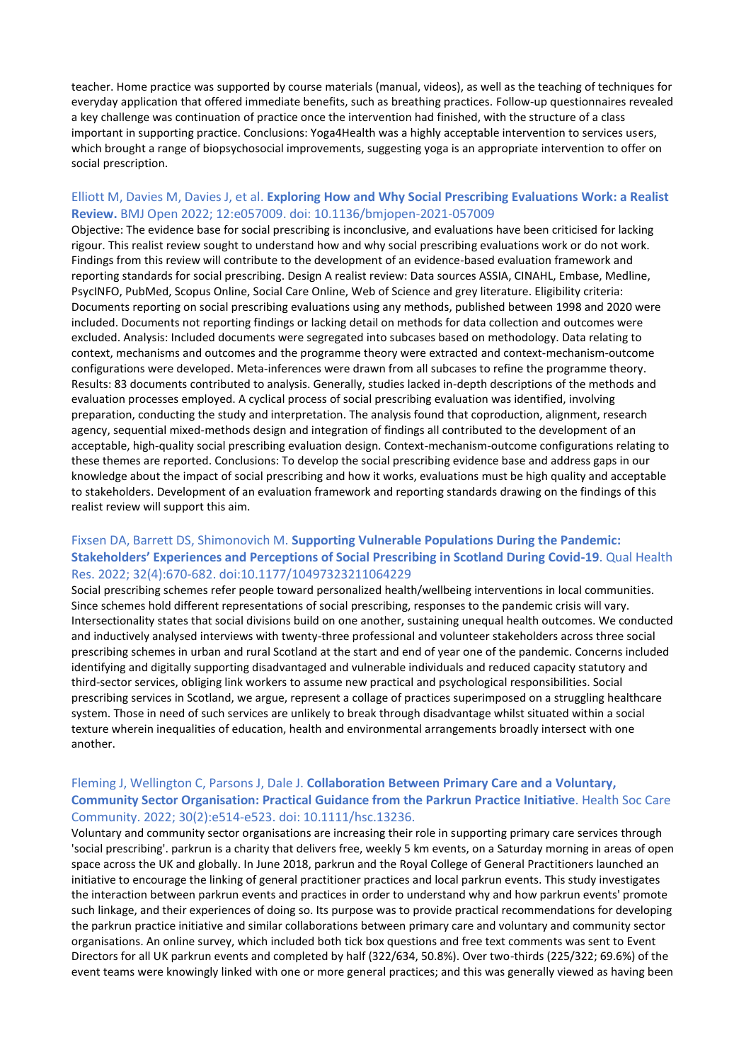teacher. Home practice was supported by course materials (manual, videos), as well as the teaching of techniques for everyday application that offered immediate benefits, such as breathing practices. Follow-up questionnaires revealed a key challenge was continuation of practice once the intervention had finished, with the structure of a class important in supporting practice. Conclusions: Yoga4Health was a highly acceptable intervention to services users, which brought a range of biopsychosocial improvements, suggesting yoga is an appropriate intervention to offer on social prescription.

### Elliott M, Davies M, Davies J, et al. **Exploring How and Why Social Prescribing Evaluations Work: a Realist Review.** BMJ Open 2022; 12:e057009. doi: 10.1136/bmjopen-2021-057009

Objective: The evidence base for social prescribing is inconclusive, and evaluations have been criticised for lacking rigour. This realist review sought to understand how and why social prescribing evaluations work or do not work. Findings from this review will contribute to the development of an evidence-based evaluation framework and reporting standards for social prescribing. Design A realist review: Data sources ASSIA, CINAHL, Embase, Medline, PsycINFO, PubMed, Scopus Online, Social Care Online, Web of Science and grey literature. Eligibility criteria: Documents reporting on social prescribing evaluations using any methods, published between 1998 and 2020 were included. Documents not reporting findings or lacking detail on methods for data collection and outcomes were excluded. Analysis: Included documents were segregated into subcases based on methodology. Data relating to context, mechanisms and outcomes and the programme theory were extracted and context-mechanism-outcome configurations were developed. Meta-inferences were drawn from all subcases to refine the programme theory. Results: 83 documents contributed to analysis. Generally, studies lacked in-depth descriptions of the methods and evaluation processes employed. A cyclical process of social prescribing evaluation was identified, involving preparation, conducting the study and interpretation. The analysis found that coproduction, alignment, research agency, sequential mixed-methods design and integration of findings all contributed to the development of an acceptable, high-quality social prescribing evaluation design. Context-mechanism-outcome configurations relating to these themes are reported. Conclusions: To develop the social prescribing evidence base and address gaps in our knowledge about the impact of social prescribing and how it works, evaluations must be high quality and acceptable to stakeholders. Development of an evaluation framework and reporting standards drawing on the findings of this realist review will support this aim.

### Fixsen DA, Barrett DS, Shimonovich M. **Supporting Vulnerable Populations During the Pandemic: Stakeholders' Experiences and Perceptions of Social Prescribing in Scotland During Covid-19**. Qual Health Res. 2022; 32(4):670-682. doi:10.1177/10497323211064229

Social prescribing schemes refer people toward personalized health/wellbeing interventions in local communities. Since schemes hold different representations of social prescribing, responses to the pandemic crisis will vary. Intersectionality states that social divisions build on one another, sustaining unequal health outcomes. We conducted and inductively analysed interviews with twenty-three professional and volunteer stakeholders across three social prescribing schemes in urban and rural Scotland at the start and end of year one of the pandemic. Concerns included identifying and digitally supporting disadvantaged and vulnerable individuals and reduced capacity statutory and third-sector services, obliging link workers to assume new practical and psychological responsibilities. Social prescribing services in Scotland, we argue, represent a collage of practices superimposed on a struggling healthcare system. Those in need of such services are unlikely to break through disadvantage whilst situated within a social texture wherein inequalities of education, health and environmental arrangements broadly intersect with one another.

### Fleming J, Wellington C, Parsons J, Dale J. **Collaboration Between Primary Care and a Voluntary, Community Sector Organisation: Practical Guidance from the Parkrun Practice Initiative**. Health Soc Care Community. 2022; 30(2):e514-e523. doi: 10.1111/hsc.13236.

Voluntary and community sector organisations are increasing their role in supporting primary care services through 'social prescribing'. parkrun is a charity that delivers free, weekly 5 km events, on a Saturday morning in areas of open space across the UK and globally. In June 2018, parkrun and the Royal College of General Practitioners launched an initiative to encourage the linking of general practitioner practices and local parkrun events. This study investigates the interaction between parkrun events and practices in order to understand why and how parkrun events' promote such linkage, and their experiences of doing so. Its purpose was to provide practical recommendations for developing the parkrun practice initiative and similar collaborations between primary care and voluntary and community sector organisations. An online survey, which included both tick box questions and free text comments was sent to Event Directors for all UK parkrun events and completed by half (322/634, 50.8%). Over two-thirds (225/322; 69.6%) of the event teams were knowingly linked with one or more general practices; and this was generally viewed as having been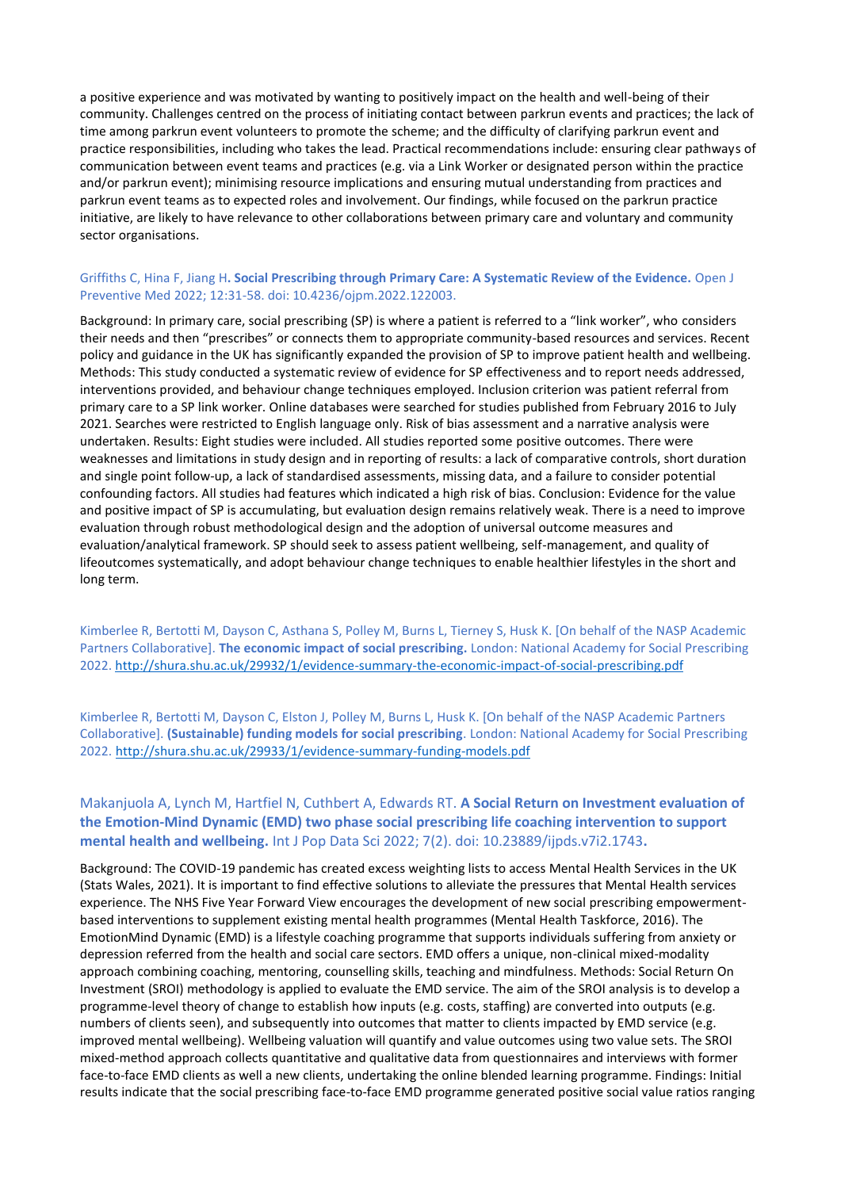a positive experience and was motivated by wanting to positively impact on the health and well-being of their community. Challenges centred on the process of initiating contact between parkrun events and practices; the lack of time among parkrun event volunteers to promote the scheme; and the difficulty of clarifying parkrun event and practice responsibilities, including who takes the lead. Practical recommendations include: ensuring clear pathways of communication between event teams and practices (e.g. via a Link Worker or designated person within the practice and/or parkrun event); minimising resource implications and ensuring mutual understanding from practices and parkrun event teams as to expected roles and involvement. Our findings, while focused on the parkrun practice initiative, are likely to have relevance to other collaborations between primary care and voluntary and community sector organisations.

Griffiths C, Hina F, Jiang H. **Social Prescribing through Primary Care: A Systematic Review of the Evidence.** Open J Preventive Med 2022; 12:31-58. doi: 10.4236/ojpm.2022.122003.

Background: In primary care, social prescribing (SP) is where a patient is referred to a "link worker", who considers their needs and then "prescribes" or connects them to appropriate community-based resources and services. Recent policy and guidance in the UK has significantly expanded the provision of SP to improve patient health and wellbeing. Methods: This study conducted a systematic review of evidence for SP effectiveness and to report needs addressed, interventions provided, and behaviour change techniques employed. Inclusion criterion was patient referral from primary care to a SP link worker. Online databases were searched for studies published from February 2016 to July 2021. Searches were restricted to English language only. Risk of bias assessment and a narrative analysis were undertaken. Results: Eight studies were included. All studies reported some positive outcomes. There were weaknesses and limitations in study design and in reporting of results: a lack of comparative controls, short duration and single point follow-up, a lack of standardised assessments, missing data, and a failure to consider potential confounding factors. All studies had features which indicated a high risk of bias. Conclusion: Evidence for the value and positive impact of SP is accumulating, but evaluation design remains relatively weak. There is a need to improve evaluation through robust methodological design and the adoption of universal outcome measures and evaluation/analytical framework. SP should seek to assess patient wellbeing, self-management, and quality of lifeoutcomes systematically, and adopt behaviour change techniques to enable healthier lifestyles in the short and long term.

Kimberlee R, Bertotti M, Dayson C, Asthana S, Polley M, Burns L, Tierney S, Husk K. [On behalf of the NASP Academic Partners Collaborative]. **The economic impact of social prescribing.** London: National Academy for Social Prescribing 2022. http://shura.shu.ac.uk/29932/1/evidence-summary-the-economic-impact-of-social-prescribing.pdf

Kimberlee R, Bertotti M, Dayson C, Elston J, Polley M, Burns L, Husk K. [On behalf of the NASP Academic Partners Collaborative]. **(Sustainable) funding models for social prescribing**. London: National Academy for Social Prescribing 2022. http://shura.shu.ac.uk/29933/1/evidence-summary-funding-models.pdf

Makanjuola A, Lynch M, Hartfiel N, Cuthbert A, Edwards RT. **A Social Return on Investment evaluation of the Emotion-Mind Dynamic (EMD) two phase social prescribing life coaching intervention to support mental health and wellbeing.** Int J Pop Data Sci 2022; 7(2). doi: 10.23889/ijpds.v7i2.1743**.**

Background: The COVID-19 pandemic has created excess weighting lists to access Mental Health Services in the UK (Stats Wales, 2021). It is important to find effective solutions to alleviate the pressures that Mental Health services experience. The NHS Five Year Forward View encourages the development of new social prescribing empowerment-based interventions to supplement existing mental health programmes (Mental Health Taskforce, 2016). The EmotionMind Dynamic (EMD) is a lifestyle coaching programme that supports individuals suffering from anxiety or depression referred from the health and social care sectors. EMD offers a unique, non-clinical mixed-modality approach combining coaching, mentoring, counselling skills, teaching and mindfulness. Methods: Social Return On Investment (SROI) methodology is applied to evaluate the EMD service. The aim of the SROI analysis is to develop a programme-level theory of change to establish how inputs (e.g. costs, staffing) are converted into outputs (e.g. numbers of clients seen), and subsequently into outcomes that matter to clients impacted by EMD service (e.g. improved mental wellbeing). Wellbeing valuation will quantify and value outcomes using two value sets. The SROI mixed-method approach collects quantitative and qualitative data from questionnaires and interviews with former face-to-face EMD clients as well a new clients, undertaking the online blended learning programme. Findings: Initial results indicate that the social prescribing face-to-face EMD programme generated positive social value ratios ranging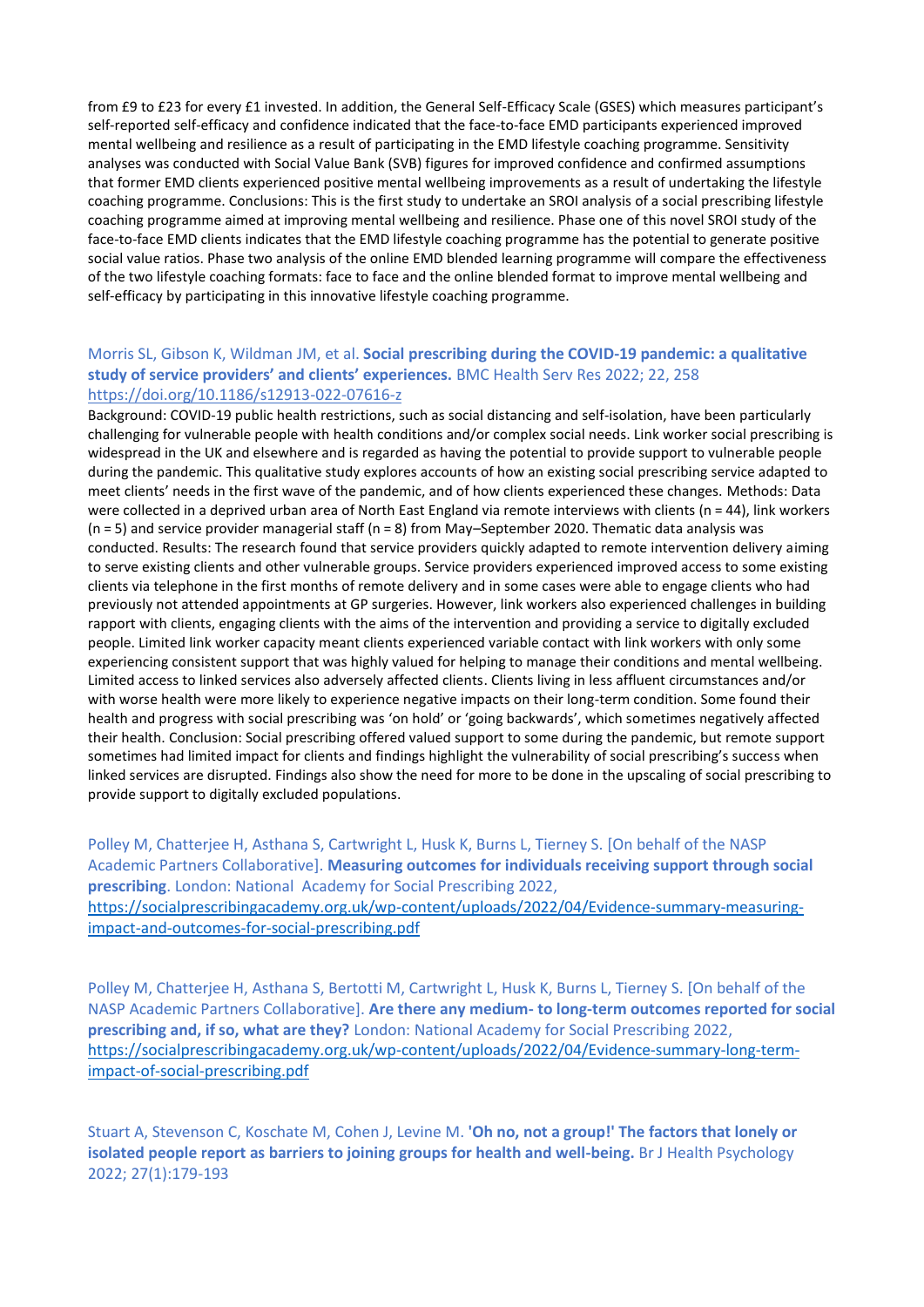from £9 to £23 for every £1 invested. In addition, the General Self-Efficacy Scale (GSES) which measures participant's self-reported self-efficacy and confidence indicated that the face-to-face EMD participants experienced improved mental wellbeing and resilience as a result of participating in the EMD lifestyle coaching programme. Sensitivity analyses was conducted with Social Value Bank (SVB) figures for improved confidence and confirmed assumptions that former EMD clients experienced positive mental wellbeing improvements as a result of undertaking the lifestyle coaching programme. Conclusions: This is the first study to undertake an SROI analysis of a social prescribing lifestyle coaching programme aimed at improving mental wellbeing and resilience. Phase one of this novel SROI study of the face-to-face EMD clients indicates that the EMD lifestyle coaching programme has the potential to generate positive social value ratios. Phase two analysis of the online EMD blended learning programme will compare the effectiveness of the two lifestyle coaching formats: face to face and the online blended format to improve mental wellbeing and self-efficacy by participating in this innovative lifestyle coaching programme.

Morris SL, Gibson K, Wildman JM, et al. **Social prescribing during the COVID-19 pandemic: a qualitative study of service providers' and clients' experiences.** BMC Health Serv Res 2022; 22, 258
https://doi.org/10.1186/s12913-022-07616-z
Background: COVID-19 public health restrictions, such as social distancing and self-isolation, have been particularly challenging for vulnerable people with health conditions and/or complex social needs. Link worker social prescribing is widespread in the UK and elsewhere and is regarded as having the potential to provide support to vulnerable people during the pandemic. This qualitative study explores accounts of how an existing social prescribing service adapted to meet clients' needs in the first wave of the pandemic, and of how clients experienced these changes. Methods: Data were collected in a deprived urban area of North East England via remote interviews with clients (n = 44), link workers (n = 5) and service provider managerial staff (n = 8) from May–September 2020. Thematic data analysis was conducted. Results: The research found that service providers quickly adapted to remote intervention delivery aiming to serve existing clients and other vulnerable groups. Service providers experienced improved access to some existing clients via telephone in the first months of remote delivery and in some cases were able to engage clients who had previously not attended appointments at GP surgeries. However, link workers also experienced challenges in building rapport with clients, engaging clients with the aims of the intervention and providing a service to digitally excluded people. Limited link worker capacity meant clients experienced variable contact with link workers with only some experiencing consistent support that was highly valued for helping to manage their conditions and mental wellbeing. Limited access to linked services also adversely affected clients. Clients living in less affluent circumstances and/or with worse health were more likely to experience negative impacts on their long-term condition. Some found their health and progress with social prescribing was 'on hold' or 'going backwards', which sometimes negatively affected their health. Conclusion: Social prescribing offered valued support to some during the pandemic, but remote support sometimes had limited impact for clients and findings highlight the vulnerability of social prescribing's success when linked services are disrupted. Findings also show the need for more to be done in the upscaling of social prescribing to provide support to digitally excluded populations.

Polley M, Chatterjee H, Asthana S, Cartwright L, Husk K, Burns L, Tierney S. [On behalf of the NASP Academic Partners Collaborative]. **Measuring outcomes for individuals receiving support through social prescribing**. London: National Academy for Social Prescribing 2022,
https://socialprescribingacademy.org.uk/wp-content/uploads/2022/04/Evidence-summary-measuring-impact-and-outcomes-for-social-prescribing.pdf

Polley M, Chatterjee H, Asthana S, Bertotti M, Cartwright L, Husk K, Burns L, Tierney S. [On behalf of the NASP Academic Partners Collaborative]. **Are there any medium- to long-term outcomes reported for social prescribing and, if so, what are they?** London: National Academy for Social Prescribing 2022,
https://socialprescribingacademy.org.uk/wp-content/uploads/2022/04/Evidence-summary-long-term-impact-of-social-prescribing.pdf

Stuart A, Stevenson C, Koschate M, Cohen J, Levine M. **'Oh no, not a group!' The factors that lonely or isolated people report as barriers to joining groups for health and well-being.** Br J Health Psychology 2022; 27(1):179-193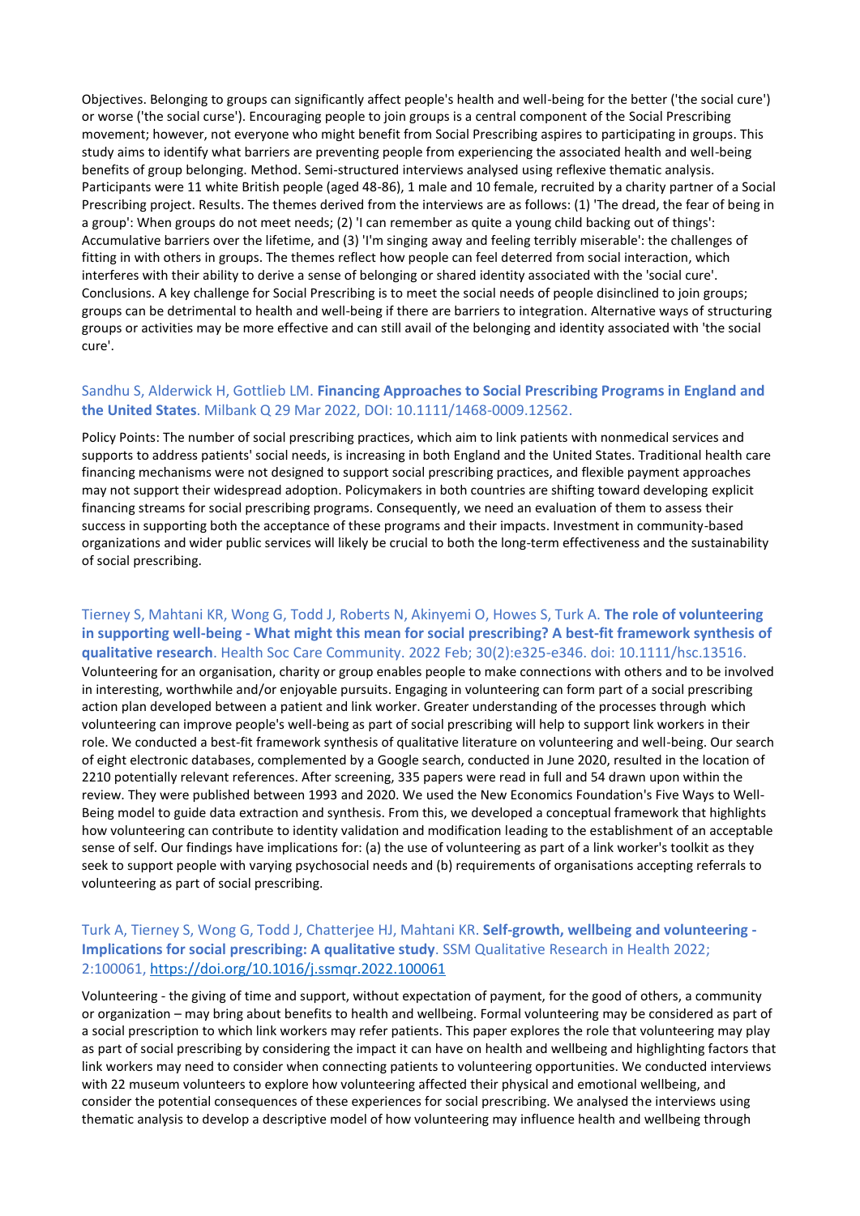Objectives. Belonging to groups can significantly affect people's health and well-being for the better ('the social cure') or worse ('the social curse'). Encouraging people to join groups is a central component of the Social Prescribing movement; however, not everyone who might benefit from Social Prescribing aspires to participating in groups. This study aims to identify what barriers are preventing people from experiencing the associated health and well-being benefits of group belonging. Method. Semi-structured interviews analysed using reflexive thematic analysis. Participants were 11 white British people (aged 48-86), 1 male and 10 female, recruited by a charity partner of a Social Prescribing project. Results. The themes derived from the interviews are as follows: (1) 'The dread, the fear of being in a group': When groups do not meet needs; (2) 'I can remember as quite a young child backing out of things': Accumulative barriers over the lifetime, and (3) 'I'm singing away and feeling terribly miserable': the challenges of fitting in with others in groups. The themes reflect how people can feel deterred from social interaction, which interferes with their ability to derive a sense of belonging or shared identity associated with the 'social cure'. Conclusions. A key challenge for Social Prescribing is to meet the social needs of people disinclined to join groups; groups can be detrimental to health and well-being if there are barriers to integration. Alternative ways of structuring groups or activities may be more effective and can still avail of the belonging and identity associated with 'the social cure'.

Sandhu S, Alderwick H, Gottlieb LM. **Financing Approaches to Social Prescribing Programs in England and the United States**. Milbank Q 29 Mar 2022, DOI: 10.1111/1468-0009.12562.

Policy Points: The number of social prescribing practices, which aim to link patients with nonmedical services and supports to address patients' social needs, is increasing in both England and the United States. Traditional health care financing mechanisms were not designed to support social prescribing practices, and flexible payment approaches may not support their widespread adoption. Policymakers in both countries are shifting toward developing explicit financing streams for social prescribing programs. Consequently, we need an evaluation of them to assess their success in supporting both the acceptance of these programs and their impacts. Investment in community-based organizations and wider public services will likely be crucial to both the long-term effectiveness and the sustainability of social prescribing.

Tierney S, Mahtani KR, Wong G, Todd J, Roberts N, Akinyemi O, Howes S, Turk A. **The role of volunteering in supporting well-being - What might this mean for social prescribing? A best-fit framework synthesis of qualitative research**. Health Soc Care Community. 2022 Feb; 30(2):e325-e346. doi: 10.1111/hsc.13516.
Volunteering for an organisation, charity or group enables people to make connections with others and to be involved in interesting, worthwhile and/or enjoyable pursuits. Engaging in volunteering can form part of a social prescribing action plan developed between a patient and link worker. Greater understanding of the processes through which volunteering can improve people's well-being as part of social prescribing will help to support link workers in their role. We conducted a best-fit framework synthesis of qualitative literature on volunteering and well-being. Our search of eight electronic databases, complemented by a Google search, conducted in June 2020, resulted in the location of 2210 potentially relevant references. After screening, 335 papers were read in full and 54 drawn upon within the review. They were published between 1993 and 2020. We used the New Economics Foundation's Five Ways to Well-Being model to guide data extraction and synthesis. From this, we developed a conceptual framework that highlights how volunteering can contribute to identity validation and modification leading to the establishment of an acceptable sense of self. Our findings have implications for: (a) the use of volunteering as part of a link worker's toolkit as they seek to support people with varying psychosocial needs and (b) requirements of organisations accepting referrals to volunteering as part of social prescribing.

Turk A, Tierney S, Wong G, Todd J, Chatterjee HJ, Mahtani KR. **Self-growth, wellbeing and volunteering - Implications for social prescribing: A qualitative study**. SSM Qualitative Research in Health 2022; 2:100061, https://doi.org/10.1016/j.ssmqr.2022.100061

Volunteering - the giving of time and support, without expectation of payment, for the good of others, a community or organization – may bring about benefits to health and wellbeing. Formal volunteering may be considered as part of a social prescription to which link workers may refer patients. This paper explores the role that volunteering may play as part of social prescribing by considering the impact it can have on health and wellbeing and highlighting factors that link workers may need to consider when connecting patients to volunteering opportunities. We conducted interviews with 22 museum volunteers to explore how volunteering affected their physical and emotional wellbeing, and consider the potential consequences of these experiences for social prescribing. We analysed the interviews using thematic analysis to develop a descriptive model of how volunteering may influence health and wellbeing through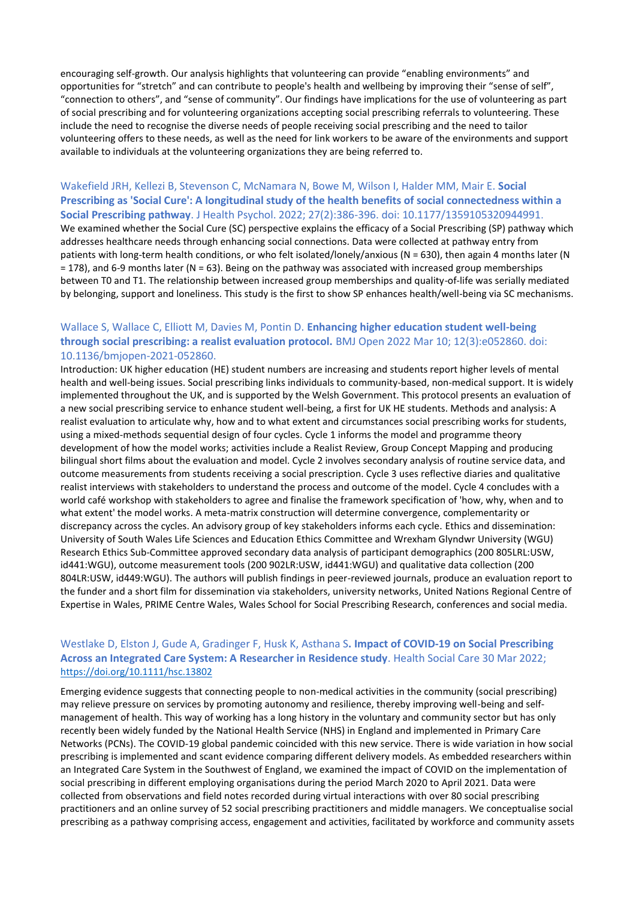encouraging self-growth. Our analysis highlights that volunteering can provide "enabling environments" and opportunities for "stretch" and can contribute to people's health and wellbeing by improving their "sense of self", "connection to others", and "sense of community". Our findings have implications for the use of volunteering as part of social prescribing and for volunteering organizations accepting social prescribing referrals to volunteering. These include the need to recognise the diverse needs of people receiving social prescribing and the need to tailor volunteering offers to these needs, as well as the need for link workers to be aware of the environments and support available to individuals at the volunteering organizations they are being referred to.

Wakefield JRH, Kellezi B, Stevenson C, McNamara N, Bowe M, Wilson I, Halder MM, Mair E. **Social Prescribing as 'Social Cure': A longitudinal study of the health benefits of social connectedness within a Social Prescribing pathway**. J Health Psychol. 2022; 27(2):386-396. doi: 10.1177/1359105320944991.

We examined whether the Social Cure (SC) perspective explains the efficacy of a Social Prescribing (SP) pathway which addresses healthcare needs through enhancing social connections. Data were collected at pathway entry from patients with long-term health conditions, or who felt isolated/lonely/anxious (N = 630), then again 4 months later (N = 178), and 6-9 months later (N = 63). Being on the pathway was associated with increased group memberships between T0 and T1. The relationship between increased group memberships and quality-of-life was serially mediated by belonging, support and loneliness. This study is the first to show SP enhances health/well-being via SC mechanisms.

Wallace S, Wallace C, Elliott M, Davies M, Pontin D. **Enhancing higher education student well-being through social prescribing: a realist evaluation protocol.** BMJ Open 2022 Mar 10; 12(3):e052860. doi: 10.1136/bmjopen-2021-052860.

Introduction: UK higher education (HE) student numbers are increasing and students report higher levels of mental health and well-being issues. Social prescribing links individuals to community-based, non-medical support. It is widely implemented throughout the UK, and is supported by the Welsh Government. This protocol presents an evaluation of a new social prescribing service to enhance student well-being, a first for UK HE students. Methods and analysis: A realist evaluation to articulate why, how and to what extent and circumstances social prescribing works for students, using a mixed-methods sequential design of four cycles. Cycle 1 informs the model and programme theory development of how the model works; activities include a Realist Review, Group Concept Mapping and producing bilingual short films about the evaluation and model. Cycle 2 involves secondary analysis of routine service data, and outcome measurements from students receiving a social prescription. Cycle 3 uses reflective diaries and qualitative realist interviews with stakeholders to understand the process and outcome of the model. Cycle 4 concludes with a world café workshop with stakeholders to agree and finalise the framework specification of 'how, why, when and to what extent' the model works. A meta-matrix construction will determine convergence, complementarity or discrepancy across the cycles. An advisory group of key stakeholders informs each cycle. Ethics and dissemination: University of South Wales Life Sciences and Education Ethics Committee and Wrexham Glyndwr University (WGU) Research Ethics Sub-Committee approved secondary data analysis of participant demographics (200 805LRL:USW, id441:WGU), outcome measurement tools (200 902LR:USW, id441:WGU) and qualitative data collection (200 804LR:USW, id449:WGU). The authors will publish findings in peer-reviewed journals, produce an evaluation report to the funder and a short film for dissemination via stakeholders, university networks, United Nations Regional Centre of Expertise in Wales, PRIME Centre Wales, Wales School for Social Prescribing Research, conferences and social media.

Westlake D, Elston J, Gude A, Gradinger F, Husk K, Asthana S**. Impact of COVID-19 on Social Prescribing Across an Integrated Care System: A Researcher in Residence study**. Health Social Care 30 Mar 2022; https://doi.org/10.1111/hsc.13802

Emerging evidence suggests that connecting people to non-medical activities in the community (social prescribing) may relieve pressure on services by promoting autonomy and resilience, thereby improving well-being and self-management of health. This way of working has a long history in the voluntary and community sector but has only recently been widely funded by the National Health Service (NHS) in England and implemented in Primary Care Networks (PCNs). The COVID-19 global pandemic coincided with this new service. There is wide variation in how social prescribing is implemented and scant evidence comparing different delivery models. As embedded researchers within an Integrated Care System in the Southwest of England, we examined the impact of COVID on the implementation of social prescribing in different employing organisations during the period March 2020 to April 2021. Data were collected from observations and field notes recorded during virtual interactions with over 80 social prescribing practitioners and an online survey of 52 social prescribing practitioners and middle managers. We conceptualise social prescribing as a pathway comprising access, engagement and activities, facilitated by workforce and community assets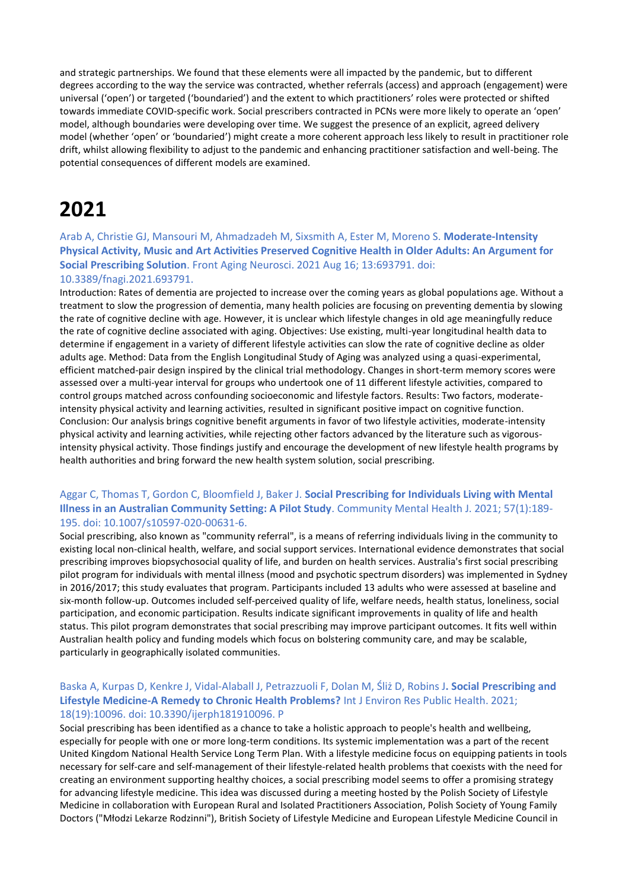and strategic partnerships. We found that these elements were all impacted by the pandemic, but to different degrees according to the way the service was contracted, whether referrals (access) and approach (engagement) were universal ('open') or targeted ('boundaried') and the extent to which practitioners' roles were protected or shifted towards immediate COVID-specific work. Social prescribers contracted in PCNs were more likely to operate an 'open' model, although boundaries were developing over time. We suggest the presence of an explicit, agreed delivery model (whether 'open' or 'boundaried') might create a more coherent approach less likely to result in practitioner role drift, whilst allowing flexibility to adjust to the pandemic and enhancing practitioner satisfaction and well-being. The potential consequences of different models are examined.

# 2021

Arab A, Christie GJ, Mansouri M, Ahmadzadeh M, Sixsmith A, Ester M, Moreno S. **Moderate-Intensity Physical Activity, Music and Art Activities Preserved Cognitive Health in Older Adults: An Argument for Social Prescribing Solution**. Front Aging Neurosci. 2021 Aug 16; 13:693791. doi: 10.3389/fnagi.2021.693791.

Introduction: Rates of dementia are projected to increase over the coming years as global populations age. Without a treatment to slow the progression of dementia, many health policies are focusing on preventing dementia by slowing the rate of cognitive decline with age. However, it is unclear which lifestyle changes in old age meaningfully reduce the rate of cognitive decline associated with aging. Objectives: Use existing, multi-year longitudinal health data to determine if engagement in a variety of different lifestyle activities can slow the rate of cognitive decline as older adults age. Method: Data from the English Longitudinal Study of Aging was analyzed using a quasi-experimental, efficient matched-pair design inspired by the clinical trial methodology. Changes in short-term memory scores were assessed over a multi-year interval for groups who undertook one of 11 different lifestyle activities, compared to control groups matched across confounding socioeconomic and lifestyle factors. Results: Two factors, moderate-intensity physical activity and learning activities, resulted in significant positive impact on cognitive function. Conclusion: Our analysis brings cognitive benefit arguments in favor of two lifestyle activities, moderate-intensity physical activity and learning activities, while rejecting other factors advanced by the literature such as vigorous-intensity physical activity. Those findings justify and encourage the development of new lifestyle health programs by health authorities and bring forward the new health system solution, social prescribing.

Aggar C, Thomas T, Gordon C, Bloomfield J, Baker J. **Social Prescribing for Individuals Living with Mental Illness in an Australian Community Setting: A Pilot Study**. Community Mental Health J. 2021; 57(1):189-195. doi: 10.1007/s10597-020-00631-6.

Social prescribing, also known as "community referral", is a means of referring individuals living in the community to existing local non-clinical health, welfare, and social support services. International evidence demonstrates that social prescribing improves biopsychosocial quality of life, and burden on health services. Australia's first social prescribing pilot program for individuals with mental illness (mood and psychotic spectrum disorders) was implemented in Sydney in 2016/2017; this study evaluates that program. Participants included 13 adults who were assessed at baseline and six-month follow-up. Outcomes included self-perceived quality of life, welfare needs, health status, loneliness, social participation, and economic participation. Results indicate significant improvements in quality of life and health status. This pilot program demonstrates that social prescribing may improve participant outcomes. It fits well within Australian health policy and funding models which focus on bolstering community care, and may be scalable, particularly in geographically isolated communities.

Baska A, Kurpas D, Kenkre J, Vidal-Alaball J, Petrazzuoli F, Dolan M, Śliż D, Robins J**. Social Prescribing and Lifestyle Medicine-A Remedy to Chronic Health Problems?** Int J Environ Res Public Health. 2021; 18(19):10096. doi: 10.3390/ijerph181910096. P

Social prescribing has been identified as a chance to take a holistic approach to people's health and wellbeing, especially for people with one or more long-term conditions. Its systemic implementation was a part of the recent United Kingdom National Health Service Long Term Plan. With a lifestyle medicine focus on equipping patients in tools necessary for self-care and self-management of their lifestyle-related health problems that coexists with the need for creating an environment supporting healthy choices, a social prescribing model seems to offer a promising strategy for advancing lifestyle medicine. This idea was discussed during a meeting hosted by the Polish Society of Lifestyle Medicine in collaboration with European Rural and Isolated Practitioners Association, Polish Society of Young Family Doctors ("Młodzi Lekarze Rodzinni"), British Society of Lifestyle Medicine and European Lifestyle Medicine Council in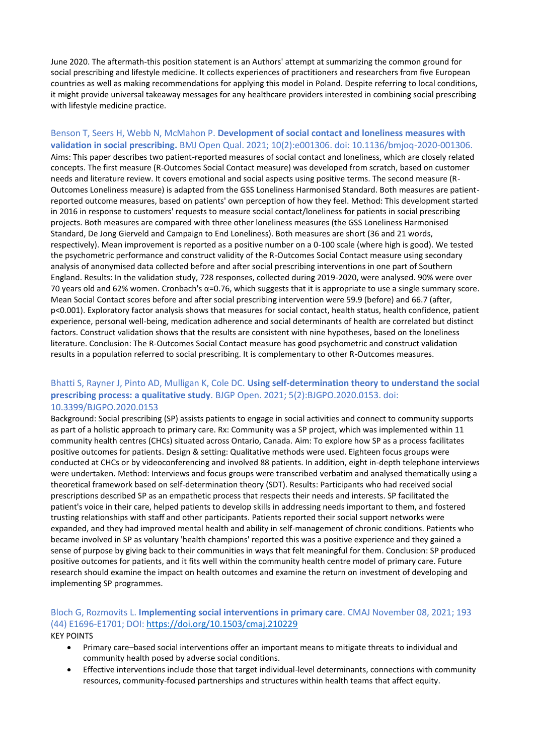June 2020. The aftermath-this position statement is an Authors' attempt at summarizing the common ground for social prescribing and lifestyle medicine. It collects experiences of practitioners and researchers from five European countries as well as making recommendations for applying this model in Poland. Despite referring to local conditions, it might provide universal takeaway messages for any healthcare providers interested in combining social prescribing with lifestyle medicine practice.

Benson T, Seers H, Webb N, McMahon P. **Development of social contact and loneliness measures with validation in social prescribing.** BMJ Open Qual. 2021; 10(2):e001306. doi: 10.1136/bmjoq-2020-001306.
Aims: This paper describes two patient-reported measures of social contact and loneliness, which are closely related concepts. The first measure (R-Outcomes Social Contact measure) was developed from scratch, based on customer needs and literature review. It covers emotional and social aspects using positive terms. The second measure (R-Outcomes Loneliness measure) is adapted from the GSS Loneliness Harmonised Standard. Both measures are patient-reported outcome measures, based on patients' own perception of how they feel. Method: This development started in 2016 in response to customers' requests to measure social contact/loneliness for patients in social prescribing projects. Both measures are compared with three other loneliness measures (the GSS Loneliness Harmonised Standard, De Jong Gierveld and Campaign to End Loneliness). Both measures are short (36 and 21 words, respectively). Mean improvement is reported as a positive number on a 0-100 scale (where high is good). We tested the psychometric performance and construct validity of the R-Outcomes Social Contact measure using secondary analysis of anonymised data collected before and after social prescribing interventions in one part of Southern England. Results: In the validation study, 728 responses, collected during 2019-2020, were analysed. 90% were over 70 years old and 62% women. Cronbach's $\alpha$=0.76, which suggests that it is appropriate to use a single summary score. Mean Social Contact scores before and after social prescribing intervention were 59.9 (before) and 66.7 (after, $p<0.001$). Exploratory factor analysis shows that measures for social contact, health status, health confidence, patient experience, personal well-being, medication adherence and social determinants of health are correlated but distinct factors. Construct validation shows that the results are consistent with nine hypotheses, based on the loneliness literature. Conclusion: The R-Outcomes Social Contact measure has good psychometric and construct validation results in a population referred to social prescribing. It is complementary to other R-Outcomes measures.

Bhatti S, Rayner J, Pinto AD, Mulligan K, Cole DC. **Using self-determination theory to understand the social prescribing process: a qualitative study**. BJGP Open. 2021; 5(2):BJGPO.2020.0153. doi: 10.3399/BJGPO.2020.0153
Background: Social prescribing (SP) assists patients to engage in social activities and connect to community supports as part of a holistic approach to primary care. Rx: Community was a SP project, which was implemented within 11 community health centres (CHCs) situated across Ontario, Canada. Aim: To explore how SP as a process facilitates positive outcomes for patients. Design & setting: Qualitative methods were used. Eighteen focus groups were conducted at CHCs or by videoconferencing and involved 88 patients. In addition, eight in-depth telephone interviews were undertaken. Method: Interviews and focus groups were transcribed verbatim and analysed thematically using a theoretical framework based on self-determination theory (SDT). Results: Participants who had received social prescriptions described SP as an empathetic process that respects their needs and interests. SP facilitated the patient's voice in their care, helped patients to develop skills in addressing needs important to them, and fostered trusting relationships with staff and other participants. Patients reported their social support networks were expanded, and they had improved mental health and ability in self-management of chronic conditions. Patients who became involved in SP as voluntary 'health champions' reported this was a positive experience and they gained a sense of purpose by giving back to their communities in ways that felt meaningful for them. Conclusion: SP produced positive outcomes for patients, and it fits well within the community health centre model of primary care. Future research should examine the impact on health outcomes and examine the return on investment of developing and implementing SP programmes.

Bloch G, Rozmovits L. **Implementing social interventions in primary care**. CMAJ November 08, 2021; 193 (44) E1696-E1701; DOI: https://doi.org/10.1503/cmaj.210229
KEY POINTS

- Primary care–based social interventions offer an important means to mitigate threats to individual and community health posed by adverse social conditions.
- Effective interventions include those that target individual-level determinants, connections with community resources, community-focused partnerships and structures within health teams that affect equity.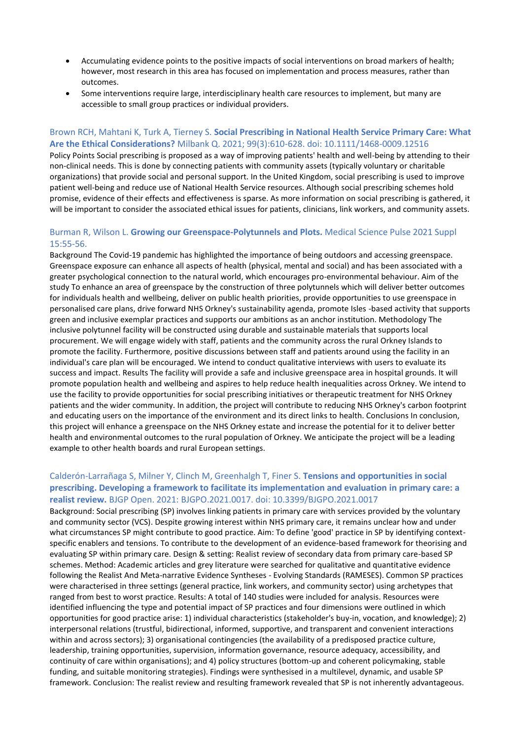- Accumulating evidence points to the positive impacts of social interventions on broad markers of health; however, most research in this area has focused on implementation and process measures, rather than outcomes.
- Some interventions require large, interdisciplinary health care resources to implement, but many are accessible to small group practices or individual providers.

Brown RCH, Mahtani K, Turk A, Tierney S. **Social Prescribing in National Health Service Primary Care: What Are the Ethical Considerations?** Milbank Q. 2021; 99(3):610-628. doi: 10.1111/1468-0009.12516

Policy Points Social prescribing is proposed as a way of improving patients' health and well-being by attending to their non-clinical needs. This is done by connecting patients with community assets (typically voluntary or charitable organizations) that provide social and personal support. In the United Kingdom, social prescribing is used to improve patient well-being and reduce use of National Health Service resources. Although social prescribing schemes hold promise, evidence of their effects and effectiveness is sparse. As more information on social prescribing is gathered, it will be important to consider the associated ethical issues for patients, clinicians, link workers, and community assets.

Burman R, Wilson L. **Growing our Greenspace-Polytunnels and Plots.** Medical Science Pulse 2021 Suppl 15:55-56.

Background The Covid-19 pandemic has highlighted the importance of being outdoors and accessing greenspace. Greenspace exposure can enhance all aspects of health (physical, mental and social) and has been associated with a greater psychological connection to the natural world, which encourages pro-environmental behaviour. Aim of the study To enhance an area of greenspace by the construction of three polytunnels which will deliver better outcomes for individuals health and wellbeing, deliver on public health priorities, provide opportunities to use greenspace in personalised care plans, drive forward NHS Orkney's sustainability agenda, promote Isles -based activity that supports green and inclusive exemplar practices and supports our ambitions as an anchor institution. Methodology The inclusive polytunnel facility will be constructed using durable and sustainable materials that supports local procurement. We will engage widely with staff, patients and the community across the rural Orkney Islands to promote the facility. Furthermore, positive discussions between staff and patients around using the facility in an individual's care plan will be encouraged. We intend to conduct qualitative interviews with users to evaluate its success and impact. Results The facility will provide a safe and inclusive greenspace area in hospital grounds. It will promote population health and wellbeing and aspires to help reduce health inequalities across Orkney. We intend to use the facility to provide opportunities for social prescribing initiatives or therapeutic treatment for NHS Orkney patients and the wider community. In addition, the project will contribute to reducing NHS Orkney's carbon footprint and educating users on the importance of the environment and its direct links to health. Conclusions In conclusion, this project will enhance a greenspace on the NHS Orkney estate and increase the potential for it to deliver better health and environmental outcomes to the rural population of Orkney. We anticipate the project will be a leading example to other health boards and rural European settings.

Calderón-Larrañaga S, Milner Y, Clinch M, Greenhalgh T, Finer S. **Tensions and opportunities in social prescribing. Developing a framework to facilitate its implementation and evaluation in primary care: a realist review.** BJGP Open. 2021: BJGPO.2021.0017. doi: 10.3399/BJGPO.2021.0017

Background: Social prescribing (SP) involves linking patients in primary care with services provided by the voluntary and community sector (VCS). Despite growing interest within NHS primary care, it remains unclear how and under what circumstances SP might contribute to good practice. Aim: To define 'good' practice in SP by identifying context-specific enablers and tensions. To contribute to the development of an evidence-based framework for theorising and evaluating SP within primary care. Design & setting: Realist review of secondary data from primary care-based SP schemes. Method: Academic articles and grey literature were searched for qualitative and quantitative evidence following the Realist And Meta-narrative Evidence Syntheses - Evolving Standards (RAMESES). Common SP practices were characterised in three settings (general practice, link workers, and community sector) using archetypes that ranged from best to worst practice. Results: A total of 140 studies were included for analysis. Resources were identified influencing the type and potential impact of SP practices and four dimensions were outlined in which opportunities for good practice arise: 1) individual characteristics (stakeholder's buy-in, vocation, and knowledge); 2) interpersonal relations (trustful, bidirectional, informed, supportive, and transparent and convenient interactions within and across sectors); 3) organisational contingencies (the availability of a predisposed practice culture, leadership, training opportunities, supervision, information governance, resource adequacy, accessibility, and continuity of care within organisations); and 4) policy structures (bottom-up and coherent policymaking, stable funding, and suitable monitoring strategies). Findings were synthesised in a multilevel, dynamic, and usable SP framework. Conclusion: The realist review and resulting framework revealed that SP is not inherently advantageous.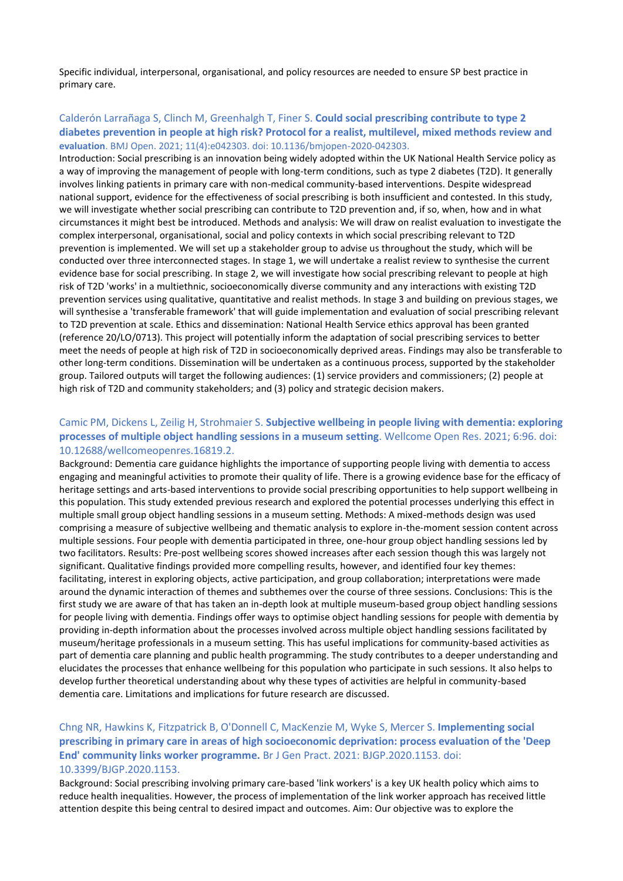Specific individual, interpersonal, organisational, and policy resources are needed to ensure SP best practice in primary care.

Calderón Larrañaga S, Clinch M, Greenhalgh T, Finer S. **Could social prescribing contribute to type 2 diabetes prevention in people at high risk? Protocol for a realist, multilevel, mixed methods review and evaluation**. BMJ Open. 2021; 11(4):e042303. doi: 10.1136/bmjopen-2020-042303.

Introduction: Social prescribing is an innovation being widely adopted within the UK National Health Service policy as a way of improving the management of people with long-term conditions, such as type 2 diabetes (T2D). It generally involves linking patients in primary care with non-medical community-based interventions. Despite widespread national support, evidence for the effectiveness of social prescribing is both insufficient and contested. In this study, we will investigate whether social prescribing can contribute to T2D prevention and, if so, when, how and in what circumstances it might best be introduced. Methods and analysis: We will draw on realist evaluation to investigate the complex interpersonal, organisational, social and policy contexts in which social prescribing relevant to T2D prevention is implemented. We will set up a stakeholder group to advise us throughout the study, which will be conducted over three interconnected stages. In stage 1, we will undertake a realist review to synthesise the current evidence base for social prescribing. In stage 2, we will investigate how social prescribing relevant to people at high risk of T2D 'works' in a multiethnic, socioeconomically diverse community and any interactions with existing T2D prevention services using qualitative, quantitative and realist methods. In stage 3 and building on previous stages, we will synthesise a 'transferable framework' that will guide implementation and evaluation of social prescribing relevant to T2D prevention at scale. Ethics and dissemination: National Health Service ethics approval has been granted (reference 20/LO/0713). This project will potentially inform the adaptation of social prescribing services to better meet the needs of people at high risk of T2D in socioeconomically deprived areas. Findings may also be transferable to other long-term conditions. Dissemination will be undertaken as a continuous process, supported by the stakeholder group. Tailored outputs will target the following audiences: (1) service providers and commissioners; (2) people at high risk of T2D and community stakeholders; and (3) policy and strategic decision makers.

Camic PM, Dickens L, Zeilig H, Strohmaier S. **Subjective wellbeing in people living with dementia: exploring processes of multiple object handling sessions in a museum setting**. Wellcome Open Res. 2021; 6:96. doi: 10.12688/wellcomeopenres.16819.2.

Background: Dementia care guidance highlights the importance of supporting people living with dementia to access engaging and meaningful activities to promote their quality of life. There is a growing evidence base for the efficacy of heritage settings and arts-based interventions to provide social prescribing opportunities to help support wellbeing in this population. This study extended previous research and explored the potential processes underlying this effect in multiple small group object handling sessions in a museum setting. Methods: A mixed-methods design was used comprising a measure of subjective wellbeing and thematic analysis to explore in-the-moment session content across multiple sessions. Four people with dementia participated in three, one-hour group object handling sessions led by two facilitators. Results: Pre-post wellbeing scores showed increases after each session though this was largely not significant. Qualitative findings provided more compelling results, however, and identified four key themes: facilitating, interest in exploring objects, active participation, and group collaboration; interpretations were made around the dynamic interaction of themes and subthemes over the course of three sessions. Conclusions: This is the first study we are aware of that has taken an in-depth look at multiple museum-based group object handling sessions for people living with dementia. Findings offer ways to optimise object handling sessions for people with dementia by providing in-depth information about the processes involved across multiple object handling sessions facilitated by museum/heritage professionals in a museum setting. This has useful implications for community-based activities as part of dementia care planning and public health programming. The study contributes to a deeper understanding and elucidates the processes that enhance wellbeing for this population who participate in such sessions. It also helps to develop further theoretical understanding about why these types of activities are helpful in community-based dementia care. Limitations and implications for future research are discussed.

Chng NR, Hawkins K, Fitzpatrick B, O'Donnell C, MacKenzie M, Wyke S, Mercer S. **Implementing social prescribing in primary care in areas of high socioeconomic deprivation: process evaluation of the 'Deep End' community links worker programme.** Br J Gen Pract. 2021: BJGP.2020.1153. doi: 10.3399/BJGP.2020.1153.

Background: Social prescribing involving primary care-based 'link workers' is a key UK health policy which aims to reduce health inequalities. However, the process of implementation of the link worker approach has received little attention despite this being central to desired impact and outcomes. Aim: Our objective was to explore the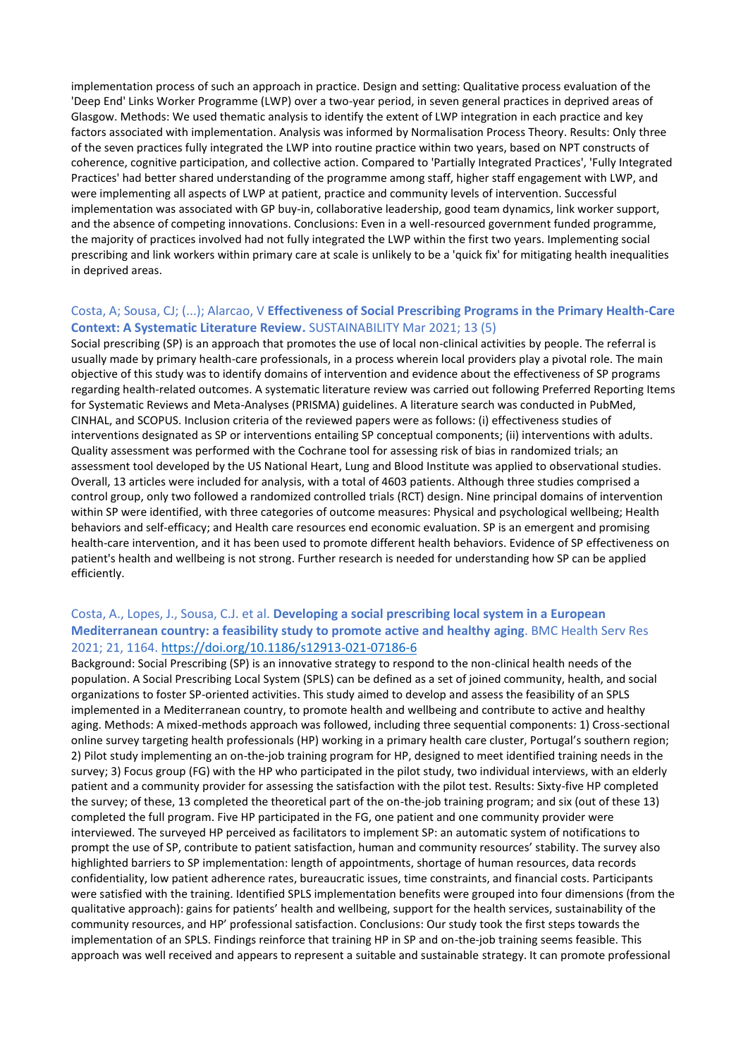implementation process of such an approach in practice. Design and setting: Qualitative process evaluation of the 'Deep End' Links Worker Programme (LWP) over a two-year period, in seven general practices in deprived areas of Glasgow. Methods: We used thematic analysis to identify the extent of LWP integration in each practice and key factors associated with implementation. Analysis was informed by Normalisation Process Theory. Results: Only three of the seven practices fully integrated the LWP into routine practice within two years, based on NPT constructs of coherence, cognitive participation, and collective action. Compared to 'Partially Integrated Practices', 'Fully Integrated Practices' had better shared understanding of the programme among staff, higher staff engagement with LWP, and were implementing all aspects of LWP at patient, practice and community levels of intervention. Successful implementation was associated with GP buy-in, collaborative leadership, good team dynamics, link worker support, and the absence of competing innovations. Conclusions: Even in a well-resourced government funded programme, the majority of practices involved had not fully integrated the LWP within the first two years. Implementing social prescribing and link workers within primary care at scale is unlikely to be a 'quick fix' for mitigating health inequalities in deprived areas.

Costa, A; Sousa, CJ; (...); Alarcao, V **Effectiveness of Social Prescribing Programs in the Primary Health-Care Context: A Systematic Literature Review.** SUSTAINABILITY Mar 2021; 13 (5)

Social prescribing (SP) is an approach that promotes the use of local non-clinical activities by people. The referral is usually made by primary health-care professionals, in a process wherein local providers play a pivotal role. The main objective of this study was to identify domains of intervention and evidence about the effectiveness of SP programs regarding health-related outcomes. A systematic literature review was carried out following Preferred Reporting Items for Systematic Reviews and Meta-Analyses (PRISMA) guidelines. A literature search was conducted in PubMed, CINHAL, and SCOPUS. Inclusion criteria of the reviewed papers were as follows: (i) effectiveness studies of interventions designated as SP or interventions entailing SP conceptual components; (ii) interventions with adults. Quality assessment was performed with the Cochrane tool for assessing risk of bias in randomized trials; an assessment tool developed by the US National Heart, Lung and Blood Institute was applied to observational studies. Overall, 13 articles were included for analysis, with a total of 4603 patients. Although three studies comprised a control group, only two followed a randomized controlled trials (RCT) design. Nine principal domains of intervention within SP were identified, with three categories of outcome measures: Physical and psychological wellbeing; Health behaviors and self-efficacy; and Health care resources end economic evaluation. SP is an emergent and promising health-care intervention, and it has been used to promote different health behaviors. Evidence of SP effectiveness on patient's health and wellbeing is not strong. Further research is needed for understanding how SP can be applied efficiently.

Costa, A., Lopes, J., Sousa, C.J. et al. **Developing a social prescribing local system in a European Mediterranean country: a feasibility study to promote active and healthy aging**. BMC Health Serv Res 2021; 21, 1164. https://doi.org/10.1186/s12913-021-07186-6

Background: Social Prescribing (SP) is an innovative strategy to respond to the non-clinical health needs of the population. A Social Prescribing Local System (SPLS) can be defined as a set of joined community, health, and social organizations to foster SP-oriented activities. This study aimed to develop and assess the feasibility of an SPLS implemented in a Mediterranean country, to promote health and wellbeing and contribute to active and healthy aging. Methods: A mixed-methods approach was followed, including three sequential components: 1) Cross-sectional online survey targeting health professionals (HP) working in a primary health care cluster, Portugal's southern region; 2) Pilot study implementing an on-the-job training program for HP, designed to meet identified training needs in the survey; 3) Focus group (FG) with the HP who participated in the pilot study, two individual interviews, with an elderly patient and a community provider for assessing the satisfaction with the pilot test. Results: Sixty-five HP completed the survey; of these, 13 completed the theoretical part of the on-the-job training program; and six (out of these 13) completed the full program. Five HP participated in the FG, one patient and one community provider were interviewed. The surveyed HP perceived as facilitators to implement SP: an automatic system of notifications to prompt the use of SP, contribute to patient satisfaction, human and community resources' stability. The survey also highlighted barriers to SP implementation: length of appointments, shortage of human resources, data records confidentiality, low patient adherence rates, bureaucratic issues, time constraints, and financial costs. Participants were satisfied with the training. Identified SPLS implementation benefits were grouped into four dimensions (from the qualitative approach): gains for patients' health and wellbeing, support for the health services, sustainability of the community resources, and HP' professional satisfaction. Conclusions: Our study took the first steps towards the implementation of an SPLS. Findings reinforce that training HP in SP and on-the-job training seems feasible. This approach was well received and appears to represent a suitable and sustainable strategy. It can promote professional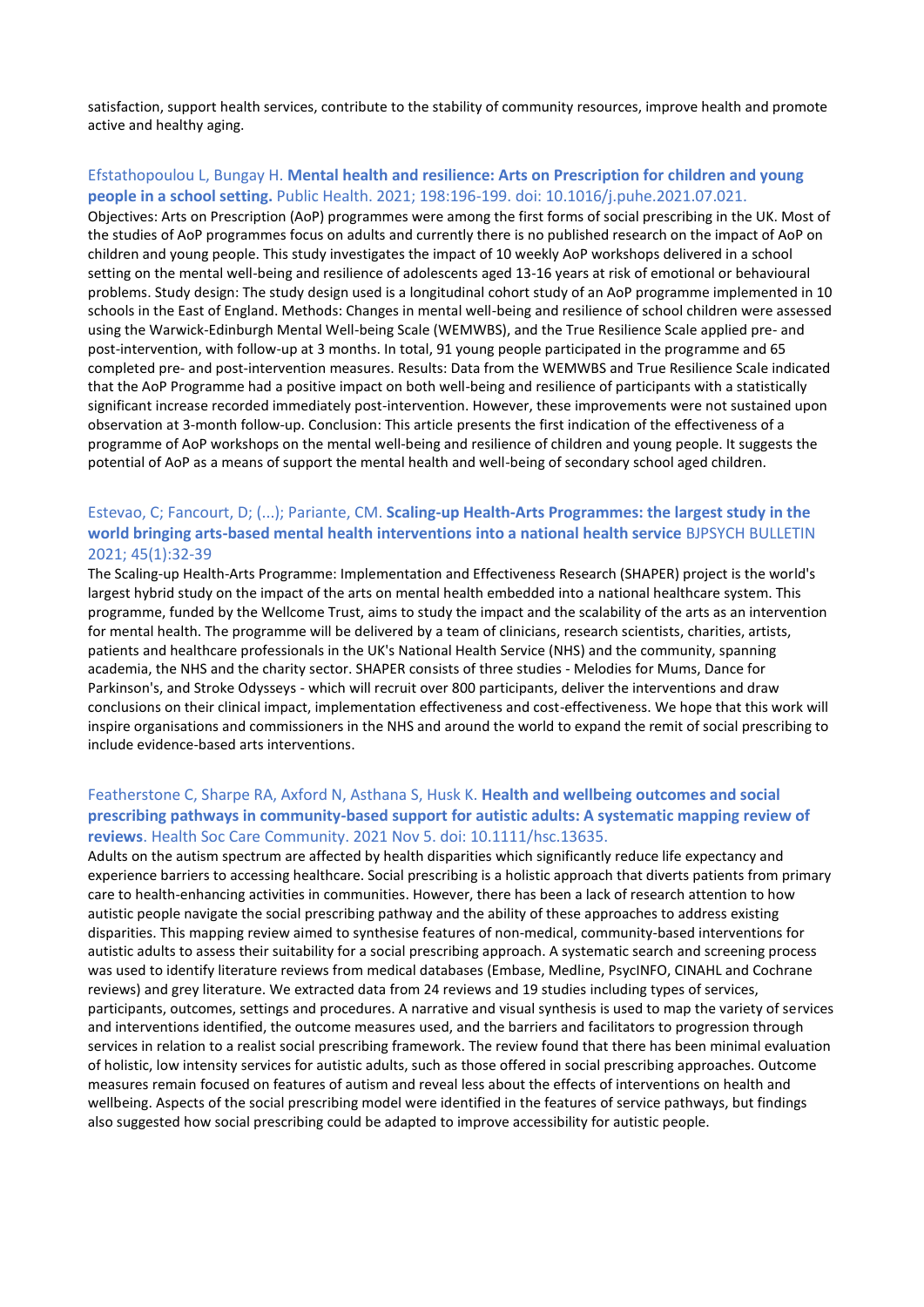satisfaction, support health services, contribute to the stability of community resources, improve health and promote active and healthy aging.

Efstathopoulou L, Bungay H. **Mental health and resilience: Arts on Prescription for children and young people in a school setting.** Public Health. 2021; 198:196-199. doi: 10.1016/j.puhe.2021.07.021.

Objectives: Arts on Prescription (AoP) programmes were among the first forms of social prescribing in the UK. Most of the studies of AoP programmes focus on adults and currently there is no published research on the impact of AoP on children and young people. This study investigates the impact of 10 weekly AoP workshops delivered in a school setting on the mental well-being and resilience of adolescents aged 13-16 years at risk of emotional or behavioural problems. Study design: The study design used is a longitudinal cohort study of an AoP programme implemented in 10 schools in the East of England. Methods: Changes in mental well-being and resilience of school children were assessed using the Warwick-Edinburgh Mental Well-being Scale (WEMWBS), and the True Resilience Scale applied pre- and post-intervention, with follow-up at 3 months. In total, 91 young people participated in the programme and 65 completed pre- and post-intervention measures. Results: Data from the WEMWBS and True Resilience Scale indicated that the AoP Programme had a positive impact on both well-being and resilience of participants with a statistically significant increase recorded immediately post-intervention. However, these improvements were not sustained upon observation at 3-month follow-up. Conclusion: This article presents the first indication of the effectiveness of a programme of AoP workshops on the mental well-being and resilience of children and young people. It suggests the potential of AoP as a means of support the mental health and well-being of secondary school aged children.

Estevao, C; Fancourt, D; (...); Pariante, CM. **Scaling-up Health-Arts Programmes: the largest study in the world bringing arts-based mental health interventions into a national health service** BJPSYCH BULLETIN 2021; 45(1):32-39

The Scaling-up Health-Arts Programme: Implementation and Effectiveness Research (SHAPER) project is the world's largest hybrid study on the impact of the arts on mental health embedded into a national healthcare system. This programme, funded by the Wellcome Trust, aims to study the impact and the scalability of the arts as an intervention for mental health. The programme will be delivered by a team of clinicians, research scientists, charities, artists, patients and healthcare professionals in the UK's National Health Service (NHS) and the community, spanning academia, the NHS and the charity sector. SHAPER consists of three studies - Melodies for Mums, Dance for Parkinson's, and Stroke Odysseys - which will recruit over 800 participants, deliver the interventions and draw conclusions on their clinical impact, implementation effectiveness and cost-effectiveness. We hope that this work will inspire organisations and commissioners in the NHS and around the world to expand the remit of social prescribing to include evidence-based arts interventions.

Featherstone C, Sharpe RA, Axford N, Asthana S, Husk K. **Health and wellbeing outcomes and social prescribing pathways in community-based support for autistic adults: A systematic mapping review of reviews**. Health Soc Care Community. 2021 Nov 5. doi: 10.1111/hsc.13635.

Adults on the autism spectrum are affected by health disparities which significantly reduce life expectancy and experience barriers to accessing healthcare. Social prescribing is a holistic approach that diverts patients from primary care to health-enhancing activities in communities. However, there has been a lack of research attention to how autistic people navigate the social prescribing pathway and the ability of these approaches to address existing disparities. This mapping review aimed to synthesise features of non-medical, community-based interventions for autistic adults to assess their suitability for a social prescribing approach. A systematic search and screening process was used to identify literature reviews from medical databases (Embase, Medline, PsycINFO, CINAHL and Cochrane reviews) and grey literature. We extracted data from 24 reviews and 19 studies including types of services, participants, outcomes, settings and procedures. A narrative and visual synthesis is used to map the variety of services and interventions identified, the outcome measures used, and the barriers and facilitators to progression through services in relation to a realist social prescribing framework. The review found that there has been minimal evaluation of holistic, low intensity services for autistic adults, such as those offered in social prescribing approaches. Outcome measures remain focused on features of autism and reveal less about the effects of interventions on health and wellbeing. Aspects of the social prescribing model were identified in the features of service pathways, but findings also suggested how social prescribing could be adapted to improve accessibility for autistic people.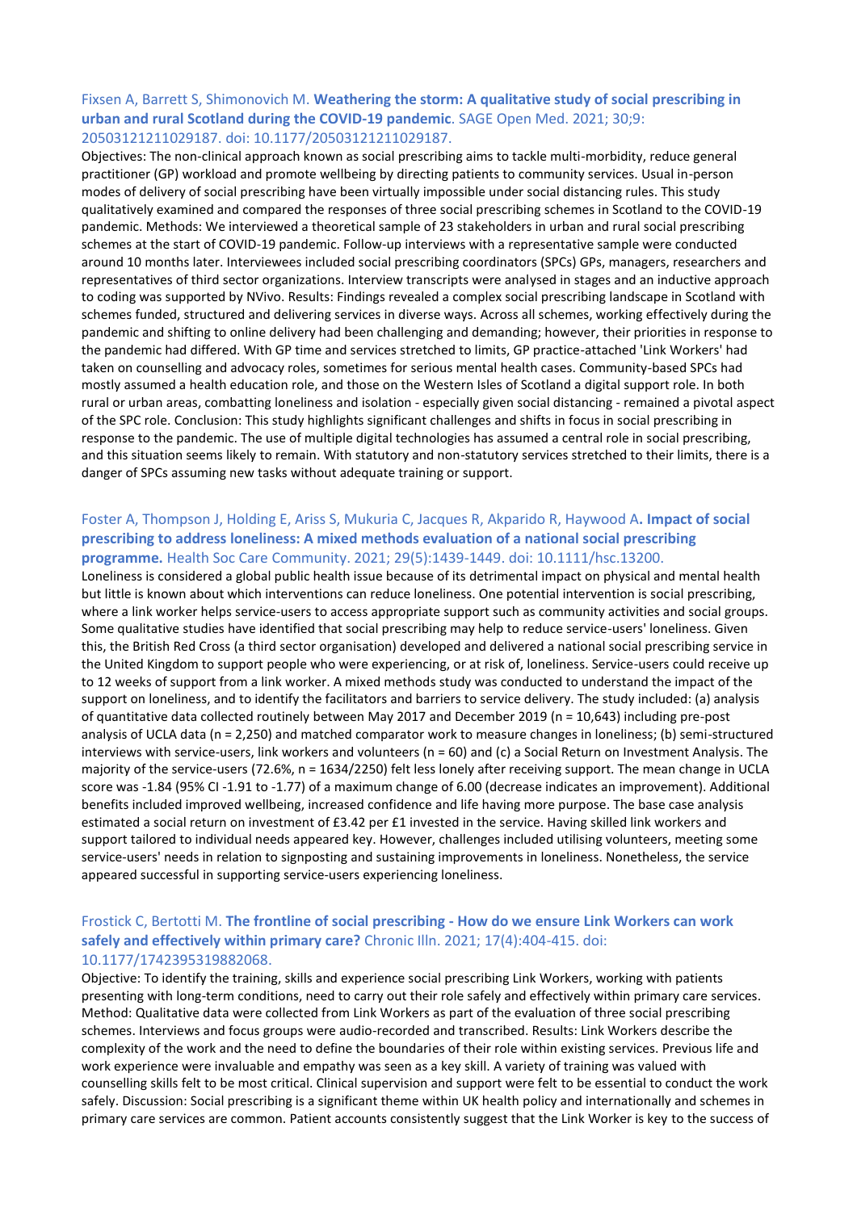Fixsen A, Barrett S, Shimonovich M. **Weathering the storm: A qualitative study of social prescribing in urban and rural Scotland during the COVID-19 pandemic**. SAGE Open Med. 2021; 30;9: 20503121211029187. doi: 10.1177/20503121211029187.

Objectives: The non-clinical approach known as social prescribing aims to tackle multi-morbidity, reduce general practitioner (GP) workload and promote wellbeing by directing patients to community services. Usual in-person modes of delivery of social prescribing have been virtually impossible under social distancing rules. This study qualitatively examined and compared the responses of three social prescribing schemes in Scotland to the COVID-19 pandemic. Methods: We interviewed a theoretical sample of 23 stakeholders in urban and rural social prescribing schemes at the start of COVID-19 pandemic. Follow-up interviews with a representative sample were conducted around 10 months later. Interviewees included social prescribing coordinators (SPCs) GPs, managers, researchers and representatives of third sector organizations. Interview transcripts were analysed in stages and an inductive approach to coding was supported by NVivo. Results: Findings revealed a complex social prescribing landscape in Scotland with schemes funded, structured and delivering services in diverse ways. Across all schemes, working effectively during the pandemic and shifting to online delivery had been challenging and demanding; however, their priorities in response to the pandemic had differed. With GP time and services stretched to limits, GP practice-attached 'Link Workers' had taken on counselling and advocacy roles, sometimes for serious mental health cases. Community-based SPCs had mostly assumed a health education role, and those on the Western Isles of Scotland a digital support role. In both rural or urban areas, combatting loneliness and isolation - especially given social distancing - remained a pivotal aspect of the SPC role. Conclusion: This study highlights significant challenges and shifts in focus in social prescribing in response to the pandemic. The use of multiple digital technologies has assumed a central role in social prescribing, and this situation seems likely to remain. With statutory and non-statutory services stretched to their limits, there is a danger of SPCs assuming new tasks without adequate training or support.

Foster A, Thompson J, Holding E, Ariss S, Mukuria C, Jacques R, Akparido R, Haywood A**. Impact of social prescribing to address loneliness: A mixed methods evaluation of a national social prescribing programme.** Health Soc Care Community. 2021; 29(5):1439-1449. doi: 10.1111/hsc.13200.

Loneliness is considered a global public health issue because of its detrimental impact on physical and mental health but little is known about which interventions can reduce loneliness. One potential intervention is social prescribing, where a link worker helps service-users to access appropriate support such as community activities and social groups. Some qualitative studies have identified that social prescribing may help to reduce service-users' loneliness. Given this, the British Red Cross (a third sector organisation) developed and delivered a national social prescribing service in the United Kingdom to support people who were experiencing, or at risk of, loneliness. Service-users could receive up to 12 weeks of support from a link worker. A mixed methods study was conducted to understand the impact of the support on loneliness, and to identify the facilitators and barriers to service delivery. The study included: (a) analysis of quantitative data collected routinely between May 2017 and December 2019 (n = 10,643) including pre-post analysis of UCLA data (n = 2,250) and matched comparator work to measure changes in loneliness; (b) semi-structured interviews with service-users, link workers and volunteers (n = 60) and (c) a Social Return on Investment Analysis. The majority of the service-users (72.6%, n = 1634/2250) felt less lonely after receiving support. The mean change in UCLA score was -1.84 (95% CI -1.91 to -1.77) of a maximum change of 6.00 (decrease indicates an improvement). Additional benefits included improved wellbeing, increased confidence and life having more purpose. The base case analysis estimated a social return on investment of £3.42 per £1 invested in the service. Having skilled link workers and support tailored to individual needs appeared key. However, challenges included utilising volunteers, meeting some service-users' needs in relation to signposting and sustaining improvements in loneliness. Nonetheless, the service appeared successful in supporting service-users experiencing loneliness.

Frostick C, Bertotti M. **The frontline of social prescribing - How do we ensure Link Workers can work safely and effectively within primary care?** Chronic Illn. 2021; 17(4):404-415. doi: 10.1177/1742395319882068.

Objective: To identify the training, skills and experience social prescribing Link Workers, working with patients presenting with long-term conditions, need to carry out their role safely and effectively within primary care services. Method: Qualitative data were collected from Link Workers as part of the evaluation of three social prescribing schemes. Interviews and focus groups were audio-recorded and transcribed. Results: Link Workers describe the complexity of the work and the need to define the boundaries of their role within existing services. Previous life and work experience were invaluable and empathy was seen as a key skill. A variety of training was valued with counselling skills felt to be most critical. Clinical supervision and support were felt to be essential to conduct the work safely. Discussion: Social prescribing is a significant theme within UK health policy and internationally and schemes in primary care services are common. Patient accounts consistently suggest that the Link Worker is key to the success of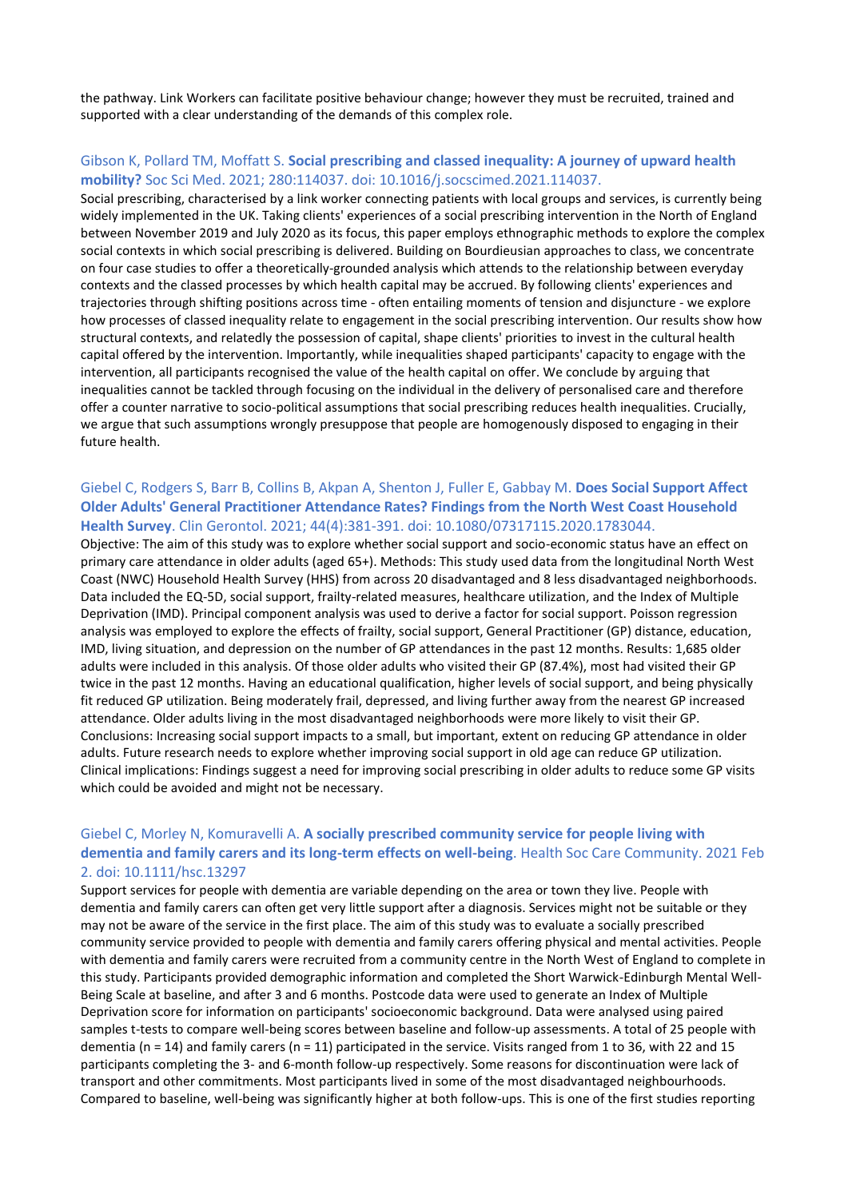the pathway. Link Workers can facilitate positive behaviour change; however they must be recruited, trained and supported with a clear understanding of the demands of this complex role.

### Gibson K, Pollard TM, Moffatt S. **Social prescribing and classed inequality: A journey of upward health mobility?** Soc Sci Med. 2021; 280:114037. doi: 10.1016/j.socscimed.2021.114037.

Social prescribing, characterised by a link worker connecting patients with local groups and services, is currently being widely implemented in the UK. Taking clients' experiences of a social prescribing intervention in the North of England between November 2019 and July 2020 as its focus, this paper employs ethnographic methods to explore the complex social contexts in which social prescribing is delivered. Building on Bourdieusian approaches to class, we concentrate on four case studies to offer a theoretically-grounded analysis which attends to the relationship between everyday contexts and the classed processes by which health capital may be accrued. By following clients' experiences and trajectories through shifting positions across time - often entailing moments of tension and disjuncture - we explore how processes of classed inequality relate to engagement in the social prescribing intervention. Our results show how structural contexts, and relatedly the possession of capital, shape clients' priorities to invest in the cultural health capital offered by the intervention. Importantly, while inequalities shaped participants' capacity to engage with the intervention, all participants recognised the value of the health capital on offer. We conclude by arguing that inequalities cannot be tackled through focusing on the individual in the delivery of personalised care and therefore offer a counter narrative to socio-political assumptions that social prescribing reduces health inequalities. Crucially, we argue that such assumptions wrongly presuppose that people are homogenously disposed to engaging in their future health.

### Giebel C, Rodgers S, Barr B, Collins B, Akpan A, Shenton J, Fuller E, Gabbay M. **Does Social Support Affect Older Adults' General Practitioner Attendance Rates? Findings from the North West Coast Household Health Survey**. Clin Gerontol. 2021; 44(4):381-391. doi: 10.1080/07317115.2020.1783044.

Objective: The aim of this study was to explore whether social support and socio-economic status have an effect on primary care attendance in older adults (aged 65+). Methods: This study used data from the longitudinal North West Coast (NWC) Household Health Survey (HHS) from across 20 disadvantaged and 8 less disadvantaged neighborhoods. Data included the EQ-5D, social support, frailty-related measures, healthcare utilization, and the Index of Multiple Deprivation (IMD). Principal component analysis was used to derive a factor for social support. Poisson regression analysis was employed to explore the effects of frailty, social support, General Practitioner (GP) distance, education, IMD, living situation, and depression on the number of GP attendances in the past 12 months. Results: 1,685 older adults were included in this analysis. Of those older adults who visited their GP (87.4%), most had visited their GP twice in the past 12 months. Having an educational qualification, higher levels of social support, and being physically fit reduced GP utilization. Being moderately frail, depressed, and living further away from the nearest GP increased attendance. Older adults living in the most disadvantaged neighborhoods were more likely to visit their GP. Conclusions: Increasing social support impacts to a small, but important, extent on reducing GP attendance in older adults. Future research needs to explore whether improving social support in old age can reduce GP utilization. Clinical implications: Findings suggest a need for improving social prescribing in older adults to reduce some GP visits which could be avoided and might not be necessary.

### Giebel C, Morley N, Komuravelli A. **A socially prescribed community service for people living with dementia and family carers and its long-term effects on well-being**. Health Soc Care Community. 2021 Feb 2. doi: 10.1111/hsc.13297

Support services for people with dementia are variable depending on the area or town they live. People with dementia and family carers can often get very little support after a diagnosis. Services might not be suitable or they may not be aware of the service in the first place. The aim of this study was to evaluate a socially prescribed community service provided to people with dementia and family carers offering physical and mental activities. People with dementia and family carers were recruited from a community centre in the North West of England to complete in this study. Participants provided demographic information and completed the Short Warwick-Edinburgh Mental Well-Being Scale at baseline, and after 3 and 6 months. Postcode data were used to generate an Index of Multiple Deprivation score for information on participants' socioeconomic background. Data were analysed using paired samples t-tests to compare well-being scores between baseline and follow-up assessments. A total of 25 people with dementia (n = 14) and family carers (n = 11) participated in the service. Visits ranged from 1 to 36, with 22 and 15 participants completing the 3- and 6-month follow-up respectively. Some reasons for discontinuation were lack of transport and other commitments. Most participants lived in some of the most disadvantaged neighbourhoods. Compared to baseline, well-being was significantly higher at both follow-ups. This is one of the first studies reporting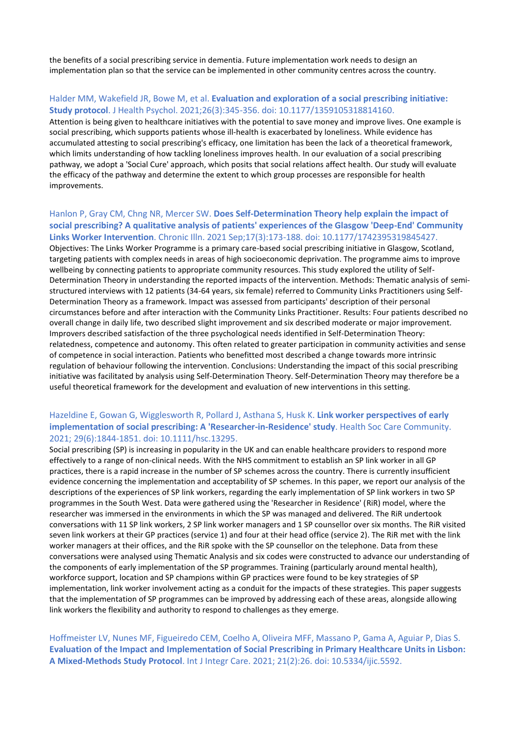the benefits of a social prescribing service in dementia. Future implementation work needs to design an implementation plan so that the service can be implemented in other community centres across the country.

Halder MM, Wakefield JR, Bowe M, et al. **Evaluation and exploration of a social prescribing initiative: Study protocol**. J Health Psychol. 2021;26(3):345-356. doi: 10.1177/1359105318814160.
Attention is being given to healthcare initiatives with the potential to save money and improve lives. One example is social prescribing, which supports patients whose ill-health is exacerbated by loneliness. While evidence has accumulated attesting to social prescribing's efficacy, one limitation has been the lack of a theoretical framework, which limits understanding of how tackling loneliness improves health. In our evaluation of a social prescribing pathway, we adopt a 'Social Cure' approach, which posits that social relations affect health. Our study will evaluate the efficacy of the pathway and determine the extent to which group processes are responsible for health improvements.

Hanlon P, Gray CM, Chng NR, Mercer SW. **Does Self-Determination Theory help explain the impact of social prescribing? A qualitative analysis of patients' experiences of the Glasgow 'Deep-End' Community Links Worker Intervention**. Chronic Illn. 2021 Sep;17(3):173-188. doi: 10.1177/1742395319845427.
Objectives: The Links Worker Programme is a primary care-based social prescribing initiative in Glasgow, Scotland, targeting patients with complex needs in areas of high socioeconomic deprivation. The programme aims to improve wellbeing by connecting patients to appropriate community resources. This study explored the utility of Self-Determination Theory in understanding the reported impacts of the intervention. Methods: Thematic analysis of semi-structured interviews with 12 patients (34-64 years, six female) referred to Community Links Practitioners using Self-Determination Theory as a framework. Impact was assessed from participants' description of their personal circumstances before and after interaction with the Community Links Practitioner. Results: Four patients described no overall change in daily life, two described slight improvement and six described moderate or major improvement. Improvers described satisfaction of the three psychological needs identified in Self-Determination Theory: relatedness, competence and autonomy. This often related to greater participation in community activities and sense of competence in social interaction. Patients who benefitted most described a change towards more intrinsic regulation of behaviour following the intervention. Conclusions: Understanding the impact of this social prescribing initiative was facilitated by analysis using Self-Determination Theory. Self-Determination Theory may therefore be a useful theoretical framework for the development and evaluation of new interventions in this setting.

Hazeldine E, Gowan G, Wigglesworth R, Pollard J, Asthana S, Husk K. **Link worker perspectives of early implementation of social prescribing: A 'Researcher-in-Residence' study**. Health Soc Care Community. 2021; 29(6):1844-1851. doi: 10.1111/hsc.13295.
Social prescribing (SP) is increasing in popularity in the UK and can enable healthcare providers to respond more effectively to a range of non-clinical needs. With the NHS commitment to establish an SP link worker in all GP practices, there is a rapid increase in the number of SP schemes across the country. There is currently insufficient evidence concerning the implementation and acceptability of SP schemes. In this paper, we report our analysis of the descriptions of the experiences of SP link workers, regarding the early implementation of SP link workers in two SP programmes in the South West. Data were gathered using the 'Researcher in Residence' (RiR) model, where the researcher was immersed in the environments in which the SP was managed and delivered. The RiR undertook conversations with 11 SP link workers, 2 SP link worker managers and 1 SP counsellor over six months. The RiR visited seven link workers at their GP practices (service 1) and four at their head office (service 2). The RiR met with the link worker managers at their offices, and the RiR spoke with the SP counsellor on the telephone. Data from these conversations were analysed using Thematic Analysis and six codes were constructed to advance our understanding of the components of early implementation of the SP programmes. Training (particularly around mental health), workforce support, location and SP champions within GP practices were found to be key strategies of SP implementation, link worker involvement acting as a conduit for the impacts of these strategies. This paper suggests that the implementation of SP programmes can be improved by addressing each of these areas, alongside allowing link workers the flexibility and authority to respond to challenges as they emerge.

Hoffmeister LV, Nunes MF, Figueiredo CEM, Coelho A, Oliveira MFF, Massano P, Gama A, Aguiar P, Dias S. **Evaluation of the Impact and Implementation of Social Prescribing in Primary Healthcare Units in Lisbon: A Mixed-Methods Study Protocol**. Int J Integr Care. 2021; 21(2):26. doi: 10.5334/ijic.5592.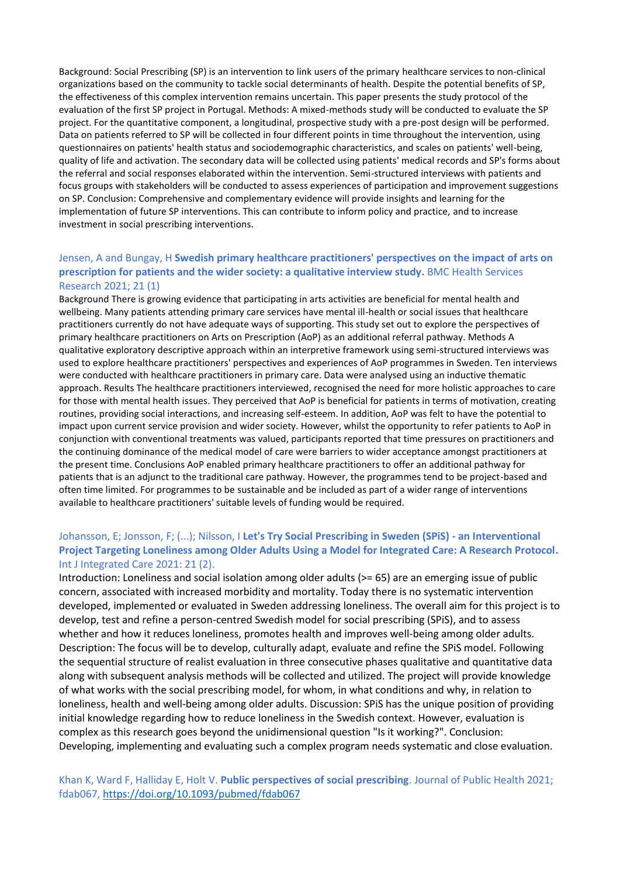Background: Social Prescribing (SP) is an intervention to link users of the primary healthcare services to non-clinical organizations based on the community to tackle social determinants of health. Despite the potential benefits of SP, the effectiveness of this complex intervention remains uncertain. This paper presents the study protocol of the evaluation of the first SP project in Portugal. Methods: A mixed-methods study will be conducted to evaluate the SP project. For the quantitative component, a longitudinal, prospective study with a pre-post design will be performed. Data on patients referred to SP will be collected in four different points in time throughout the intervention, using questionnaires on patients' health status and sociodemographic characteristics, and scales on patients' well-being, quality of life and activation. The secondary data will be collected using patients' medical records and SP's forms about the referral and social responses elaborated within the intervention. Semi-structured interviews with patients and focus groups with stakeholders will be conducted to assess experiences of participation and improvement suggestions on SP. Conclusion: Comprehensive and complementary evidence will provide insights and learning for the implementation of future SP interventions. This can contribute to inform policy and practice, and to increase investment in social prescribing interventions.

Jensen, A and Bungay, H **Swedish primary healthcare practitioners' perspectives on the impact of arts on prescription for patients and the wider society: a qualitative interview study.** BMC Health Services Research 2021; 21 (1)

Background There is growing evidence that participating in arts activities are beneficial for mental health and wellbeing. Many patients attending primary care services have mental ill-health or social issues that healthcare practitioners currently do not have adequate ways of supporting. This study set out to explore the perspectives of primary healthcare practitioners on Arts on Prescription (AoP) as an additional referral pathway. Methods A qualitative exploratory descriptive approach within an interpretive framework using semi-structured interviews was used to explore healthcare practitioners' perspectives and experiences of AoP programmes in Sweden. Ten interviews were conducted with healthcare practitioners in primary care. Data were analysed using an inductive thematic approach. Results The healthcare practitioners interviewed, recognised the need for more holistic approaches to care for those with mental health issues. They perceived that AoP is beneficial for patients in terms of motivation, creating routines, providing social interactions, and increasing self-esteem. In addition, AoP was felt to have the potential to impact upon current service provision and wider society. However, whilst the opportunity to refer patients to AoP in conjunction with conventional treatments was valued, participants reported that time pressures on practitioners and the continuing dominance of the medical model of care were barriers to wider acceptance amongst practitioners at the present time. Conclusions AoP enabled primary healthcare practitioners to offer an additional pathway for patients that is an adjunct to the traditional care pathway. However, the programmes tend to be project-based and often time limited. For programmes to be sustainable and be included as part of a wider range of interventions available to healthcare practitioners' suitable levels of funding would be required.

Johansson, E; Jonsson, F; (...); Nilsson, I **Let's Try Social Prescribing in Sweden (SPiS) - an Interventional Project Targeting Loneliness among Older Adults Using a Model for Integrated Care: A Research Protocol.** Int J Integrated Care 2021: 21 (2).

Introduction: Loneliness and social isolation among older adults (>= 65) are an emerging issue of public concern, associated with increased morbidity and mortality. Today there is no systematic intervention developed, implemented or evaluated in Sweden addressing loneliness. The overall aim for this project is to develop, test and refine a person-centred Swedish model for social prescribing (SPiS), and to assess whether and how it reduces loneliness, promotes health and improves well-being among older adults. Description: The focus will be to develop, culturally adapt, evaluate and refine the SPiS model. Following the sequential structure of realist evaluation in three consecutive phases qualitative and quantitative data along with subsequent analysis methods will be collected and utilized. The project will provide knowledge of what works with the social prescribing model, for whom, in what conditions and why, in relation to loneliness, health and well-being among older adults. Discussion: SPiS has the unique position of providing initial knowledge regarding how to reduce loneliness in the Swedish context. However, evaluation is complex as this research goes beyond the unidimensional question "Is it working?". Conclusion: Developing, implementing and evaluating such a complex program needs systematic and close evaluation.

Khan K, Ward F, Halliday E, Holt V. **Public perspectives of social prescribing**. Journal of Public Health 2021; fdab067, https://doi.org/10.1093/pubmed/fdab067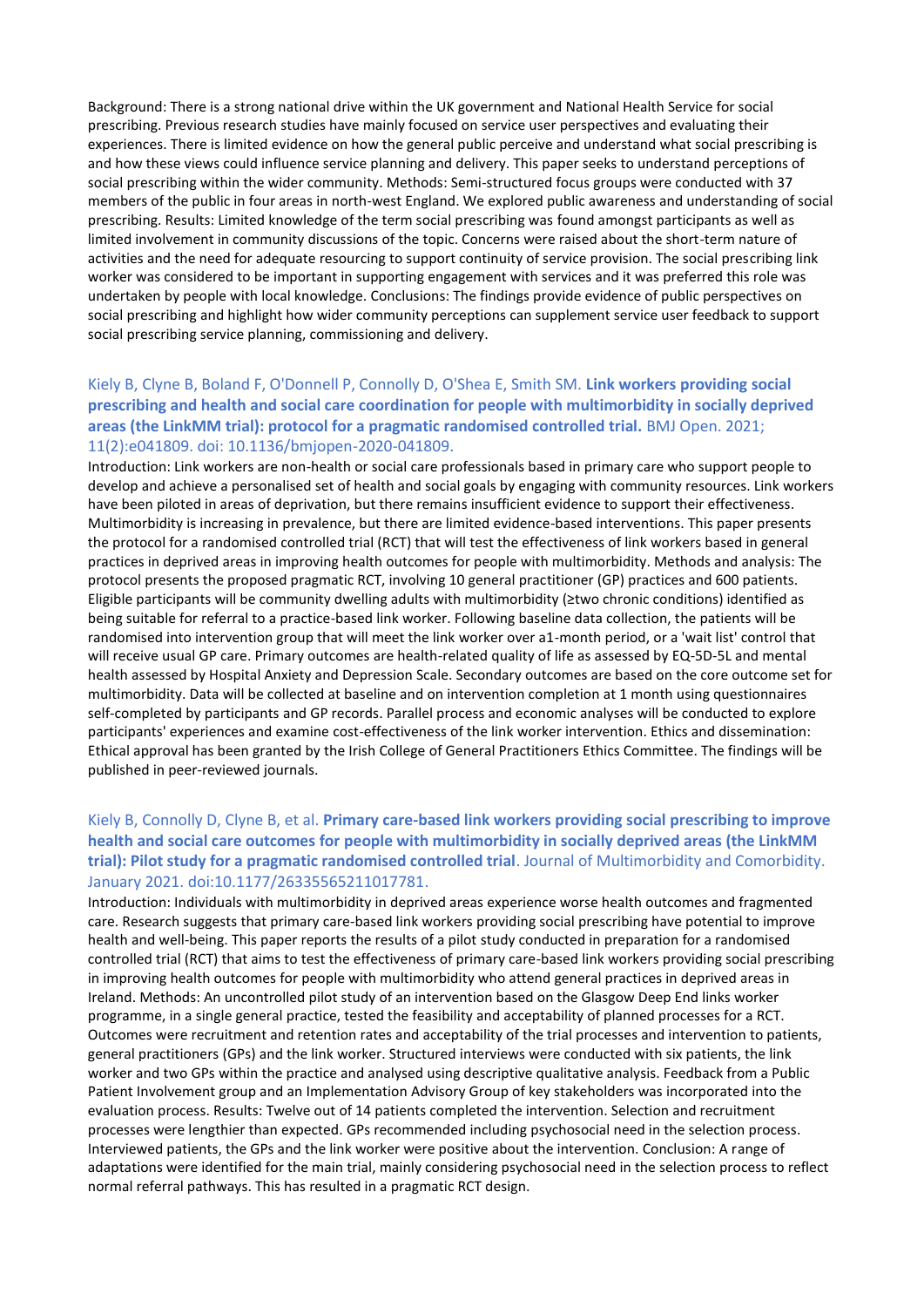Background: There is a strong national drive within the UK government and National Health Service for social prescribing. Previous research studies have mainly focused on service user perspectives and evaluating their experiences. There is limited evidence on how the general public perceive and understand what social prescribing is and how these views could influence service planning and delivery. This paper seeks to understand perceptions of social prescribing within the wider community. Methods: Semi-structured focus groups were conducted with 37 members of the public in four areas in north-west England. We explored public awareness and understanding of social prescribing. Results: Limited knowledge of the term social prescribing was found amongst participants as well as limited involvement in community discussions of the topic. Concerns were raised about the short-term nature of activities and the need for adequate resourcing to support continuity of service provision. The social prescribing link worker was considered to be important in supporting engagement with services and it was preferred this role was undertaken by people with local knowledge. Conclusions: The findings provide evidence of public perspectives on social prescribing and highlight how wider community perceptions can supplement service user feedback to support social prescribing service planning, commissioning and delivery.

Kiely B, Clyne B, Boland F, O'Donnell P, Connolly D, O'Shea E, Smith SM. **Link workers providing social prescribing and health and social care coordination for people with multimorbidity in socially deprived areas (the LinkMM trial): protocol for a pragmatic randomised controlled trial.** BMJ Open. 2021; 11(2):e041809. doi: 10.1136/bmjopen-2020-041809.

Introduction: Link workers are non-health or social care professionals based in primary care who support people to develop and achieve a personalised set of health and social goals by engaging with community resources. Link workers have been piloted in areas of deprivation, but there remains insufficient evidence to support their effectiveness. Multimorbidity is increasing in prevalence, but there are limited evidence-based interventions. This paper presents the protocol for a randomised controlled trial (RCT) that will test the effectiveness of link workers based in general practices in deprived areas in improving health outcomes for people with multimorbidity. Methods and analysis: The protocol presents the proposed pragmatic RCT, involving 10 general practitioner (GP) practices and 600 patients. Eligible participants will be community dwelling adults with multimorbidity (≥two chronic conditions) identified as being suitable for referral to a practice-based link worker. Following baseline data collection, the patients will be randomised into intervention group that will meet the link worker over a1-month period, or a 'wait list' control that will receive usual GP care. Primary outcomes are health-related quality of life as assessed by EQ-5D-5L and mental health assessed by Hospital Anxiety and Depression Scale. Secondary outcomes are based on the core outcome set for multimorbidity. Data will be collected at baseline and on intervention completion at 1 month using questionnaires self-completed by participants and GP records. Parallel process and economic analyses will be conducted to explore participants' experiences and examine cost-effectiveness of the link worker intervention. Ethics and dissemination: Ethical approval has been granted by the Irish College of General Practitioners Ethics Committee. The findings will be published in peer-reviewed journals.

Kiely B, Connolly D, Clyne B, et al. **Primary care-based link workers providing social prescribing to improve health and social care outcomes for people with multimorbidity in socially deprived areas (the LinkMM trial): Pilot study for a pragmatic randomised controlled trial**. Journal of Multimorbidity and Comorbidity. January 2021. doi:10.1177/26335565211017781.

Introduction: Individuals with multimorbidity in deprived areas experience worse health outcomes and fragmented care. Research suggests that primary care-based link workers providing social prescribing have potential to improve health and well-being. This paper reports the results of a pilot study conducted in preparation for a randomised controlled trial (RCT) that aims to test the effectiveness of primary care-based link workers providing social prescribing in improving health outcomes for people with multimorbidity who attend general practices in deprived areas in Ireland. Methods: An uncontrolled pilot study of an intervention based on the Glasgow Deep End links worker programme, in a single general practice, tested the feasibility and acceptability of planned processes for a RCT. Outcomes were recruitment and retention rates and acceptability of the trial processes and intervention to patients, general practitioners (GPs) and the link worker. Structured interviews were conducted with six patients, the link worker and two GPs within the practice and analysed using descriptive qualitative analysis. Feedback from a Public Patient Involvement group and an Implementation Advisory Group of key stakeholders was incorporated into the evaluation process. Results: Twelve out of 14 patients completed the intervention. Selection and recruitment processes were lengthier than expected. GPs recommended including psychosocial need in the selection process. Interviewed patients, the GPs and the link worker were positive about the intervention. Conclusion: A range of adaptations were identified for the main trial, mainly considering psychosocial need in the selection process to reflect normal referral pathways. This has resulted in a pragmatic RCT design.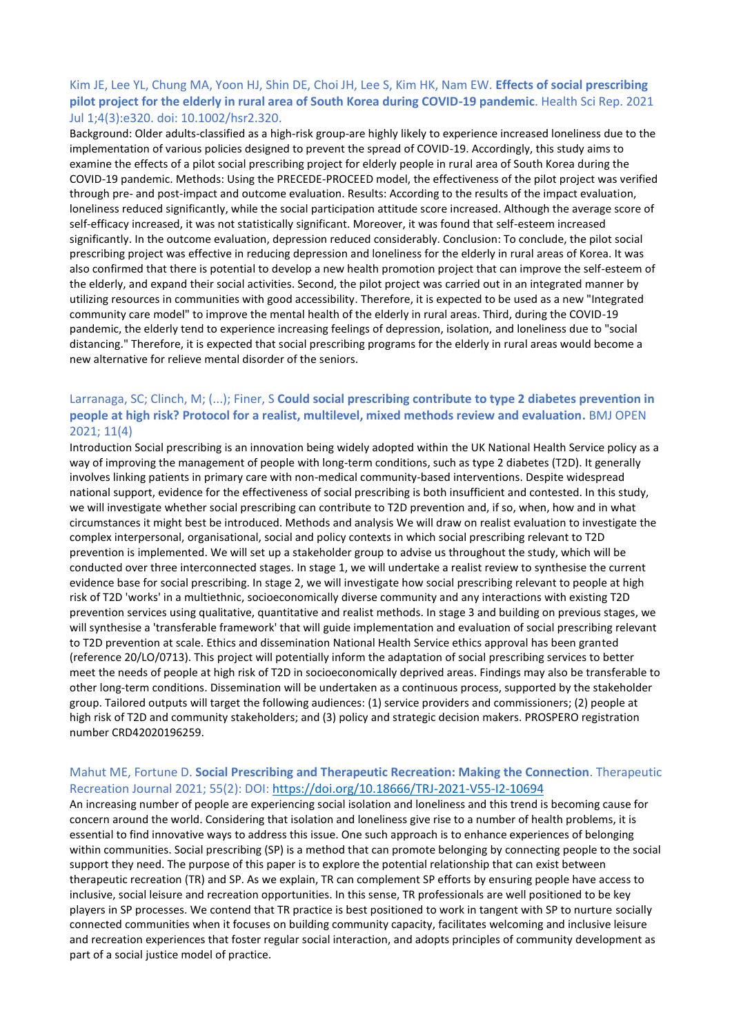Kim JE, Lee YL, Chung MA, Yoon HJ, Shin DE, Choi JH, Lee S, Kim HK, Nam EW. **Effects of social prescribing pilot project for the elderly in rural area of South Korea during COVID-19 pandemic**. Health Sci Rep. 2021 Jul 1;4(3):e320. doi: 10.1002/hsr2.320.

Background: Older adults-classified as a high-risk group-are highly likely to experience increased loneliness due to the implementation of various policies designed to prevent the spread of COVID-19. Accordingly, this study aims to examine the effects of a pilot social prescribing project for elderly people in rural area of South Korea during the COVID-19 pandemic. Methods: Using the PRECEDE-PROCEED model, the effectiveness of the pilot project was verified through pre- and post-impact and outcome evaluation. Results: According to the results of the impact evaluation, loneliness reduced significantly, while the social participation attitude score increased. Although the average score of self-efficacy increased, it was not statistically significant. Moreover, it was found that self-esteem increased significantly. In the outcome evaluation, depression reduced considerably. Conclusion: To conclude, the pilot social prescribing project was effective in reducing depression and loneliness for the elderly in rural areas of Korea. It was also confirmed that there is potential to develop a new health promotion project that can improve the self-esteem of the elderly, and expand their social activities. Second, the pilot project was carried out in an integrated manner by utilizing resources in communities with good accessibility. Therefore, it is expected to be used as a new "Integrated community care model" to improve the mental health of the elderly in rural areas. Third, during the COVID-19 pandemic, the elderly tend to experience increasing feelings of depression, isolation, and loneliness due to "social distancing." Therefore, it is expected that social prescribing programs for the elderly in rural areas would become a new alternative for relieve mental disorder of the seniors.

Larranaga, SC; Clinch, M; (...); Finer, S **Could social prescribing contribute to type 2 diabetes prevention in people at high risk? Protocol for a realist, multilevel, mixed methods review and evaluation.** BMJ OPEN 2021; 11(4)

Introduction Social prescribing is an innovation being widely adopted within the UK National Health Service policy as a way of improving the management of people with long-term conditions, such as type 2 diabetes (T2D). It generally involves linking patients in primary care with non-medical community-based interventions. Despite widespread national support, evidence for the effectiveness of social prescribing is both insufficient and contested. In this study, we will investigate whether social prescribing can contribute to T2D prevention and, if so, when, how and in what circumstances it might best be introduced. Methods and analysis We will draw on realist evaluation to investigate the complex interpersonal, organisational, social and policy contexts in which social prescribing relevant to T2D prevention is implemented. We will set up a stakeholder group to advise us throughout the study, which will be conducted over three interconnected stages. In stage 1, we will undertake a realist review to synthesise the current evidence base for social prescribing. In stage 2, we will investigate how social prescribing relevant to people at high risk of T2D 'works' in a multiethnic, socioeconomically diverse community and any interactions with existing T2D prevention services using qualitative, quantitative and realist methods. In stage 3 and building on previous stages, we will synthesise a 'transferable framework' that will guide implementation and evaluation of social prescribing relevant to T2D prevention at scale. Ethics and dissemination National Health Service ethics approval has been granted (reference 20/LO/0713). This project will potentially inform the adaptation of social prescribing services to better meet the needs of people at high risk of T2D in socioeconomically deprived areas. Findings may also be transferable to other long-term conditions. Dissemination will be undertaken as a continuous process, supported by the stakeholder group. Tailored outputs will target the following audiences: (1) service providers and commissioners; (2) people at high risk of T2D and community stakeholders; and (3) policy and strategic decision makers. PROSPERO registration number CRD42020196259.

Mahut ME, Fortune D. **Social Prescribing and Therapeutic Recreation: Making the Connection**. Therapeutic Recreation Journal 2021; 55(2): DOI: https://doi.org/10.18666/TRJ-2021-V55-I2-10694

An increasing number of people are experiencing social isolation and loneliness and this trend is becoming cause for concern around the world. Considering that isolation and loneliness give rise to a number of health problems, it is essential to find innovative ways to address this issue. One such approach is to enhance experiences of belonging within communities. Social prescribing (SP) is a method that can promote belonging by connecting people to the social support they need. The purpose of this paper is to explore the potential relationship that can exist between therapeutic recreation (TR) and SP. As we explain, TR can complement SP efforts by ensuring people have access to inclusive, social leisure and recreation opportunities. In this sense, TR professionals are well positioned to be key players in SP processes. We contend that TR practice is best positioned to work in tangent with SP to nurture socially connected communities when it focuses on building community capacity, facilitates welcoming and inclusive leisure and recreation experiences that foster regular social interaction, and adopts principles of community development as part of a social justice model of practice.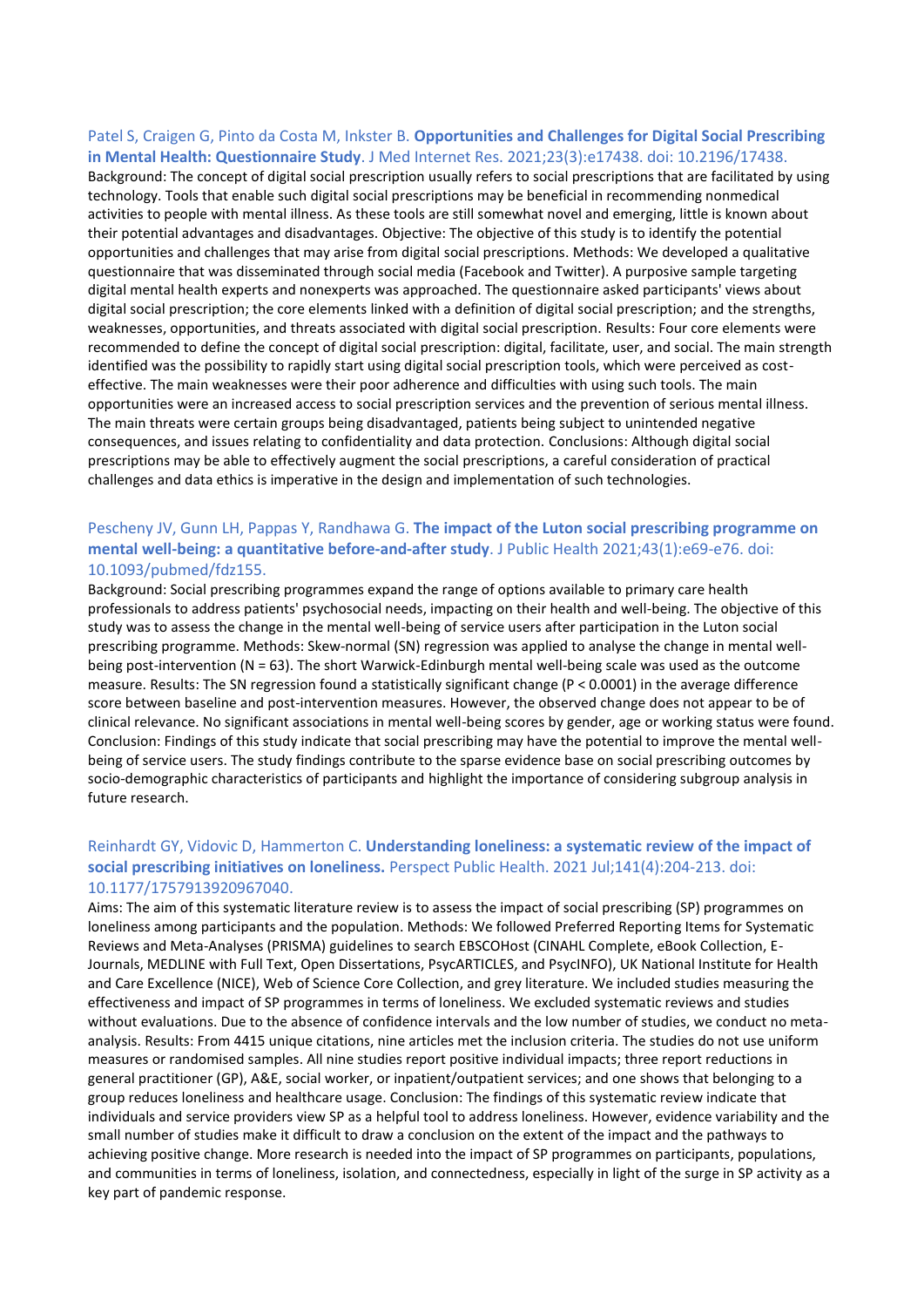Patel S, Craigen G, Pinto da Costa M, Inkster B. **Opportunities and Challenges for Digital Social Prescribing in Mental Health: Questionnaire Study**. J Med Internet Res. 2021;23(3):e17438. doi: 10.2196/17438.
Background: The concept of digital social prescription usually refers to social prescriptions that are facilitated by using technology. Tools that enable such digital social prescriptions may be beneficial in recommending nonmedical activities to people with mental illness. As these tools are still somewhat novel and emerging, little is known about their potential advantages and disadvantages. Objective: The objective of this study is to identify the potential opportunities and challenges that may arise from digital social prescriptions. Methods: We developed a qualitative questionnaire that was disseminated through social media (Facebook and Twitter). A purposive sample targeting digital mental health experts and nonexperts was approached. The questionnaire asked participants' views about digital social prescription; the core elements linked with a definition of digital social prescription; and the strengths, weaknesses, opportunities, and threats associated with digital social prescription. Results: Four core elements were recommended to define the concept of digital social prescription: digital, facilitate, user, and social. The main strength identified was the possibility to rapidly start using digital social prescription tools, which were perceived as cost-effective. The main weaknesses were their poor adherence and difficulties with using such tools. The main opportunities were an increased access to social prescription services and the prevention of serious mental illness. The main threats were certain groups being disadvantaged, patients being subject to unintended negative consequences, and issues relating to confidentiality and data protection. Conclusions: Although digital social prescriptions may be able to effectively augment the social prescriptions, a careful consideration of practical challenges and data ethics is imperative in the design and implementation of such technologies.

Pescheny JV, Gunn LH, Pappas Y, Randhawa G. **The impact of the Luton social prescribing programme on mental well-being: a quantitative before-and-after study**. J Public Health 2021;43(1):e69-e76. doi: 10.1093/pubmed/fdz155.
Background: Social prescribing programmes expand the range of options available to primary care health professionals to address patients' psychosocial needs, impacting on their health and well-being. The objective of this study was to assess the change in the mental well-being of service users after participation in the Luton social prescribing programme. Methods: Skew-normal (SN) regression was applied to analyse the change in mental well-being post-intervention (N = 63). The short Warwick-Edinburgh mental well-being scale was used as the outcome measure. Results: The SN regression found a statistically significant change (P < 0.0001) in the average difference score between baseline and post-intervention measures. However, the observed change does not appear to be of clinical relevance. No significant associations in mental well-being scores by gender, age or working status were found. Conclusion: Findings of this study indicate that social prescribing may have the potential to improve the mental well-being of service users. The study findings contribute to the sparse evidence base on social prescribing outcomes by socio-demographic characteristics of participants and highlight the importance of considering subgroup analysis in future research.

Reinhardt GY, Vidovic D, Hammerton C. **Understanding loneliness: a systematic review of the impact of social prescribing initiatives on loneliness.** Perspect Public Health. 2021 Jul;141(4):204-213. doi: 10.1177/1757913920967040.
Aims: The aim of this systematic literature review is to assess the impact of social prescribing (SP) programmes on loneliness among participants and the population. Methods: We followed Preferred Reporting Items for Systematic Reviews and Meta-Analyses (PRISMA) guidelines to search EBSCOHost (CINAHL Complete, eBook Collection, E-Journals, MEDLINE with Full Text, Open Dissertations, PsycARTICLES, and PsycINFO), UK National Institute for Health and Care Excellence (NICE), Web of Science Core Collection, and grey literature. We included studies measuring the effectiveness and impact of SP programmes in terms of loneliness. We excluded systematic reviews and studies without evaluations. Due to the absence of confidence intervals and the low number of studies, we conduct no meta-analysis. Results: From 4415 unique citations, nine articles met the inclusion criteria. The studies do not use uniform measures or randomised samples. All nine studies report positive individual impacts; three report reductions in general practitioner (GP), A&E, social worker, or inpatient/outpatient services; and one shows that belonging to a group reduces loneliness and healthcare usage. Conclusion: The findings of this systematic review indicate that individuals and service providers view SP as a helpful tool to address loneliness. However, evidence variability and the small number of studies make it difficult to draw a conclusion on the extent of the impact and the pathways to achieving positive change. More research is needed into the impact of SP programmes on participants, populations, and communities in terms of loneliness, isolation, and connectedness, especially in light of the surge in SP activity as a key part of pandemic response.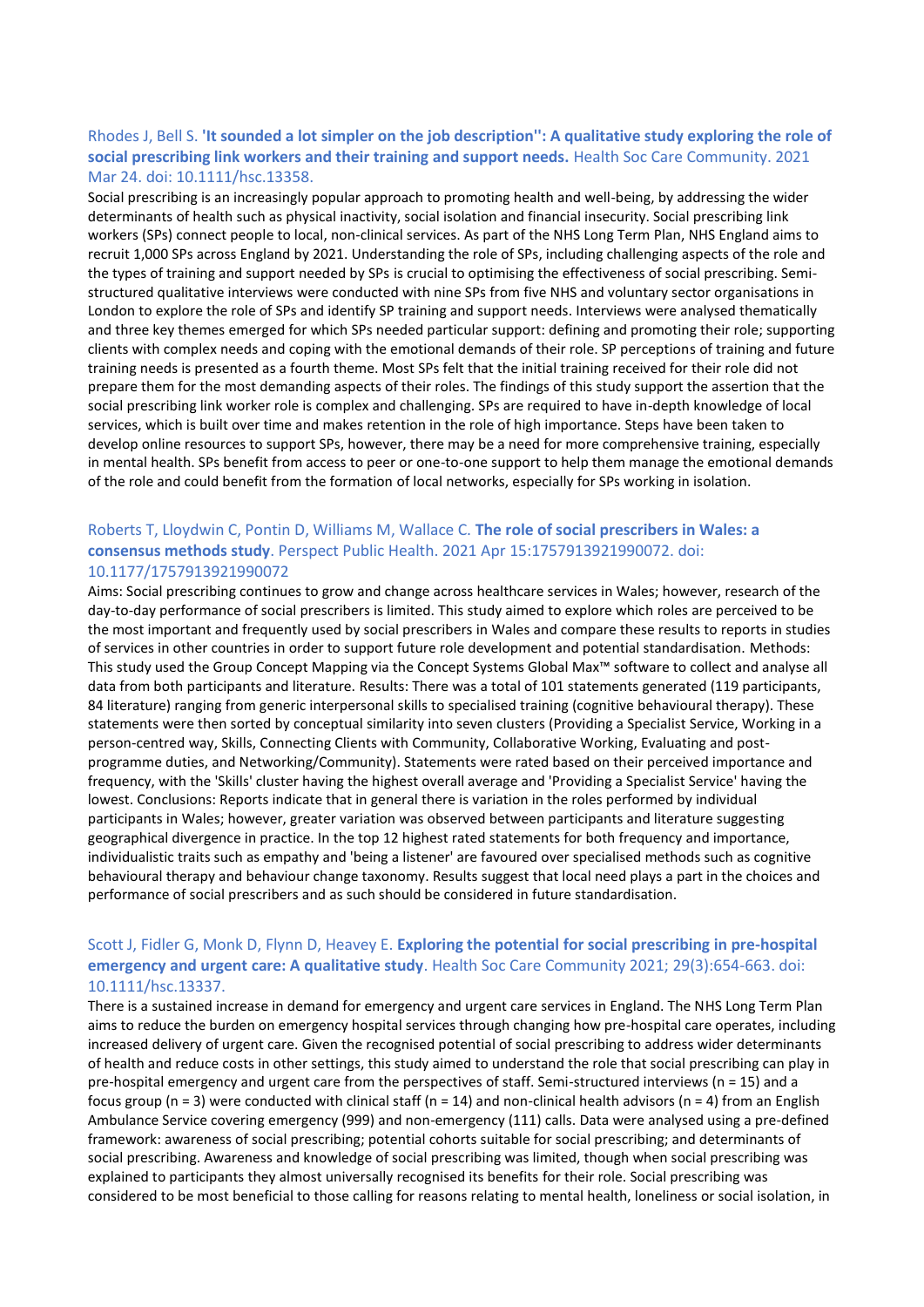Rhodes J, Bell S. **'It sounded a lot simpler on the job description'': A qualitative study exploring the role of social prescribing link workers and their training and support needs.** Health Soc Care Community. 2021 Mar 24. doi: 10.1111/hsc.13358.

Social prescribing is an increasingly popular approach to promoting health and well-being, by addressing the wider determinants of health such as physical inactivity, social isolation and financial insecurity. Social prescribing link workers (SPs) connect people to local, non-clinical services. As part of the NHS Long Term Plan, NHS England aims to recruit 1,000 SPs across England by 2021. Understanding the role of SPs, including challenging aspects of the role and the types of training and support needed by SPs is crucial to optimising the effectiveness of social prescribing. Semi-structured qualitative interviews were conducted with nine SPs from five NHS and voluntary sector organisations in London to explore the role of SPs and identify SP training and support needs. Interviews were analysed thematically and three key themes emerged for which SPs needed particular support: defining and promoting their role; supporting clients with complex needs and coping with the emotional demands of their role. SP perceptions of training and future training needs is presented as a fourth theme. Most SPs felt that the initial training received for their role did not prepare them for the most demanding aspects of their roles. The findings of this study support the assertion that the social prescribing link worker role is complex and challenging. SPs are required to have in-depth knowledge of local services, which is built over time and makes retention in the role of high importance. Steps have been taken to develop online resources to support SPs, however, there may be a need for more comprehensive training, especially in mental health. SPs benefit from access to peer or one-to-one support to help them manage the emotional demands of the role and could benefit from the formation of local networks, especially for SPs working in isolation.

Roberts T, Lloydwin C, Pontin D, Williams M, Wallace C. **The role of social prescribers in Wales: a consensus methods study**. Perspect Public Health. 2021 Apr 15:1757913921990072. doi: 10.1177/1757913921990072

Aims: Social prescribing continues to grow and change across healthcare services in Wales; however, research of the day-to-day performance of social prescribers is limited. This study aimed to explore which roles are perceived to be the most important and frequently used by social prescribers in Wales and compare these results to reports in studies of services in other countries in order to support future role development and potential standardisation. Methods: This study used the Group Concept Mapping via the Concept Systems Global Max™ software to collect and analyse all data from both participants and literature. Results: There was a total of 101 statements generated (119 participants, 84 literature) ranging from generic interpersonal skills to specialised training (cognitive behavioural therapy). These statements were then sorted by conceptual similarity into seven clusters (Providing a Specialist Service, Working in a person-centred way, Skills, Connecting Clients with Community, Collaborative Working, Evaluating and post-programme duties, and Networking/Community). Statements were rated based on their perceived importance and frequency, with the 'Skills' cluster having the highest overall average and 'Providing a Specialist Service' having the lowest. Conclusions: Reports indicate that in general there is variation in the roles performed by individual participants in Wales; however, greater variation was observed between participants and literature suggesting geographical divergence in practice. In the top 12 highest rated statements for both frequency and importance, individualistic traits such as empathy and 'being a listener' are favoured over specialised methods such as cognitive behavioural therapy and behaviour change taxonomy. Results suggest that local need plays a part in the choices and performance of social prescribers and as such should be considered in future standardisation.

Scott J, Fidler G, Monk D, Flynn D, Heavey E. **Exploring the potential for social prescribing in pre-hospital emergency and urgent care: A qualitative study**. Health Soc Care Community 2021; 29(3):654-663. doi: 10.1111/hsc.13337.

There is a sustained increase in demand for emergency and urgent care services in England. The NHS Long Term Plan aims to reduce the burden on emergency hospital services through changing how pre-hospital care operates, including increased delivery of urgent care. Given the recognised potential of social prescribing to address wider determinants of health and reduce costs in other settings, this study aimed to understand the role that social prescribing can play in pre-hospital emergency and urgent care from the perspectives of staff. Semi-structured interviews (n = 15) and a focus group (n = 3) were conducted with clinical staff (n = 14) and non-clinical health advisors (n = 4) from an English Ambulance Service covering emergency (999) and non-emergency (111) calls. Data were analysed using a pre-defined framework: awareness of social prescribing; potential cohorts suitable for social prescribing; and determinants of social prescribing. Awareness and knowledge of social prescribing was limited, though when social prescribing was explained to participants they almost universally recognised its benefits for their role. Social prescribing was considered to be most beneficial to those calling for reasons relating to mental health, loneliness or social isolation, in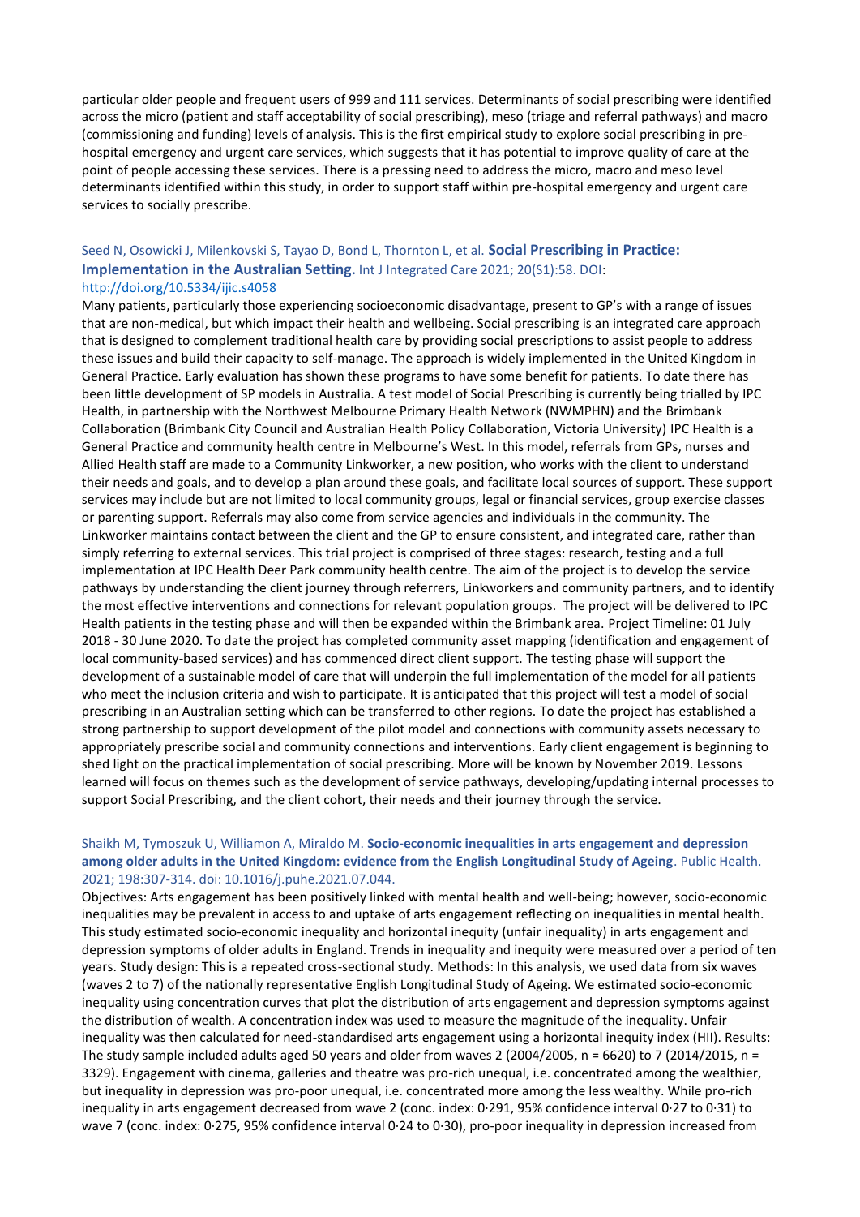particular older people and frequent users of 999 and 111 services. Determinants of social prescribing were identified across the micro (patient and staff acceptability of social prescribing), meso (triage and referral pathways) and macro (commissioning and funding) levels of analysis. This is the first empirical study to explore social prescribing in pre-hospital emergency and urgent care services, which suggests that it has potential to improve quality of care at the point of people accessing these services. There is a pressing need to address the micro, macro and meso level determinants identified within this study, in order to support staff within pre-hospital emergency and urgent care services to socially prescribe.

Seed N, Osowicki J, Milenkovski S, Tayao D, Bond L, Thornton L, et al. **Social Prescribing in Practice: Implementation in the Australian Setting.** Int J Integrated Care 2021; 20(S1):58. DOI: http://doi.org/10.5334/ijic.s4058

Many patients, particularly those experiencing socioeconomic disadvantage, present to GP's with a range of issues that are non-medical, but which impact their health and wellbeing. Social prescribing is an integrated care approach that is designed to complement traditional health care by providing social prescriptions to assist people to address these issues and build their capacity to self-manage. The approach is widely implemented in the United Kingdom in General Practice. Early evaluation has shown these programs to have some benefit for patients. To date there has been little development of SP models in Australia. A test model of Social Prescribing is currently being trialled by IPC Health, in partnership with the Northwest Melbourne Primary Health Network (NWMPHN) and the Brimbank Collaboration (Brimbank City Council and Australian Health Policy Collaboration, Victoria University) IPC Health is a General Practice and community health centre in Melbourne's West. In this model, referrals from GPs, nurses and Allied Health staff are made to a Community Linkworker, a new position, who works with the client to understand their needs and goals, and to develop a plan around these goals, and facilitate local sources of support. These support services may include but are not limited to local community groups, legal or financial services, group exercise classes or parenting support. Referrals may also come from service agencies and individuals in the community. The Linkworker maintains contact between the client and the GP to ensure consistent, and integrated care, rather than simply referring to external services. This trial project is comprised of three stages: research, testing and a full implementation at IPC Health Deer Park community health centre. The aim of the project is to develop the service pathways by understanding the client journey through referrers, Linkworkers and community partners, and to identify the most effective interventions and connections for relevant population groups. The project will be delivered to IPC Health patients in the testing phase and will then be expanded within the Brimbank area. Project Timeline: 01 July 2018 - 30 June 2020. To date the project has completed community asset mapping (identification and engagement of local community-based services) and has commenced direct client support. The testing phase will support the development of a sustainable model of care that will underpin the full implementation of the model for all patients who meet the inclusion criteria and wish to participate. It is anticipated that this project will test a model of social prescribing in an Australian setting which can be transferred to other regions. To date the project has established a strong partnership to support development of the pilot model and connections with community assets necessary to appropriately prescribe social and community connections and interventions. Early client engagement is beginning to shed light on the practical implementation of social prescribing. More will be known by November 2019. Lessons learned will focus on themes such as the development of service pathways, developing/updating internal processes to support Social Prescribing, and the client cohort, their needs and their journey through the service.

Shaikh M, Tymoszuk U, Williamon A, Miraldo M. **Socio-economic inequalities in arts engagement and depression among older adults in the United Kingdom: evidence from the English Longitudinal Study of Ageing**. Public Health. 2021; 198:307-314. doi: 10.1016/j.puhe.2021.07.044.

Objectives: Arts engagement has been positively linked with mental health and well-being; however, socio-economic inequalities may be prevalent in access to and uptake of arts engagement reflecting on inequalities in mental health. This study estimated socio-economic inequality and horizontal inequity (unfair inequality) in arts engagement and depression symptoms of older adults in England. Trends in inequality and inequity were measured over a period of ten years. Study design: This is a repeated cross-sectional study. Methods: In this analysis, we used data from six waves (waves 2 to 7) of the nationally representative English Longitudinal Study of Ageing. We estimated socio-economic inequality using concentration curves that plot the distribution of arts engagement and depression symptoms against the distribution of wealth. A concentration index was used to measure the magnitude of the inequality. Unfair inequality was then calculated for need-standardised arts engagement using a horizontal inequity index (HII). Results: The study sample included adults aged 50 years and older from waves 2 (2004/2005, n = 6620) to 7 (2014/2015, n = 3329). Engagement with cinema, galleries and theatre was pro-rich unequal, i.e. concentrated among the wealthier, but inequality in depression was pro-poor unequal, i.e. concentrated more among the less wealthy. While pro-rich inequality in arts engagement decreased from wave 2 (conc. index: 0·291, 95% confidence interval 0·27 to 0·31) to wave 7 (conc. index: 0·275, 95% confidence interval 0·24 to 0·30), pro-poor inequality in depression increased from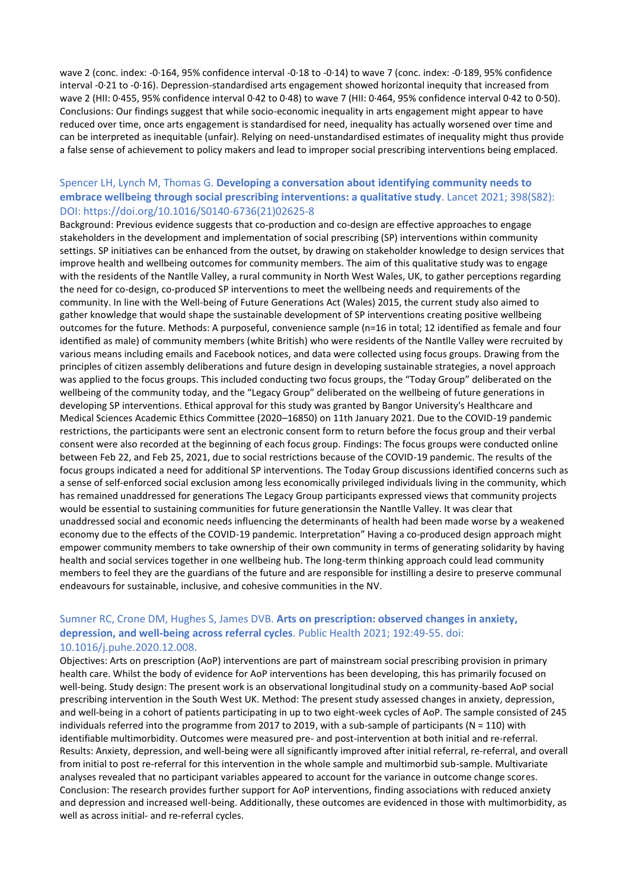wave 2 (conc. index: -0·164, 95% confidence interval -0·18 to -0·14) to wave 7 (conc. index: -0·189, 95% confidence interval -0·21 to -0·16). Depression-standardised arts engagement showed horizontal inequity that increased from wave 2 (HII: 0·455, 95% confidence interval 0·42 to 0·48) to wave 7 (HII: 0·464, 95% confidence interval 0·42 to 0·50). Conclusions: Our findings suggest that while socio-economic inequality in arts engagement might appear to have reduced over time, once arts engagement is standardised for need, inequality has actually worsened over time and can be interpreted as inequitable (unfair). Relying on need-unstandardised estimates of inequality might thus provide a false sense of achievement to policy makers and lead to improper social prescribing interventions being emplaced.

### Spencer LH, Lynch M, Thomas G. **Developing a conversation about identifying community needs to embrace wellbeing through social prescribing interventions: a qualitative study**. Lancet 2021; 398(S82): DOI: https://doi.org/10.1016/S0140-6736(21)02625-8

Background: Previous evidence suggests that co-production and co-design are effective approaches to engage stakeholders in the development and implementation of social prescribing (SP) interventions within community settings. SP initiatives can be enhanced from the outset, by drawing on stakeholder knowledge to design services that improve health and wellbeing outcomes for community members. The aim of this qualitative study was to engage with the residents of the Nantlle Valley, a rural community in North West Wales, UK, to gather perceptions regarding the need for co-design, co-produced SP interventions to meet the wellbeing needs and requirements of the community. In line with the Well-being of Future Generations Act (Wales) 2015, the current study also aimed to gather knowledge that would shape the sustainable development of SP interventions creating positive wellbeing outcomes for the future. Methods: A purposeful, convenience sample (n=16 in total; 12 identified as female and four identified as male) of community members (white British) who were residents of the Nantlle Valley were recruited by various means including emails and Facebook notices, and data were collected using focus groups. Drawing from the principles of citizen assembly deliberations and future design in developing sustainable strategies, a novel approach was applied to the focus groups. This included conducting two focus groups, the "Today Group" deliberated on the wellbeing of the community today, and the "Legacy Group" deliberated on the wellbeing of future generations in developing SP interventions. Ethical approval for this study was granted by Bangor University's Healthcare and Medical Sciences Academic Ethics Committee (2020–16850) on 11th January 2021. Due to the COVID-19 pandemic restrictions, the participants were sent an electronic consent form to return before the focus group and their verbal consent were also recorded at the beginning of each focus group. Findings: The focus groups were conducted online between Feb 22, and Feb 25, 2021, due to social restrictions because of the COVID-19 pandemic. The results of the focus groups indicated a need for additional SP interventions. The Today Group discussions identified concerns such as a sense of self-enforced social exclusion among less economically privileged individuals living in the community, which has remained unaddressed for generations The Legacy Group participants expressed views that community projects would be essential to sustaining communities for future generationsin the Nantlle Valley. It was clear that unaddressed social and economic needs influencing the determinants of health had been made worse by a weakened economy due to the effects of the COVID-19 pandemic. Interpretation" Having a co-produced design approach might empower community members to take ownership of their own community in terms of generating solidarity by having health and social services together in one wellbeing hub. The long-term thinking approach could lead community members to feel they are the guardians of the future and are responsible for instilling a desire to preserve communal endeavours for sustainable, inclusive, and cohesive communities in the NV.

### Sumner RC, Crone DM, Hughes S, James DVB. **Arts on prescription: observed changes in anxiety, depression, and well-being across referral cycles**. Public Health 2021; 192:49-55. doi: 10.1016/j.puhe.2020.12.008.

Objectives: Arts on prescription (AoP) interventions are part of mainstream social prescribing provision in primary health care. Whilst the body of evidence for AoP interventions has been developing, this has primarily focused on well-being. Study design: The present work is an observational longitudinal study on a community-based AoP social prescribing intervention in the South West UK. Method: The present study assessed changes in anxiety, depression, and well-being in a cohort of patients participating in up to two eight-week cycles of AoP. The sample consisted of 245 individuals referred into the programme from 2017 to 2019, with a sub-sample of participants (N = 110) with identifiable multimorbidity. Outcomes were measured pre- and post-intervention at both initial and re-referral. Results: Anxiety, depression, and well-being were all significantly improved after initial referral, re-referral, and overall from initial to post re-referral for this intervention in the whole sample and multimorbid sub-sample. Multivariate analyses revealed that no participant variables appeared to account for the variance in outcome change scores. Conclusion: The research provides further support for AoP interventions, finding associations with reduced anxiety and depression and increased well-being. Additionally, these outcomes are evidenced in those with multimorbidity, as well as across initial- and re-referral cycles.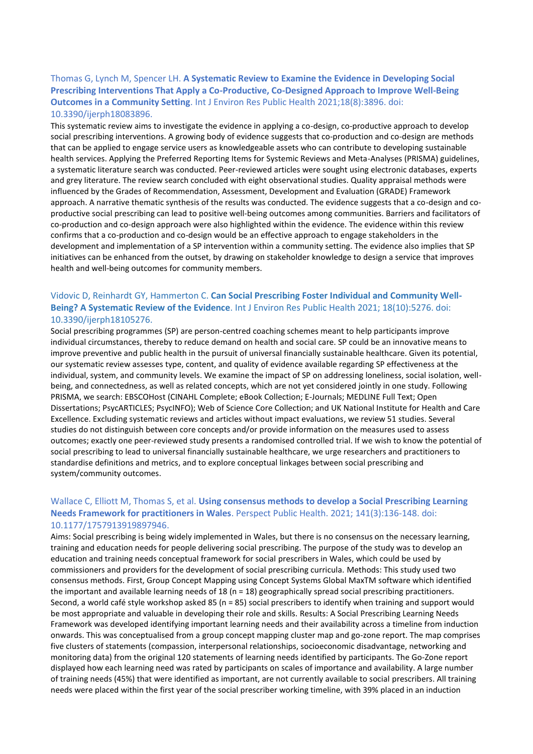Thomas G, Lynch M, Spencer LH. **A Systematic Review to Examine the Evidence in Developing Social Prescribing Interventions That Apply a Co-Productive, Co-Designed Approach to Improve Well-Being Outcomes in a Community Setting**. Int J Environ Res Public Health 2021;18(8):3896. doi: 10.3390/ijerph18083896.

This systematic review aims to investigate the evidence in applying a co-design, co-productive approach to develop social prescribing interventions. A growing body of evidence suggests that co-production and co-design are methods that can be applied to engage service users as knowledgeable assets who can contribute to developing sustainable health services. Applying the Preferred Reporting Items for Systemic Reviews and Meta-Analyses (PRISMA) guidelines, a systematic literature search was conducted. Peer-reviewed articles were sought using electronic databases, experts and grey literature. The review search concluded with eight observational studies. Quality appraisal methods were influenced by the Grades of Recommendation, Assessment, Development and Evaluation (GRADE) Framework approach. A narrative thematic synthesis of the results was conducted. The evidence suggests that a co-design and co-productive social prescribing can lead to positive well-being outcomes among communities. Barriers and facilitators of co-production and co-design approach were also highlighted within the evidence. The evidence within this review confirms that a co-production and co-design would be an effective approach to engage stakeholders in the development and implementation of a SP intervention within a community setting. The evidence also implies that SP initiatives can be enhanced from the outset, by drawing on stakeholder knowledge to design a service that improves health and well-being outcomes for community members.

Vidovic D, Reinhardt GY, Hammerton C. **Can Social Prescribing Foster Individual and Community Well-Being? A Systematic Review of the Evidence**. Int J Environ Res Public Health 2021; 18(10):5276. doi: 10.3390/ijerph18105276.

Social prescribing programmes (SP) are person-centred coaching schemes meant to help participants improve individual circumstances, thereby to reduce demand on health and social care. SP could be an innovative means to improve preventive and public health in the pursuit of universal financially sustainable healthcare. Given its potential, our systematic review assesses type, content, and quality of evidence available regarding SP effectiveness at the individual, system, and community levels. We examine the impact of SP on addressing loneliness, social isolation, well-being, and connectedness, as well as related concepts, which are not yet considered jointly in one study. Following PRISMA, we search: EBSCOHost (CINAHL Complete; eBook Collection; E-Journals; MEDLINE Full Text; Open Dissertations; PsycARTICLES; PsycINFO); Web of Science Core Collection; and UK National Institute for Health and Care Excellence. Excluding systematic reviews and articles without impact evaluations, we review 51 studies. Several studies do not distinguish between core concepts and/or provide information on the measures used to assess outcomes; exactly one peer-reviewed study presents a randomised controlled trial. If we wish to know the potential of social prescribing to lead to universal financially sustainable healthcare, we urge researchers and practitioners to standardise definitions and metrics, and to explore conceptual linkages between social prescribing and system/community outcomes.

Wallace C, Elliott M, Thomas S, et al. **Using consensus methods to develop a Social Prescribing Learning Needs Framework for practitioners in Wales**. Perspect Public Health. 2021; 141(3):136-148. doi: 10.1177/1757913919897946.

Aims: Social prescribing is being widely implemented in Wales, but there is no consensus on the necessary learning, training and education needs for people delivering social prescribing. The purpose of the study was to develop an education and training needs conceptual framework for social prescribers in Wales, which could be used by commissioners and providers for the development of social prescribing curricula. Methods: This study used two consensus methods. First, Group Concept Mapping using Concept Systems Global MaxTM software which identified the important and available learning needs of 18 (n = 18) geographically spread social prescribing practitioners. Second, a world café style workshop asked 85 (n = 85) social prescribers to identify when training and support would be most appropriate and valuable in developing their role and skills. Results: A Social Prescribing Learning Needs Framework was developed identifying important learning needs and their availability across a timeline from induction onwards. This was conceptualised from a group concept mapping cluster map and go-zone report. The map comprises five clusters of statements (compassion, interpersonal relationships, socioeconomic disadvantage, networking and monitoring data) from the original 120 statements of learning needs identified by participants. The Go-Zone report displayed how each learning need was rated by participants on scales of importance and availability. A large number of training needs (45%) that were identified as important, are not currently available to social prescribers. All training needs were placed within the first year of the social prescriber working timeline, with 39% placed in an induction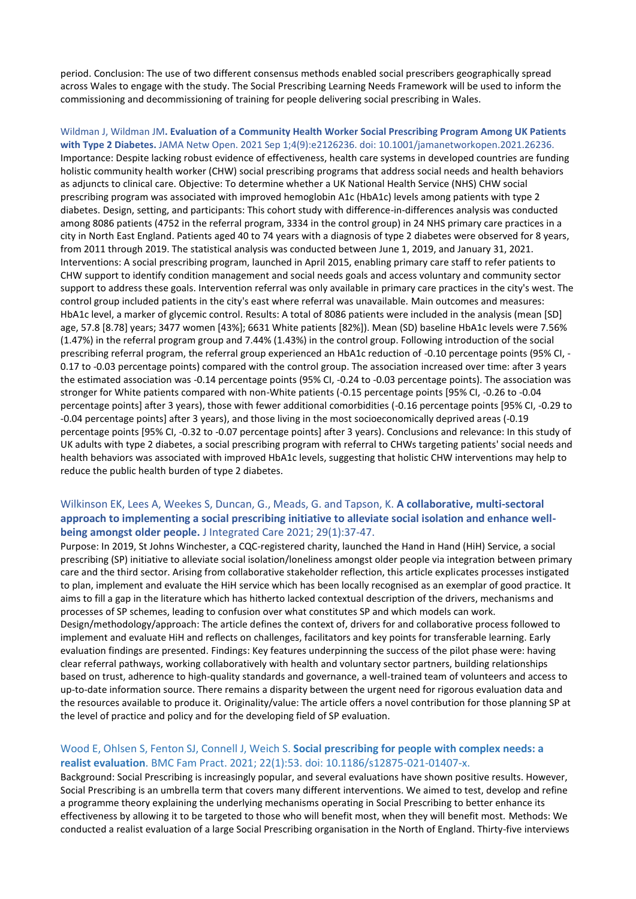period. Conclusion: The use of two different consensus methods enabled social prescribers geographically spread across Wales to engage with the study. The Social Prescribing Learning Needs Framework will be used to inform the commissioning and decommissioning of training for people delivering social prescribing in Wales.

Wildman J, Wildman JM**. Evaluation of a Community Health Worker Social Prescribing Program Among UK Patients with Type 2 Diabetes.** JAMA Netw Open. 2021 Sep 1;4(9):e2126236. doi: 10.1001/jamanetworkopen.2021.26236.
Importance: Despite lacking robust evidence of effectiveness, health care systems in developed countries are funding holistic community health worker (CHW) social prescribing programs that address social needs and health behaviors as adjuncts to clinical care. Objective: To determine whether a UK National Health Service (NHS) CHW social prescribing program was associated with improved hemoglobin A1c (HbA1c) levels among patients with type 2 diabetes. Design, setting, and participants: This cohort study with difference-in-differences analysis was conducted among 8086 patients (4752 in the referral program, 3334 in the control group) in 24 NHS primary care practices in a city in North East England. Patients aged 40 to 74 years with a diagnosis of type 2 diabetes were observed for 8 years, from 2011 through 2019. The statistical analysis was conducted between June 1, 2019, and January 31, 2021. Interventions: A social prescribing program, launched in April 2015, enabling primary care staff to refer patients to CHW support to identify condition management and social needs goals and access voluntary and community sector support to address these goals. Intervention referral was only available in primary care practices in the city's west. The control group included patients in the city's east where referral was unavailable. Main outcomes and measures: HbA1c level, a marker of glycemic control. Results: A total of 8086 patients were included in the analysis (mean [SD] age, 57.8 [8.78] years; 3477 women [43%]; 6631 White patients [82%]). Mean (SD) baseline HbA1c levels were 7.56% (1.47%) in the referral program group and 7.44% (1.43%) in the control group. Following introduction of the social prescribing referral program, the referral group experienced an HbA1c reduction of -0.10 percentage points (95% CI, -0.17 to -0.03 percentage points) compared with the control group. The association increased over time: after 3 years the estimated association was -0.14 percentage points (95% CI, -0.24 to -0.03 percentage points). The association was stronger for White patients compared with non-White patients (-0.15 percentage points [95% CI, -0.26 to -0.04 percentage points] after 3 years), those with fewer additional comorbidities (-0.16 percentage points [95% CI, -0.29 to -0.04 percentage points] after 3 years), and those living in the most socioeconomically deprived areas (-0.19 percentage points [95% CI, -0.32 to -0.07 percentage points] after 3 years). Conclusions and relevance: In this study of UK adults with type 2 diabetes, a social prescribing program with referral to CHWs targeting patients' social needs and health behaviors was associated with improved HbA1c levels, suggesting that holistic CHW interventions may help to reduce the public health burden of type 2 diabetes.

Wilkinson EK, Lees A, Weekes S, Duncan, G., Meads, G. and Tapson, K. **A collaborative, multi-sectoral approach to implementing a social prescribing initiative to alleviate social isolation and enhance well-being amongst older people.** J Integrated Care 2021; 29(1):37-47.
Purpose: In 2019, St Johns Winchester, a CQC-registered charity, launched the Hand in Hand (HiH) Service, a social prescribing (SP) initiative to alleviate social isolation/loneliness amongst older people via integration between primary care and the third sector. Arising from collaborative stakeholder reflection, this article explicates processes instigated to plan, implement and evaluate the HiH service which has been locally recognised as an exemplar of good practice. It aims to fill a gap in the literature which has hitherto lacked contextual description of the drivers, mechanisms and processes of SP schemes, leading to confusion over what constitutes SP and which models can work. Design/methodology/approach: The article defines the context of, drivers for and collaborative process followed to implement and evaluate HiH and reflects on challenges, facilitators and key points for transferable learning. Early evaluation findings are presented. Findings: Key features underpinning the success of the pilot phase were: having clear referral pathways, working collaboratively with health and voluntary sector partners, building relationships based on trust, adherence to high-quality standards and governance, a well-trained team of volunteers and access to up-to-date information source. There remains a disparity between the urgent need for rigorous evaluation data and the resources available to produce it. Originality/value: The article offers a novel contribution for those planning SP at the level of practice and policy and for the developing field of SP evaluation.

Wood E, Ohlsen S, Fenton SJ, Connell J, Weich S. **Social prescribing for people with complex needs: a realist evaluation**. BMC Fam Pract. 2021; 22(1):53. doi: 10.1186/s12875-021-01407-x.
Background: Social Prescribing is increasingly popular, and several evaluations have shown positive results. However, Social Prescribing is an umbrella term that covers many different interventions. We aimed to test, develop and refine a programme theory explaining the underlying mechanisms operating in Social Prescribing to better enhance its effectiveness by allowing it to be targeted to those who will benefit most, when they will benefit most. Methods: We conducted a realist evaluation of a large Social Prescribing organisation in the North of England. Thirty-five interviews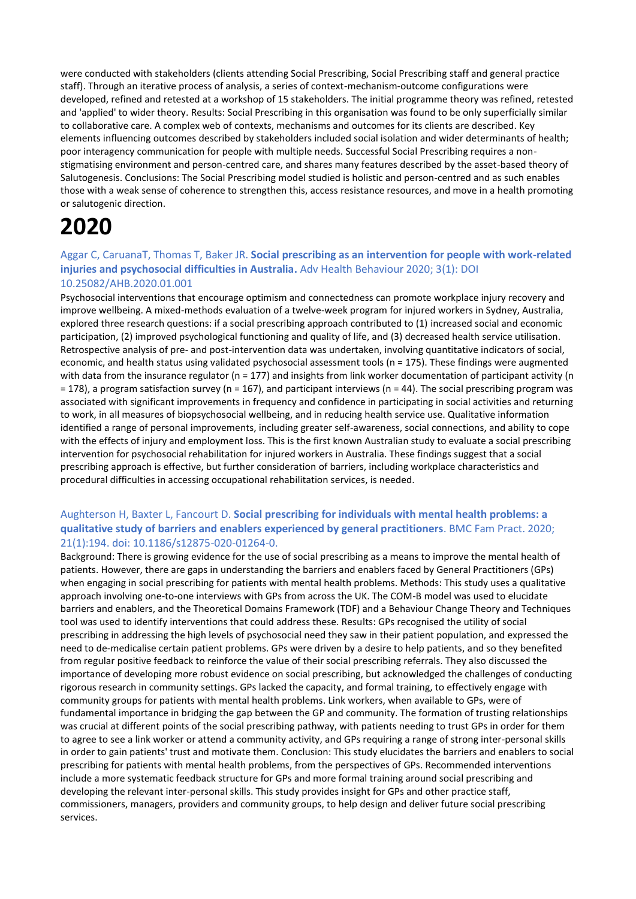were conducted with stakeholders (clients attending Social Prescribing, Social Prescribing staff and general practice staff). Through an iterative process of analysis, a series of context-mechanism-outcome configurations were developed, refined and retested at a workshop of 15 stakeholders. The initial programme theory was refined, retested and 'applied' to wider theory. Results: Social Prescribing in this organisation was found to be only superficially similar to collaborative care. A complex web of contexts, mechanisms and outcomes for its clients are described. Key elements influencing outcomes described by stakeholders included social isolation and wider determinants of health; poor interagency communication for people with multiple needs. Successful Social Prescribing requires a non-stigmatising environment and person-centred care, and shares many features described by the asset-based theory of Salutogenesis. Conclusions: The Social Prescribing model studied is holistic and person-centred and as such enables those with a weak sense of coherence to strengthen this, access resistance resources, and move in a health promoting or salutogenic direction.

# 2020

### Aggar C, CaruanaT, Thomas T, Baker JR. **Social prescribing as an intervention for people with work-related injuries and psychosocial difficulties in Australia.** Adv Health Behaviour 2020; 3(1): DOI 10.25082/AHB.2020.01.001

Psychosocial interventions that encourage optimism and connectedness can promote workplace injury recovery and improve wellbeing. A mixed-methods evaluation of a twelve-week program for injured workers in Sydney, Australia, explored three research questions: if a social prescribing approach contributed to (1) increased social and economic participation, (2) improved psychological functioning and quality of life, and (3) decreased health service utilisation. Retrospective analysis of pre- and post-intervention data was undertaken, involving quantitative indicators of social, economic, and health status using validated psychosocial assessment tools (n = 175). These findings were augmented with data from the insurance regulator (n = 177) and insights from link worker documentation of participant activity (n = 178), a program satisfaction survey (n = 167), and participant interviews (n = 44). The social prescribing program was associated with significant improvements in frequency and confidence in participating in social activities and returning to work, in all measures of biopsychosocial wellbeing, and in reducing health service use. Qualitative information identified a range of personal improvements, including greater self-awareness, social connections, and ability to cope with the effects of injury and employment loss. This is the first known Australian study to evaluate a social prescribing intervention for psychosocial rehabilitation for injured workers in Australia. These findings suggest that a social prescribing approach is effective, but further consideration of barriers, including workplace characteristics and procedural difficulties in accessing occupational rehabilitation services, is needed.

### Aughterson H, Baxter L, Fancourt D. **Social prescribing for individuals with mental health problems: a qualitative study of barriers and enablers experienced by general practitioners**. BMC Fam Pract. 2020; 21(1):194. doi: 10.1186/s12875-020-01264-0.

Background: There is growing evidence for the use of social prescribing as a means to improve the mental health of patients. However, there are gaps in understanding the barriers and enablers faced by General Practitioners (GPs) when engaging in social prescribing for patients with mental health problems. Methods: This study uses a qualitative approach involving one-to-one interviews with GPs from across the UK. The COM-B model was used to elucidate barriers and enablers, and the Theoretical Domains Framework (TDF) and a Behaviour Change Theory and Techniques tool was used to identify interventions that could address these. Results: GPs recognised the utility of social prescribing in addressing the high levels of psychosocial need they saw in their patient population, and expressed the need to de-medicalise certain patient problems. GPs were driven by a desire to help patients, and so they benefited from regular positive feedback to reinforce the value of their social prescribing referrals. They also discussed the importance of developing more robust evidence on social prescribing, but acknowledged the challenges of conducting rigorous research in community settings. GPs lacked the capacity, and formal training, to effectively engage with community groups for patients with mental health problems. Link workers, when available to GPs, were of fundamental importance in bridging the gap between the GP and community. The formation of trusting relationships was crucial at different points of the social prescribing pathway, with patients needing to trust GPs in order for them to agree to see a link worker or attend a community activity, and GPs requiring a range of strong inter-personal skills in order to gain patients' trust and motivate them. Conclusion: This study elucidates the barriers and enablers to social prescribing for patients with mental health problems, from the perspectives of GPs. Recommended interventions include a more systematic feedback structure for GPs and more formal training around social prescribing and developing the relevant inter-personal skills. This study provides insight for GPs and other practice staff, commissioners, managers, providers and community groups, to help design and deliver future social prescribing services.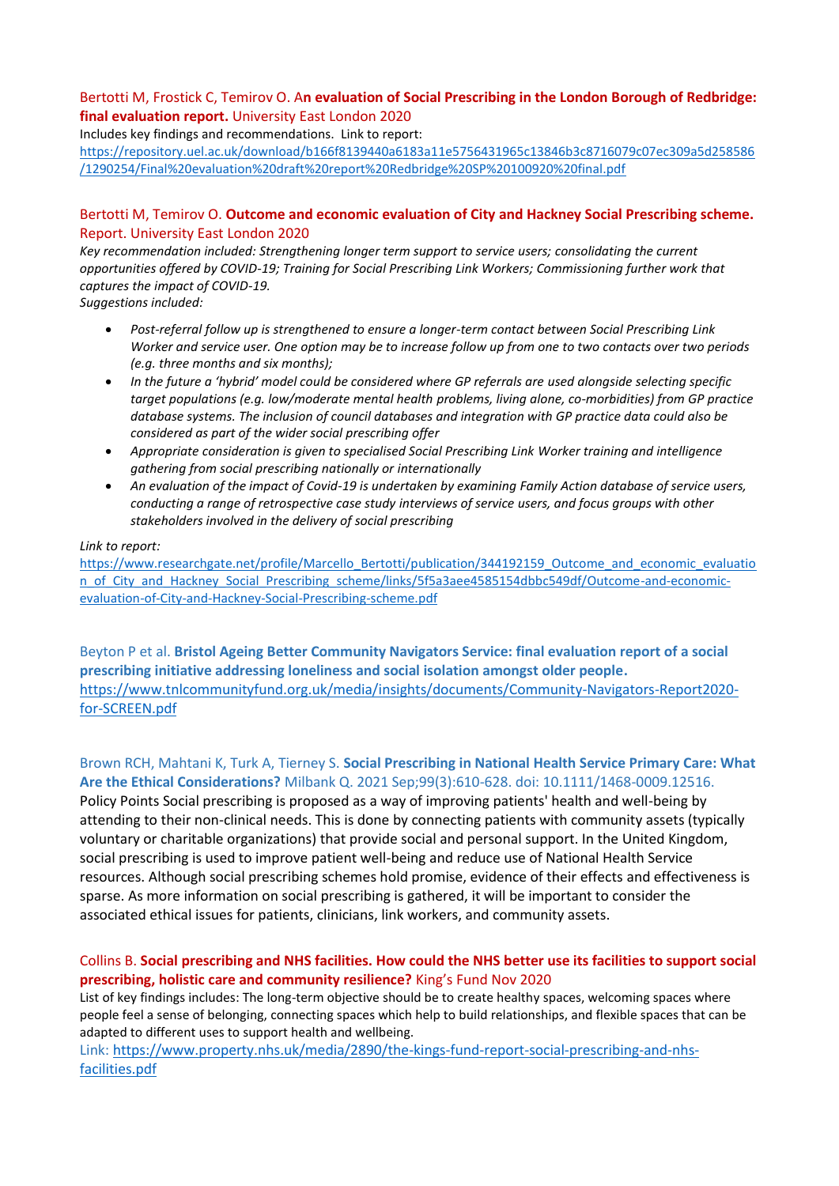Bertotti M, Frostick C, Temirov O. A**n evaluation of Social Prescribing in the London Borough of Redbridge: final evaluation report.** University East London 2020

Includes key findings and recommendations. Link to report:
https://repository.uel.ac.uk/download/b166f8139440a6183a11e5756431965c13846b3c8716079c07ec309a5d258586/1290254/Final%20evaluation%20draft%20report%20Redbridge%20SP%20100920%20final.pdf

Bertotti M, Temirov O. **Outcome and economic evaluation of City and Hackney Social Prescribing scheme.** Report. University East London 2020

*Key recommendation included: Strengthening longer term support to service users; consolidating the current opportunities offered by COVID-19; Training for Social Prescribing Link Workers; Commissioning further work that captures the impact of COVID-19.*

*Suggestions included:*

- *Post-referral follow up is strengthened to ensure a longer-term contact between Social Prescribing Link Worker and service user. One option may be to increase follow up from one to two contacts over two periods (e.g. three months and six months);*
- *In the future a 'hybrid' model could be considered where GP referrals are used alongside selecting specific target populations (e.g. low/moderate mental health problems, living alone, co-morbidities) from GP practice database systems. The inclusion of council databases and integration with GP practice data could also be considered as part of the wider social prescribing offer*
- *Appropriate consideration is given to specialised Social Prescribing Link Worker training and intelligence gathering from social prescribing nationally or internationally*
- *An evaluation of the impact of Covid-19 is undertaken by examining Family Action database of service users, conducting a range of retrospective case study interviews of service users, and focus groups with other stakeholders involved in the delivery of social prescribing*

*Link to report:*
https://www.researchgate.net/profile/Marcello_Bertotti/publication/344192159_Outcome_and_economic_evaluation_of_City_and_Hackney_Social_Prescribing_scheme/links/5f5a3aee4585154dbbc549df/Outcome-and-economic-evaluation-of-City-and-Hackney-Social-Prescribing-scheme.pdf

Beyton P et al. **Bristol Ageing Better Community Navigators Service: final evaluation report of a social prescribing initiative addressing loneliness and social isolation amongst older people.**
https://www.tnlcommunityfund.org.uk/media/insights/documents/Community-Navigators-Report2020-for-SCREEN.pdf

Brown RCH, Mahtani K, Turk A, Tierney S. **Social Prescribing in National Health Service Primary Care: What Are the Ethical Considerations?** Milbank Q. 2021 Sep;99(3):610-628. doi: 10.1111/1468-0009.12516.

Policy Points Social prescribing is proposed as a way of improving patients' health and well-being by attending to their non-clinical needs. This is done by connecting patients with community assets (typically voluntary or charitable organizations) that provide social and personal support. In the United Kingdom, social prescribing is used to improve patient well-being and reduce use of National Health Service resources. Although social prescribing schemes hold promise, evidence of their effects and effectiveness is sparse. As more information on social prescribing is gathered, it will be important to consider the associated ethical issues for patients, clinicians, link workers, and community assets.

Collins B. **Social prescribing and NHS facilities. How could the NHS better use its facilities to support social prescribing, holistic care and community resilience?** King's Fund Nov 2020

List of key findings includes: The long-term objective should be to create healthy spaces, welcoming spaces where people feel a sense of belonging, connecting spaces which help to build relationships, and flexible spaces that can be adapted to different uses to support health and wellbeing.

Link: https://www.property.nhs.uk/media/2890/the-kings-fund-report-social-prescribing-and-nhs-facilities.pdf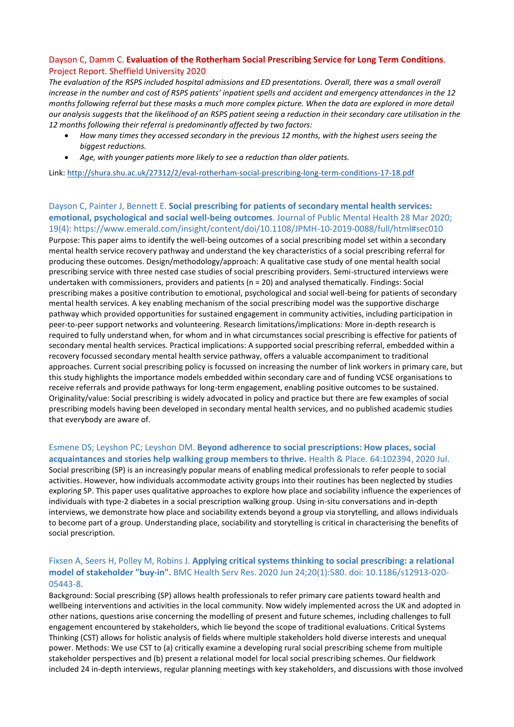Dayson C, Damm C. **Evaluation of the Rotherham Social Prescribing Service for Long Term Conditions**. Project Report. Sheffield University 2020

*The evaluation of the RSPS included hospital admissions and ED presentations. Overall, there was a small overall increase in the number and cost of RSPS patients' inpatient spells and accident and emergency attendances in the 12 months following referral but these masks a much more complex picture. When the data are explored in more detail our analysis suggests that the likelihood of an RSPS patient seeing a reduction in their secondary care utilisation in the 12 months following their referral is predominantly affected by two factors:*

- *How many times they accessed secondary in the previous 12 months, with the highest users seeing the biggest reductions.*
- *Age, with younger patients more likely to see a reduction than older patients.*

Link: http://shura.shu.ac.uk/27312/2/eval-rotherham-social-prescribing-long-term-conditions-17-18.pdf

Dayson C, Painter J, Bennett E. **Social prescribing for patients of secondary mental health services: emotional, psychological and social well-being outcomes**. Journal of Public Mental Health 28 Mar 2020; 19(4): https://www.emerald.com/insight/content/doi/10.1108/JPMH-10-2019-0088/full/html#sec010

Purpose: This paper aims to identify the well-being outcomes of a social prescribing model set within a secondary mental health service recovery pathway and understand the key characteristics of a social prescribing referral for producing these outcomes. Design/methodology/approach: A qualitative case study of one mental health social prescribing service with three nested case studies of social prescribing providers. Semi-structured interviews were undertaken with commissioners, providers and patients (n = 20) and analysed thematically. Findings: Social prescribing makes a positive contribution to emotional, psychological and social well-being for patients of secondary mental health services. A key enabling mechanism of the social prescribing model was the supportive discharge pathway which provided opportunities for sustained engagement in community activities, including participation in peer-to-peer support networks and volunteering. Research limitations/implications: More in-depth research is required to fully understand when, for whom and in what circumstances social prescribing is effective for patients of secondary mental health services. Practical implications: A supported social prescribing referral, embedded within a recovery focussed secondary mental health service pathway, offers a valuable accompaniment to traditional approaches. Current social prescribing policy is focussed on increasing the number of link workers in primary care, but this study highlights the importance models embedded within secondary care and of funding VCSE organisations to receive referrals and provide pathways for long-term engagement, enabling positive outcomes to be sustained. Originality/value: Social prescribing is widely advocated in policy and practice but there are few examples of social prescribing models having been developed in secondary mental health services, and no published academic studies that everybody are aware of.

Esmene DS; Leyshon PC; Leyshon DM. **Beyond adherence to social prescriptions: How places, social acquaintances and stories help walking group members to thrive.** Health & Place. 64:102394, 2020 Jul.

Social prescribing (SP) is an increasingly popular means of enabling medical professionals to refer people to social activities. However, how individuals accommodate activity groups into their routines has been neglected by studies exploring SP. This paper uses qualitative approaches to explore how place and sociability influence the experiences of individuals with type-2 diabetes in a social prescription walking group. Using in-situ conversations and in-depth interviews, we demonstrate how place and sociability extends beyond a group via storytelling, and allows individuals to become part of a group. Understanding place, sociability and storytelling is critical in characterising the benefits of social prescription.

Fixsen A, Seers H, Polley M, Robins J. **Applying critical systems thinking to social prescribing: a relational model of stakeholder "buy-in".** BMC Health Serv Res. 2020 Jun 24;20(1):580. doi: 10.1186/s12913-020-05443-8.

Background: Social prescribing (SP) allows health professionals to refer primary care patients toward health and wellbeing interventions and activities in the local community. Now widely implemented across the UK and adopted in other nations, questions arise concerning the modelling of present and future schemes, including challenges to full engagement encountered by stakeholders, which lie beyond the scope of traditional evaluations. Critical Systems Thinking (CST) allows for holistic analysis of fields where multiple stakeholders hold diverse interests and unequal power. Methods: We use CST to (a) critically examine a developing rural social prescribing scheme from multiple stakeholder perspectives and (b) present a relational model for local social prescribing schemes. Our fieldwork included 24 in-depth interviews, regular planning meetings with key stakeholders, and discussions with those involved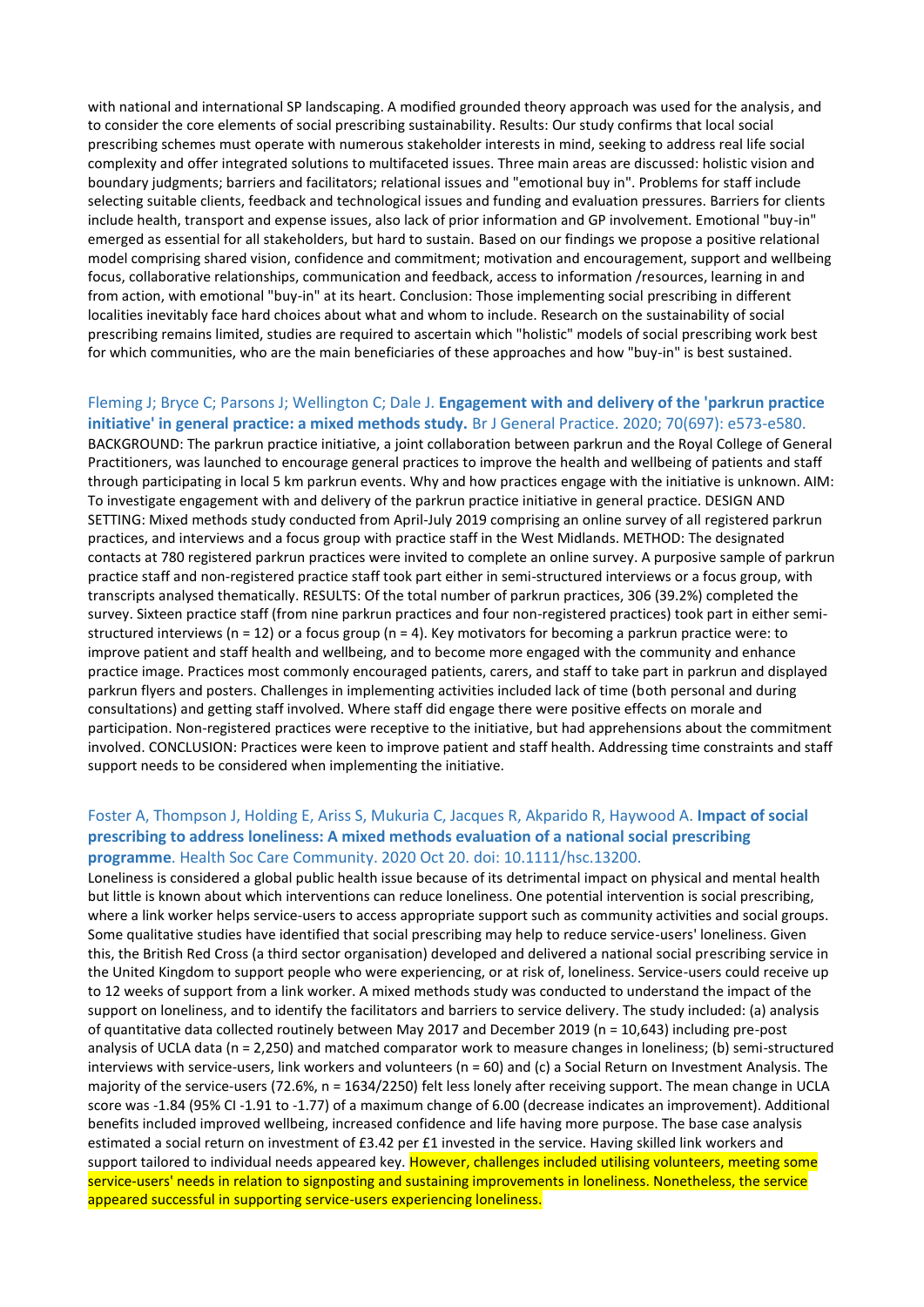with national and international SP landscaping. A modified grounded theory approach was used for the analysis, and to consider the core elements of social prescribing sustainability. Results: Our study confirms that local social prescribing schemes must operate with numerous stakeholder interests in mind, seeking to address real life social complexity and offer integrated solutions to multifaceted issues. Three main areas are discussed: holistic vision and boundary judgments; barriers and facilitators; relational issues and "emotional buy in". Problems for staff include selecting suitable clients, feedback and technological issues and funding and evaluation pressures. Barriers for clients include health, transport and expense issues, also lack of prior information and GP involvement. Emotional "buy-in" emerged as essential for all stakeholders, but hard to sustain. Based on our findings we propose a positive relational model comprising shared vision, confidence and commitment; motivation and encouragement, support and wellbeing focus, collaborative relationships, communication and feedback, access to information /resources, learning in and from action, with emotional "buy-in" at its heart. Conclusion: Those implementing social prescribing in different localities inevitably face hard choices about what and whom to include. Research on the sustainability of social prescribing remains limited, studies are required to ascertain which "holistic" models of social prescribing work best for which communities, who are the main beneficiaries of these approaches and how "buy-in" is best sustained.

Fleming J; Bryce C; Parsons J; Wellington C; Dale J. **Engagement with and delivery of the 'parkrun practice initiative' in general practice: a mixed methods study.** Br J General Practice. 2020; 70(697): e573-e580.
BACKGROUND: The parkrun practice initiative, a joint collaboration between parkrun and the Royal College of General Practitioners, was launched to encourage general practices to improve the health and wellbeing of patients and staff through participating in local 5 km parkrun events. Why and how practices engage with the initiative is unknown. AIM: To investigate engagement with and delivery of the parkrun practice initiative in general practice. DESIGN AND SETTING: Mixed methods study conducted from April-July 2019 comprising an online survey of all registered parkrun practices, and interviews and a focus group with practice staff in the West Midlands. METHOD: The designated contacts at 780 registered parkrun practices were invited to complete an online survey. A purposive sample of parkrun practice staff and non-registered practice staff took part either in semi-structured interviews or a focus group, with transcripts analysed thematically. RESULTS: Of the total number of parkrun practices, 306 (39.2%) completed the survey. Sixteen practice staff (from nine parkrun practices and four non-registered practices) took part in either semi-structured interviews (n = 12) or a focus group (n = 4). Key motivators for becoming a parkrun practice were: to improve patient and staff health and wellbeing, and to become more engaged with the community and enhance practice image. Practices most commonly encouraged patients, carers, and staff to take part in parkrun and displayed parkrun flyers and posters. Challenges in implementing activities included lack of time (both personal and during consultations) and getting staff involved. Where staff did engage there were positive effects on morale and participation. Non-registered practices were receptive to the initiative, but had apprehensions about the commitment involved. CONCLUSION: Practices were keen to improve patient and staff health. Addressing time constraints and staff support needs to be considered when implementing the initiative.

Foster A, Thompson J, Holding E, Ariss S, Mukuria C, Jacques R, Akparido R, Haywood A. **Impact of social prescribing to address loneliness: A mixed methods evaluation of a national social prescribing programme**. Health Soc Care Community. 2020 Oct 20. doi: 10.1111/hsc.13200.
Loneliness is considered a global public health issue because of its detrimental impact on physical and mental health but little is known about which interventions can reduce loneliness. One potential intervention is social prescribing, where a link worker helps service-users to access appropriate support such as community activities and social groups. Some qualitative studies have identified that social prescribing may help to reduce service-users' loneliness. Given this, the British Red Cross (a third sector organisation) developed and delivered a national social prescribing service in the United Kingdom to support people who were experiencing, or at risk of, loneliness. Service-users could receive up to 12 weeks of support from a link worker. A mixed methods study was conducted to understand the impact of the support on loneliness, and to identify the facilitators and barriers to service delivery. The study included: (a) analysis of quantitative data collected routinely between May 2017 and December 2019 (n = 10,643) including pre-post analysis of UCLA data (n = 2,250) and matched comparator work to measure changes in loneliness; (b) semi-structured interviews with service-users, link workers and volunteers (n = 60) and (c) a Social Return on Investment Analysis. The majority of the service-users (72.6%, n = 1634/2250) felt less lonely after receiving support. The mean change in UCLA score was -1.84 (95% CI -1.91 to -1.77) of a maximum change of 6.00 (decrease indicates an improvement). Additional benefits included improved wellbeing, increased confidence and life having more purpose. The base case analysis estimated a social return on investment of £3.42 per £1 invested in the service. Having skilled link workers and support tailored to individual needs appeared key. However, challenges included utilising volunteers, meeting some service-users' needs in relation to signposting and sustaining improvements in loneliness. Nonetheless, the service appeared successful in supporting service-users experiencing loneliness.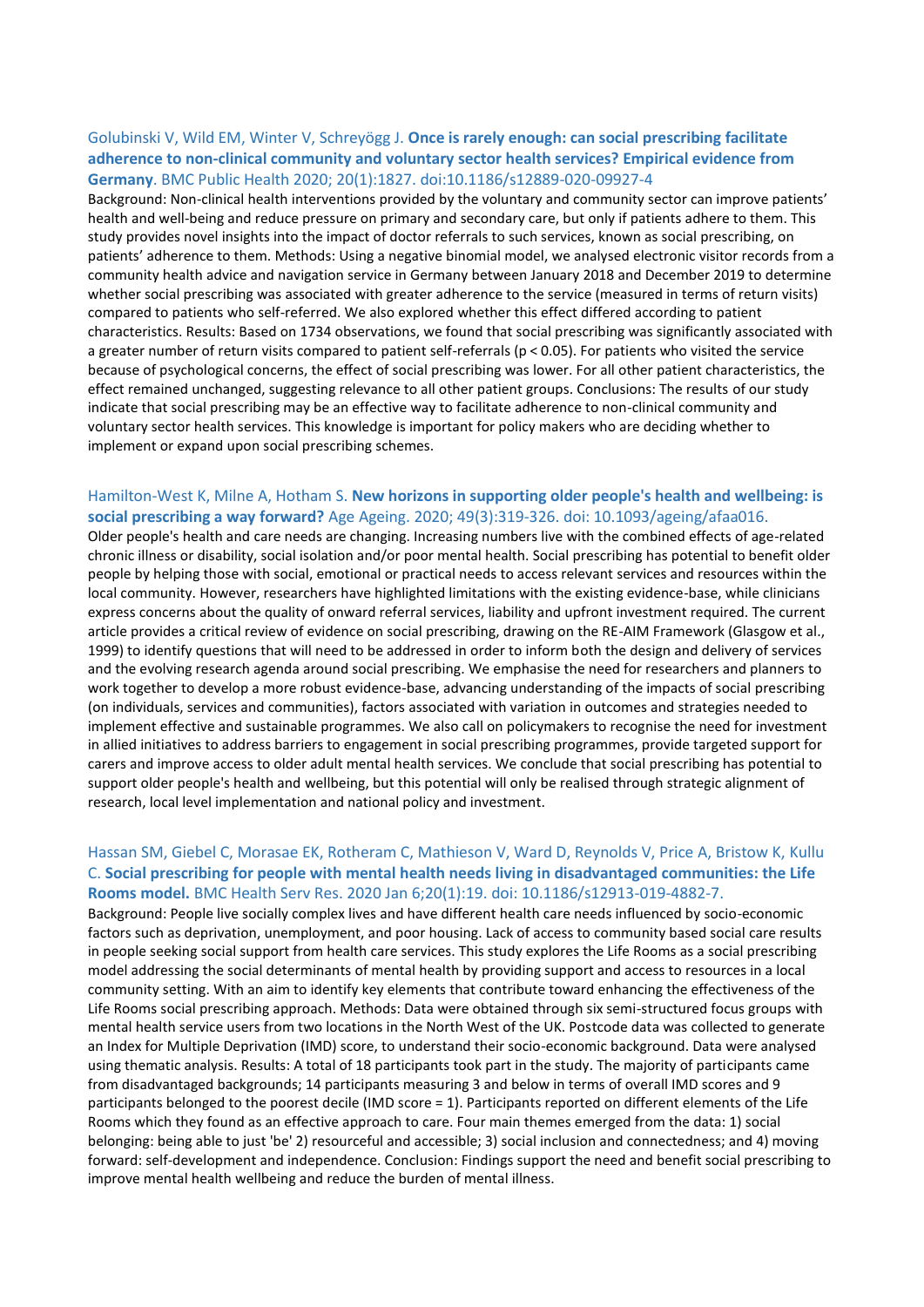Golubinski V, Wild EM, Winter V, Schreyögg J. **Once is rarely enough: can social prescribing facilitate adherence to non-clinical community and voluntary sector health services? Empirical evidence from Germany**. BMC Public Health 2020; 20(1):1827. doi:10.1186/s12889-020-09927-4

Background: Non-clinical health interventions provided by the voluntary and community sector can improve patients' health and well-being and reduce pressure on primary and secondary care, but only if patients adhere to them. This study provides novel insights into the impact of doctor referrals to such services, known as social prescribing, on patients' adherence to them. Methods: Using a negative binomial model, we analysed electronic visitor records from a community health advice and navigation service in Germany between January 2018 and December 2019 to determine whether social prescribing was associated with greater adherence to the service (measured in terms of return visits) compared to patients who self-referred. We also explored whether this effect differed according to patient characteristics. Results: Based on 1734 observations, we found that social prescribing was significantly associated with a greater number of return visits compared to patient self-referrals ($p < 0.05$). For patients who visited the service because of psychological concerns, the effect of social prescribing was lower. For all other patient characteristics, the effect remained unchanged, suggesting relevance to all other patient groups. Conclusions: The results of our study indicate that social prescribing may be an effective way to facilitate adherence to non-clinical community and voluntary sector health services. This knowledge is important for policy makers who are deciding whether to implement or expand upon social prescribing schemes.

Hamilton-West K, Milne A, Hotham S. **New horizons in supporting older people's health and wellbeing: is social prescribing a way forward?** Age Ageing. 2020; 49(3):319-326. doi: 10.1093/ageing/afaa016.

Older people's health and care needs are changing. Increasing numbers live with the combined effects of age-related chronic illness or disability, social isolation and/or poor mental health. Social prescribing has potential to benefit older people by helping those with social, emotional or practical needs to access relevant services and resources within the local community. However, researchers have highlighted limitations with the existing evidence-base, while clinicians express concerns about the quality of onward referral services, liability and upfront investment required. The current article provides a critical review of evidence on social prescribing, drawing on the RE-AIM Framework (Glasgow et al., 1999) to identify questions that will need to be addressed in order to inform both the design and delivery of services and the evolving research agenda around social prescribing. We emphasise the need for researchers and planners to work together to develop a more robust evidence-base, advancing understanding of the impacts of social prescribing (on individuals, services and communities), factors associated with variation in outcomes and strategies needed to implement effective and sustainable programmes. We also call on policymakers to recognise the need for investment in allied initiatives to address barriers to engagement in social prescribing programmes, provide targeted support for carers and improve access to older adult mental health services. We conclude that social prescribing has potential to support older people's health and wellbeing, but this potential will only be realised through strategic alignment of research, local level implementation and national policy and investment.

Hassan SM, Giebel C, Morasae EK, Rotheram C, Mathieson V, Ward D, Reynolds V, Price A, Bristow K, Kullu C. **Social prescribing for people with mental health needs living in disadvantaged communities: the Life Rooms model.** BMC Health Serv Res. 2020 Jan 6;20(1):19. doi: 10.1186/s12913-019-4882-7.

Background: People live socially complex lives and have different health care needs influenced by socio-economic factors such as deprivation, unemployment, and poor housing. Lack of access to community based social care results in people seeking social support from health care services. This study explores the Life Rooms as a social prescribing model addressing the social determinants of mental health by providing support and access to resources in a local community setting. With an aim to identify key elements that contribute toward enhancing the effectiveness of the Life Rooms social prescribing approach. Methods: Data were obtained through six semi-structured focus groups with mental health service users from two locations in the North West of the UK. Postcode data was collected to generate an Index for Multiple Deprivation (IMD) score, to understand their socio-economic background. Data were analysed using thematic analysis. Results: A total of 18 participants took part in the study. The majority of participants came from disadvantaged backgrounds; 14 participants measuring 3 and below in terms of overall IMD scores and 9 participants belonged to the poorest decile (IMD score = 1). Participants reported on different elements of the Life Rooms which they found as an effective approach to care. Four main themes emerged from the data: 1) social belonging: being able to just 'be' 2) resourceful and accessible; 3) social inclusion and connectedness; and 4) moving forward: self-development and independence. Conclusion: Findings support the need and benefit social prescribing to improve mental health wellbeing and reduce the burden of mental illness.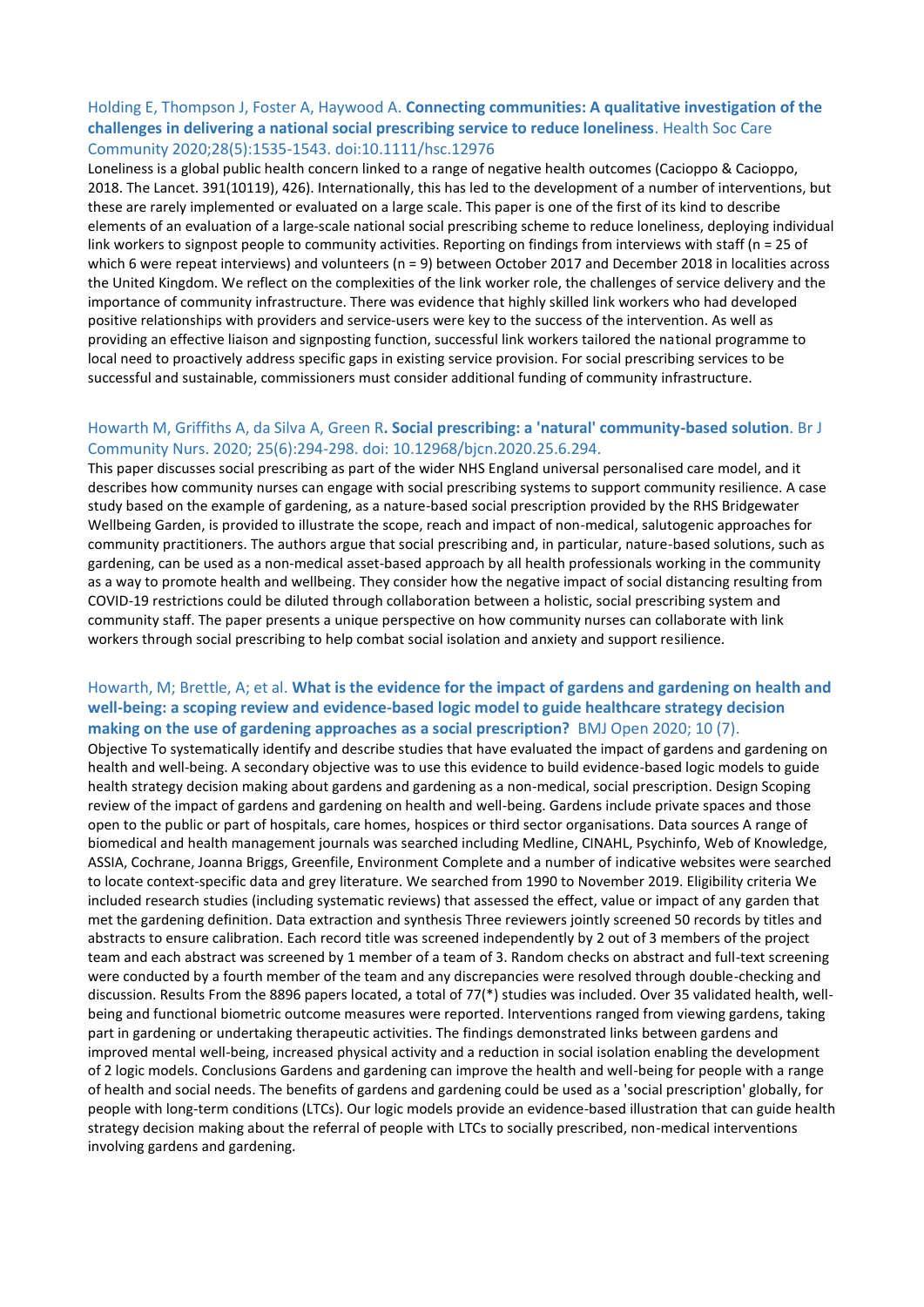Holding E, Thompson J, Foster A, Haywood A. **Connecting communities: A qualitative investigation of the challenges in delivering a national social prescribing service to reduce loneliness**. Health Soc Care Community 2020;28(5):1535-1543. doi:10.1111/hsc.12976

Loneliness is a global public health concern linked to a range of negative health outcomes (Cacioppo & Cacioppo, 2018. The Lancet. 391(10119), 426). Internationally, this has led to the development of a number of interventions, but these are rarely implemented or evaluated on a large scale. This paper is one of the first of its kind to describe elements of an evaluation of a large-scale national social prescribing scheme to reduce loneliness, deploying individual link workers to signpost people to community activities. Reporting on findings from interviews with staff (n = 25 of which 6 were repeat interviews) and volunteers (n = 9) between October 2017 and December 2018 in localities across the United Kingdom. We reflect on the complexities of the link worker role, the challenges of service delivery and the importance of community infrastructure. There was evidence that highly skilled link workers who had developed positive relationships with providers and service-users were key to the success of the intervention. As well as providing an effective liaison and signposting function, successful link workers tailored the national programme to local need to proactively address specific gaps in existing service provision. For social prescribing services to be successful and sustainable, commissioners must consider additional funding of community infrastructure.

Howarth M, Griffiths A, da Silva A, Green R**. Social prescribing: a 'natural' community-based solution**. Br J Community Nurs. 2020; 25(6):294-298. doi: 10.12968/bjcn.2020.25.6.294.

This paper discusses social prescribing as part of the wider NHS England universal personalised care model, and it describes how community nurses can engage with social prescribing systems to support community resilience. A case study based on the example of gardening, as a nature-based social prescription provided by the RHS Bridgewater Wellbeing Garden, is provided to illustrate the scope, reach and impact of non-medical, salutogenic approaches for community practitioners. The authors argue that social prescribing and, in particular, nature-based solutions, such as gardening, can be used as a non-medical asset-based approach by all health professionals working in the community as a way to promote health and wellbeing. They consider how the negative impact of social distancing resulting from COVID-19 restrictions could be diluted through collaboration between a holistic, social prescribing system and community staff. The paper presents a unique perspective on how community nurses can collaborate with link workers through social prescribing to help combat social isolation and anxiety and support resilience.

Howarth, M; Brettle, A; et al. **What is the evidence for the impact of gardens and gardening on health and well-being: a scoping review and evidence-based logic model to guide healthcare strategy decision making on the use of gardening approaches as a social prescription?** BMJ Open 2020; 10 (7).

Objective To systematically identify and describe studies that have evaluated the impact of gardens and gardening on health and well-being. A secondary objective was to use this evidence to build evidence-based logic models to guide health strategy decision making about gardens and gardening as a non-medical, social prescription. Design Scoping review of the impact of gardens and gardening on health and well-being. Gardens include private spaces and those open to the public or part of hospitals, care homes, hospices or third sector organisations. Data sources A range of biomedical and health management journals was searched including Medline, CINAHL, Psychinfo, Web of Knowledge, ASSIA, Cochrane, Joanna Briggs, Greenfile, Environment Complete and a number of indicative websites were searched to locate context-specific data and grey literature. We searched from 1990 to November 2019. Eligibility criteria We included research studies (including systematic reviews) that assessed the effect, value or impact of any garden that met the gardening definition. Data extraction and synthesis Three reviewers jointly screened 50 records by titles and abstracts to ensure calibration. Each record title was screened independently by 2 out of 3 members of the project team and each abstract was screened by 1 member of a team of 3. Random checks on abstract and full-text screening were conducted by a fourth member of the team and any discrepancies were resolved through double-checking and discussion. Results From the 8896 papers located, a total of 77(*) studies was included. Over 35 validated health, well-being and functional biometric outcome measures were reported. Interventions ranged from viewing gardens, taking part in gardening or undertaking therapeutic activities. The findings demonstrated links between gardens and improved mental well-being, increased physical activity and a reduction in social isolation enabling the development of 2 logic models. Conclusions Gardens and gardening can improve the health and well-being for people with a range of health and social needs. The benefits of gardens and gardening could be used as a 'social prescription' globally, for people with long-term conditions (LTCs). Our logic models provide an evidence-based illustration that can guide health strategy decision making about the referral of people with LTCs to socially prescribed, non-medical interventions involving gardens and gardening.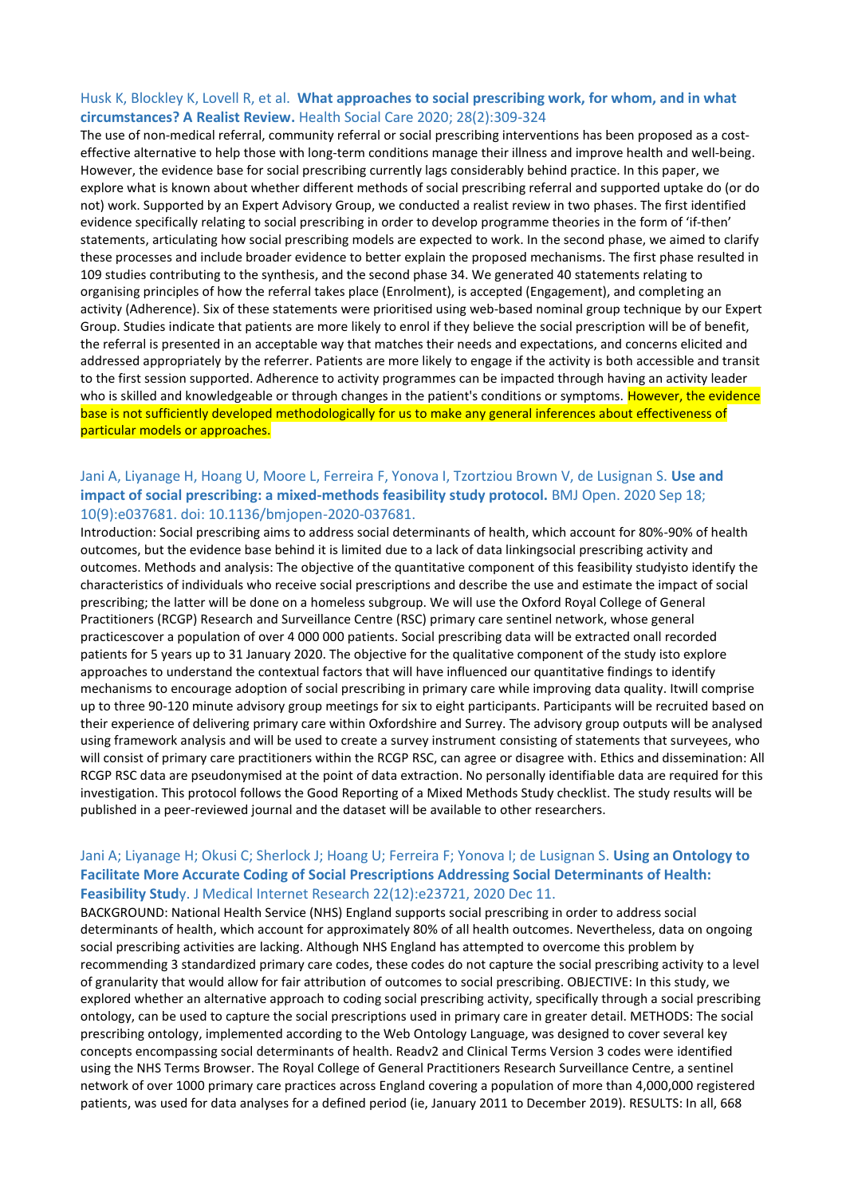Husk K, Blockley K, Lovell R, et al. **What approaches to social prescribing work, for whom, and in what circumstances? A Realist Review.** Health Social Care 2020; 28(2):309-324

The use of non-medical referral, community referral or social prescribing interventions has been proposed as a cost-effective alternative to help those with long-term conditions manage their illness and improve health and well-being. However, the evidence base for social prescribing currently lags considerably behind practice. In this paper, we explore what is known about whether different methods of social prescribing referral and supported uptake do (or do not) work. Supported by an Expert Advisory Group, we conducted a realist review in two phases. The first identified evidence specifically relating to social prescribing in order to develop programme theories in the form of 'if-then' statements, articulating how social prescribing models are expected to work. In the second phase, we aimed to clarify these processes and include broader evidence to better explain the proposed mechanisms. The first phase resulted in 109 studies contributing to the synthesis, and the second phase 34. We generated 40 statements relating to organising principles of how the referral takes place (Enrolment), is accepted (Engagement), and completing an activity (Adherence). Six of these statements were prioritised using web-based nominal group technique by our Expert Group. Studies indicate that patients are more likely to enrol if they believe the social prescription will be of benefit, the referral is presented in an acceptable way that matches their needs and expectations, and concerns elicited and addressed appropriately by the referrer. Patients are more likely to engage if the activity is both accessible and transit to the first session supported. Adherence to activity programmes can be impacted through having an activity leader who is skilled and knowledgeable or through changes in the patient's conditions or symptoms. However, the evidence base is not sufficiently developed methodologically for us to make any general inferences about effectiveness of particular models or approaches.

Jani A, Liyanage H, Hoang U, Moore L, Ferreira F, Yonova I, Tzortziou Brown V, de Lusignan S. **Use and impact of social prescribing: a mixed-methods feasibility study protocol.** BMJ Open. 2020 Sep 18; 10(9):e037681. doi: 10.1136/bmjopen-2020-037681.

Introduction: Social prescribing aims to address social determinants of health, which account for 80%-90% of health outcomes, but the evidence base behind it is limited due to a lack of data linkingsocial prescribing activity and outcomes. Methods and analysis: The objective of the quantitative component of this feasibility studyisto identify the characteristics of individuals who receive social prescriptions and describe the use and estimate the impact of social prescribing; the latter will be done on a homeless subgroup. We will use the Oxford Royal College of General Practitioners (RCGP) Research and Surveillance Centre (RSC) primary care sentinel network, whose general practicescover a population of over 4 000 000 patients. Social prescribing data will be extracted onall recorded patients for 5 years up to 31 January 2020. The objective for the qualitative component of the study isto explore approaches to understand the contextual factors that will have influenced our quantitative findings to identify mechanisms to encourage adoption of social prescribing in primary care while improving data quality. Itwill comprise up to three 90-120 minute advisory group meetings for six to eight participants. Participants will be recruited based on their experience of delivering primary care within Oxfordshire and Surrey. The advisory group outputs will be analysed using framework analysis and will be used to create a survey instrument consisting of statements that surveyees, who will consist of primary care practitioners within the RCGP RSC, can agree or disagree with. Ethics and dissemination: All RCGP RSC data are pseudonymised at the point of data extraction. No personally identifiable data are required for this investigation. This protocol follows the Good Reporting of a Mixed Methods Study checklist. The study results will be published in a peer-reviewed journal and the dataset will be available to other researchers.

Jani A; Liyanage H; Okusi C; Sherlock J; Hoang U; Ferreira F; Yonova I; de Lusignan S. **Using an Ontology to Facilitate More Accurate Coding of Social Prescriptions Addressing Social Determinants of Health: Feasibility Stud**y. J Medical Internet Research 22(12):e23721, 2020 Dec 11.

BACKGROUND: National Health Service (NHS) England supports social prescribing in order to address social determinants of health, which account for approximately 80% of all health outcomes. Nevertheless, data on ongoing social prescribing activities are lacking. Although NHS England has attempted to overcome this problem by recommending 3 standardized primary care codes, these codes do not capture the social prescribing activity to a level of granularity that would allow for fair attribution of outcomes to social prescribing. OBJECTIVE: In this study, we explored whether an alternative approach to coding social prescribing activity, specifically through a social prescribing ontology, can be used to capture the social prescriptions used in primary care in greater detail. METHODS: The social prescribing ontology, implemented according to the Web Ontology Language, was designed to cover several key concepts encompassing social determinants of health. Readv2 and Clinical Terms Version 3 codes were identified using the NHS Terms Browser. The Royal College of General Practitioners Research Surveillance Centre, a sentinel network of over 1000 primary care practices across England covering a population of more than 4,000,000 registered patients, was used for data analyses for a defined period (ie, January 2011 to December 2019). RESULTS: In all, 668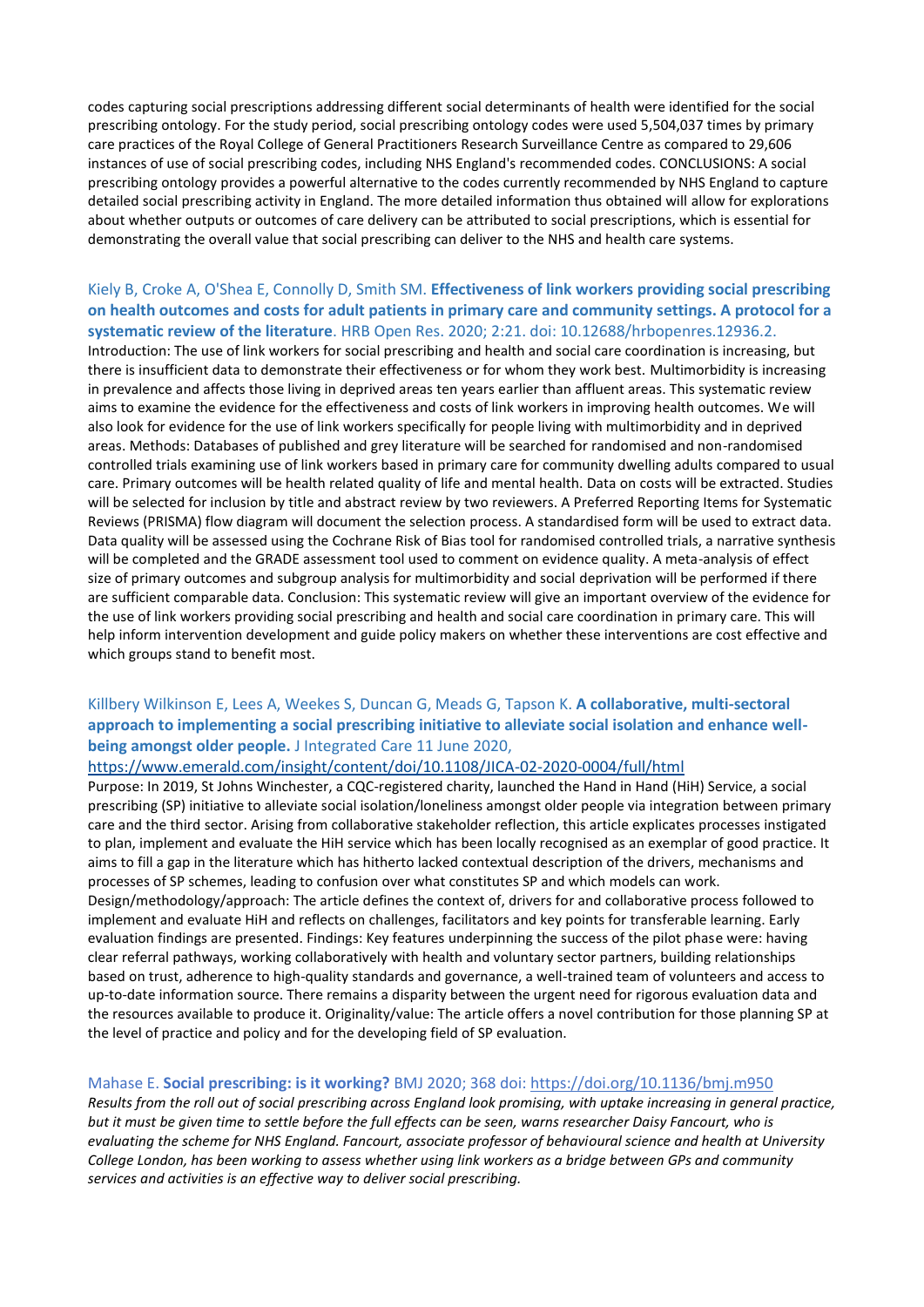codes capturing social prescriptions addressing different social determinants of health were identified for the social prescribing ontology. For the study period, social prescribing ontology codes were used 5,504,037 times by primary care practices of the Royal College of General Practitioners Research Surveillance Centre as compared to 29,606 instances of use of social prescribing codes, including NHS England's recommended codes. CONCLUSIONS: A social prescribing ontology provides a powerful alternative to the codes currently recommended by NHS England to capture detailed social prescribing activity in England. The more detailed information thus obtained will allow for explorations about whether outputs or outcomes of care delivery can be attributed to social prescriptions, which is essential for demonstrating the overall value that social prescribing can deliver to the NHS and health care systems.

Kiely B, Croke A, O'Shea E, Connolly D, Smith SM. **Effectiveness of link workers providing social prescribing on health outcomes and costs for adult patients in primary care and community settings. A protocol for a systematic review of the literature**. HRB Open Res. 2020; 2:21. doi: 10.12688/hrbopenres.12936.2.
Introduction: The use of link workers for social prescribing and health and social care coordination is increasing, but there is insufficient data to demonstrate their effectiveness or for whom they work best. Multimorbidity is increasing in prevalence and affects those living in deprived areas ten years earlier than affluent areas. This systematic review aims to examine the evidence for the effectiveness and costs of link workers in improving health outcomes. We will also look for evidence for the use of link workers specifically for people living with multimorbidity and in deprived areas. Methods: Databases of published and grey literature will be searched for randomised and non-randomised controlled trials examining use of link workers based in primary care for community dwelling adults compared to usual care. Primary outcomes will be health related quality of life and mental health. Data on costs will be extracted. Studies will be selected for inclusion by title and abstract review by two reviewers. A Preferred Reporting Items for Systematic Reviews (PRISMA) flow diagram will document the selection process. A standardised form will be used to extract data. Data quality will be assessed using the Cochrane Risk of Bias tool for randomised controlled trials, a narrative synthesis will be completed and the GRADE assessment tool used to comment on evidence quality. A meta-analysis of effect size of primary outcomes and subgroup analysis for multimorbidity and social deprivation will be performed if there are sufficient comparable data. Conclusion: This systematic review will give an important overview of the evidence for the use of link workers providing social prescribing and health and social care coordination in primary care. This will help inform intervention development and guide policy makers on whether these interventions are cost effective and which groups stand to benefit most.

Killbery Wilkinson E, Lees A, Weekes S, Duncan G, Meads G, Tapson K. **A collaborative, multi-sectoral approach to implementing a social prescribing initiative to alleviate social isolation and enhance well-being amongst older people.** J Integrated Care 11 June 2020,
https://www.emerald.com/insight/content/doi/10.1108/JICA-02-2020-0004/full/html
Purpose: In 2019, St Johns Winchester, a CQC-registered charity, launched the Hand in Hand (HiH) Service, a social prescribing (SP) initiative to alleviate social isolation/loneliness amongst older people via integration between primary care and the third sector. Arising from collaborative stakeholder reflection, this article explicates processes instigated to plan, implement and evaluate the HiH service which has been locally recognised as an exemplar of good practice. It aims to fill a gap in the literature which has hitherto lacked contextual description of the drivers, mechanisms and processes of SP schemes, leading to confusion over what constitutes SP and which models can work.
Design/methodology/approach: The article defines the context of, drivers for and collaborative process followed to implement and evaluate HiH and reflects on challenges, facilitators and key points for transferable learning. Early evaluation findings are presented. Findings: Key features underpinning the success of the pilot phase were: having clear referral pathways, working collaboratively with health and voluntary sector partners, building relationships based on trust, adherence to high-quality standards and governance, a well-trained team of volunteers and access to up-to-date information source. There remains a disparity between the urgent need for rigorous evaluation data and the resources available to produce it. Originality/value: The article offers a novel contribution for those planning SP at the level of practice and policy and for the developing field of SP evaluation.

Mahase E. **Social prescribing: is it working?** BMJ 2020; 368 doi: https://doi.org/10.1136/bmj.m950
*Results from the roll out of social prescribing across England look promising, with uptake increasing in general practice, but it must be given time to settle before the full effects can be seen, warns researcher Daisy Fancourt, who is evaluating the scheme for NHS England. Fancourt, associate professor of behavioural science and health at University College London, has been working to assess whether using link workers as a bridge between GPs and community services and activities is an effective way to deliver social prescribing.*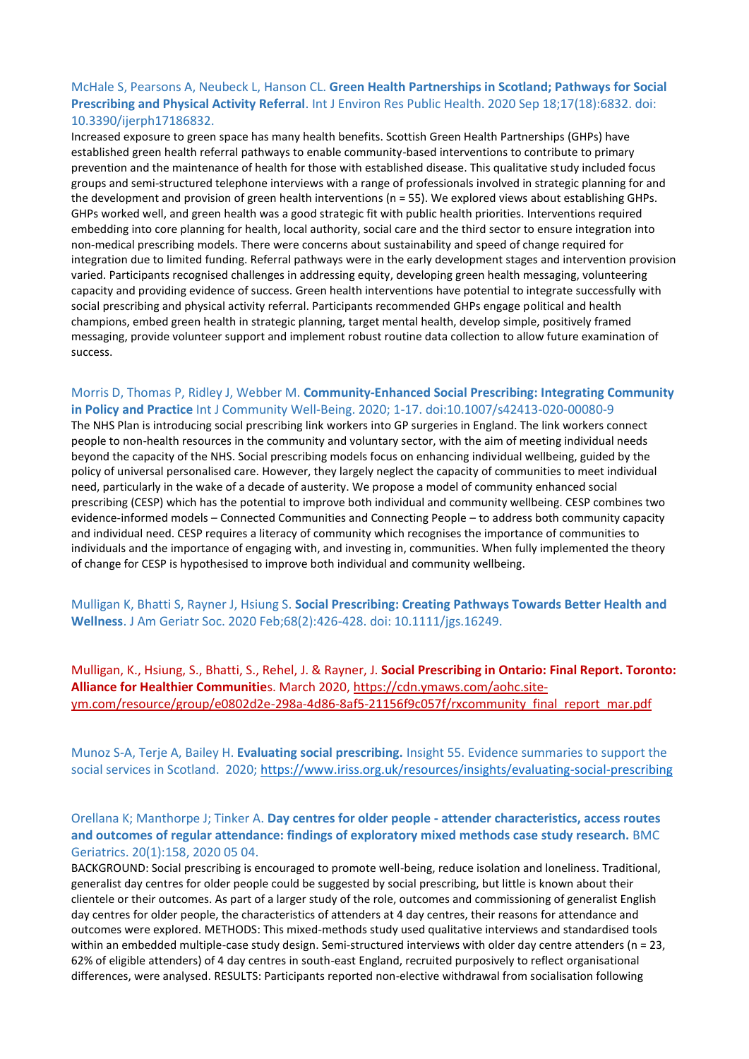McHale S, Pearsons A, Neubeck L, Hanson CL. **Green Health Partnerships in Scotland; Pathways for Social Prescribing and Physical Activity Referral**. Int J Environ Res Public Health. 2020 Sep 18;17(18):6832. doi: 10.3390/ijerph17186832.

Increased exposure to green space has many health benefits. Scottish Green Health Partnerships (GHPs) have established green health referral pathways to enable community-based interventions to contribute to primary prevention and the maintenance of health for those with established disease. This qualitative study included focus groups and semi-structured telephone interviews with a range of professionals involved in strategic planning for and the development and provision of green health interventions (n = 55). We explored views about establishing GHPs. GHPs worked well, and green health was a good strategic fit with public health priorities. Interventions required embedding into core planning for health, local authority, social care and the third sector to ensure integration into non-medical prescribing models. There were concerns about sustainability and speed of change required for integration due to limited funding. Referral pathways were in the early development stages and intervention provision varied. Participants recognised challenges in addressing equity, developing green health messaging, volunteering capacity and providing evidence of success. Green health interventions have potential to integrate successfully with social prescribing and physical activity referral. Participants recommended GHPs engage political and health champions, embed green health in strategic planning, target mental health, develop simple, positively framed messaging, provide volunteer support and implement robust routine data collection to allow future examination of success.

Morris D, Thomas P, Ridley J, Webber M. **Community-Enhanced Social Prescribing: Integrating Community in Policy and Practice** Int J Community Well-Being. 2020; 1-17. doi:10.1007/s42413-020-00080-9

The NHS Plan is introducing social prescribing link workers into GP surgeries in England. The link workers connect people to non-health resources in the community and voluntary sector, with the aim of meeting individual needs beyond the capacity of the NHS. Social prescribing models focus on enhancing individual wellbeing, guided by the policy of universal personalised care. However, they largely neglect the capacity of communities to meet individual need, particularly in the wake of a decade of austerity. We propose a model of community enhanced social prescribing (CESP) which has the potential to improve both individual and community wellbeing. CESP combines two evidence-informed models – Connected Communities and Connecting People – to address both community capacity and individual need. CESP requires a literacy of community which recognises the importance of communities to individuals and the importance of engaging with, and investing in, communities. When fully implemented the theory of change for CESP is hypothesised to improve both individual and community wellbeing.

Mulligan K, Bhatti S, Rayner J, Hsiung S. **Social Prescribing: Creating Pathways Towards Better Health and Wellness**. J Am Geriatr Soc. 2020 Feb;68(2):426-428. doi: 10.1111/jgs.16249.

Mulligan, K., Hsiung, S., Bhatti, S., Rehel, J. & Rayner, J. **Social Prescribing in Ontario: Final Report. Toronto: Alliance for Healthier Communities**. March 2020, https://cdn.ymaws.com/aohc.site-ym.com/resource/group/e0802d2e-298a-4d86-8af5-21156f9c057f/rxcommunity_final_report_mar.pdf

Munoz S-A, Terje A, Bailey H. **Evaluating social prescribing.** Insight 55. Evidence summaries to support the social services in Scotland. 2020; https://www.iriss.org.uk/resources/insights/evaluating-social-prescribing

Orellana K; Manthorpe J; Tinker A. **Day centres for older people - attender characteristics, access routes and outcomes of regular attendance: findings of exploratory mixed methods case study research.** BMC Geriatrics. 20(1):158, 2020 05 04.

BACKGROUND: Social prescribing is encouraged to promote well-being, reduce isolation and loneliness. Traditional, generalist day centres for older people could be suggested by social prescribing, but little is known about their clientele or their outcomes. As part of a larger study of the role, outcomes and commissioning of generalist English day centres for older people, the characteristics of attenders at 4 day centres, their reasons for attendance and outcomes were explored. METHODS: This mixed-methods study used qualitative interviews and standardised tools within an embedded multiple-case study design. Semi-structured interviews with older day centre attenders (n = 23, 62% of eligible attenders) of 4 day centres in south-east England, recruited purposively to reflect organisational differences, were analysed. RESULTS: Participants reported non-elective withdrawal from socialisation following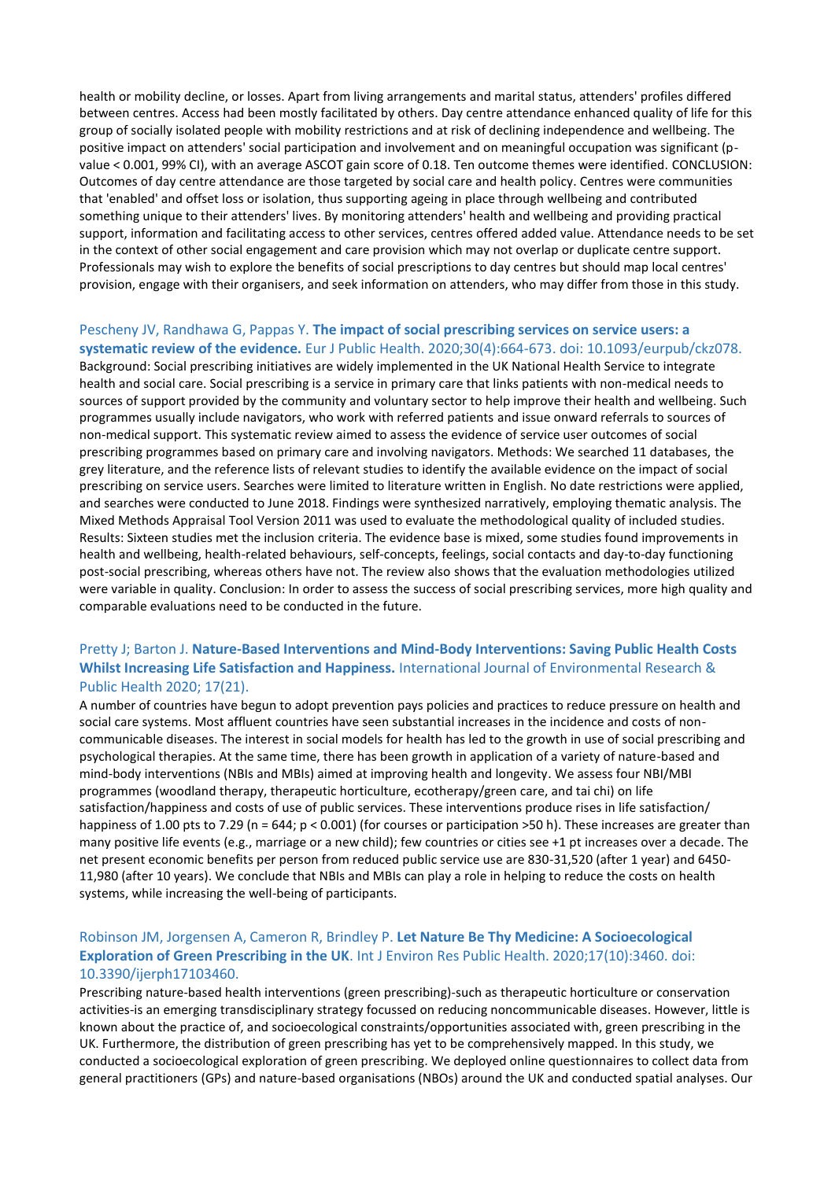health or mobility decline, or losses. Apart from living arrangements and marital status, attenders' profiles differed between centres. Access had been mostly facilitated by others. Day centre attendance enhanced quality of life for this group of socially isolated people with mobility restrictions and at risk of declining independence and wellbeing. The positive impact on attenders' social participation and involvement and on meaningful occupation was significant (p-value < 0.001, 99% CI), with an average ASCOT gain score of 0.18. Ten outcome themes were identified. CONCLUSION: Outcomes of day centre attendance are those targeted by social care and health policy. Centres were communities that 'enabled' and offset loss or isolation, thus supporting ageing in place through wellbeing and contributed something unique to their attenders' lives. By monitoring attenders' health and wellbeing and providing practical support, information and facilitating access to other services, centres offered added value. Attendance needs to be set in the context of other social engagement and care provision which may not overlap or duplicate centre support. Professionals may wish to explore the benefits of social prescriptions to day centres but should map local centres' provision, engage with their organisers, and seek information on attenders, who may differ from those in this study.

Pescheny JV, Randhawa G, Pappas Y. **The impact of social prescribing services on service users: a systematic review of the evidence.** Eur J Public Health. 2020;30(4):664-673. doi: 10.1093/eurpub/ckz078.

Background: Social prescribing initiatives are widely implemented in the UK National Health Service to integrate health and social care. Social prescribing is a service in primary care that links patients with non-medical needs to sources of support provided by the community and voluntary sector to help improve their health and wellbeing. Such programmes usually include navigators, who work with referred patients and issue onward referrals to sources of non-medical support. This systematic review aimed to assess the evidence of service user outcomes of social prescribing programmes based on primary care and involving navigators. Methods: We searched 11 databases, the grey literature, and the reference lists of relevant studies to identify the available evidence on the impact of social prescribing on service users. Searches were limited to literature written in English. No date restrictions were applied, and searches were conducted to June 2018. Findings were synthesized narratively, employing thematic analysis. The Mixed Methods Appraisal Tool Version 2011 was used to evaluate the methodological quality of included studies. Results: Sixteen studies met the inclusion criteria. The evidence base is mixed, some studies found improvements in health and wellbeing, health-related behaviours, self-concepts, feelings, social contacts and day-to-day functioning post-social prescribing, whereas others have not. The review also shows that the evaluation methodologies utilized were variable in quality. Conclusion: In order to assess the success of social prescribing services, more high quality and comparable evaluations need to be conducted in the future.

Pretty J; Barton J. **Nature-Based Interventions and Mind-Body Interventions: Saving Public Health Costs Whilst Increasing Life Satisfaction and Happiness.** International Journal of Environmental Research & Public Health 2020; 17(21).

A number of countries have begun to adopt prevention pays policies and practices to reduce pressure on health and social care systems. Most affluent countries have seen substantial increases in the incidence and costs of non-communicable diseases. The interest in social models for health has led to the growth in use of social prescribing and psychological therapies. At the same time, there has been growth in application of a variety of nature-based and mind-body interventions (NBIs and MBIs) aimed at improving health and longevity. We assess four NBI/MBI programmes (woodland therapy, therapeutic horticulture, ecotherapy/green care, and tai chi) on life satisfaction/happiness and costs of use of public services. These interventions produce rises in life satisfaction/ happiness of 1.00 pts to 7.29 (n = 644; p < 0.001) (for courses or participation >50 h). These increases are greater than many positive life events (e.g., marriage or a new child); few countries or cities see +1 pt increases over a decade. The net present economic benefits per person from reduced public service use are 830-31,520 (after 1 year) and 6450-11,980 (after 10 years). We conclude that NBIs and MBIs can play a role in helping to reduce the costs on health systems, while increasing the well-being of participants.

Robinson JM, Jorgensen A, Cameron R, Brindley P. **Let Nature Be Thy Medicine: A Socioecological Exploration of Green Prescribing in the UK**. Int J Environ Res Public Health. 2020;17(10):3460. doi: 10.3390/ijerph17103460.

Prescribing nature-based health interventions (green prescribing)-such as therapeutic horticulture or conservation activities-is an emerging transdisciplinary strategy focussed on reducing noncommunicable diseases. However, little is known about the practice of, and socioecological constraints/opportunities associated with, green prescribing in the UK. Furthermore, the distribution of green prescribing has yet to be comprehensively mapped. In this study, we conducted a socioecological exploration of green prescribing. We deployed online questionnaires to collect data from general practitioners (GPs) and nature-based organisations (NBOs) around the UK and conducted spatial analyses. Our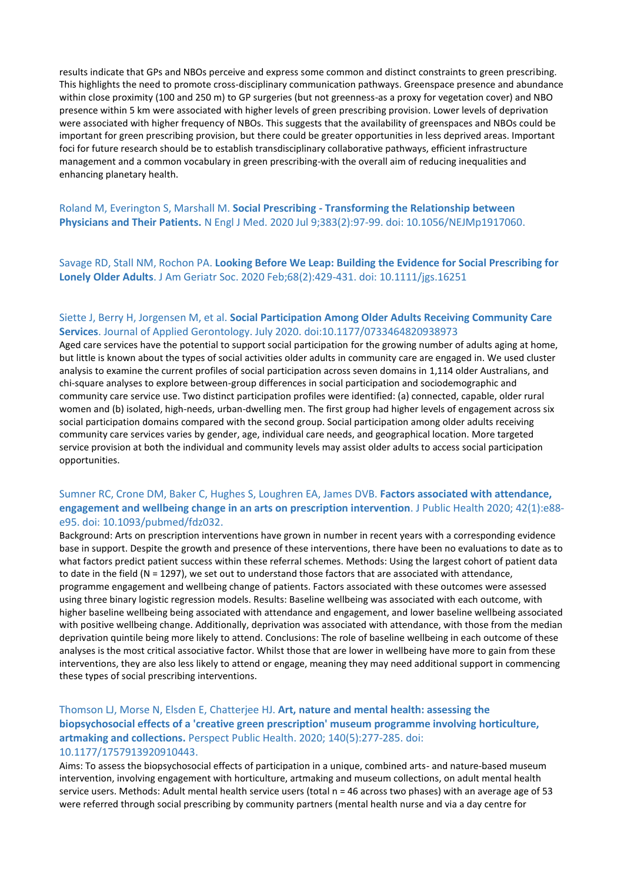results indicate that GPs and NBOs perceive and express some common and distinct constraints to green prescribing. This highlights the need to promote cross-disciplinary communication pathways. Greenspace presence and abundance within close proximity (100 and 250 m) to GP surgeries (but not greenness-as a proxy for vegetation cover) and NBO presence within 5 km were associated with higher levels of green prescribing provision. Lower levels of deprivation were associated with higher frequency of NBOs. This suggests that the availability of greenspaces and NBOs could be important for green prescribing provision, but there could be greater opportunities in less deprived areas. Important foci for future research should be to establish transdisciplinary collaborative pathways, efficient infrastructure management and a common vocabulary in green prescribing-with the overall aim of reducing inequalities and enhancing planetary health.

Roland M, Everington S, Marshall M. **Social Prescribing - Transforming the Relationship between Physicians and Their Patients.** N Engl J Med. 2020 Jul 9;383(2):97-99. doi: 10.1056/NEJMp1917060.

Savage RD, Stall NM, Rochon PA. **Looking Before We Leap: Building the Evidence for Social Prescribing for Lonely Older Adults**. J Am Geriatr Soc. 2020 Feb;68(2):429-431. doi: 10.1111/jgs.16251

Siette J, Berry H, Jorgensen M, et al. **Social Participation Among Older Adults Receiving Community Care Services**. Journal of Applied Gerontology. July 2020. doi:10.1177/0733464820938973

Aged care services have the potential to support social participation for the growing number of adults aging at home, but little is known about the types of social activities older adults in community care are engaged in. We used cluster analysis to examine the current profiles of social participation across seven domains in 1,114 older Australians, and chi-square analyses to explore between-group differences in social participation and sociodemographic and community care service use. Two distinct participation profiles were identified: (a) connected, capable, older rural women and (b) isolated, high-needs, urban-dwelling men. The first group had higher levels of engagement across six social participation domains compared with the second group. Social participation among older adults receiving community care services varies by gender, age, individual care needs, and geographical location. More targeted service provision at both the individual and community levels may assist older adults to access social participation opportunities.

Sumner RC, Crone DM, Baker C, Hughes S, Loughren EA, James DVB. **Factors associated with attendance, engagement and wellbeing change in an arts on prescription intervention**. J Public Health 2020; 42(1):e88-e95. doi: 10.1093/pubmed/fdz032.

Background: Arts on prescription interventions have grown in number in recent years with a corresponding evidence base in support. Despite the growth and presence of these interventions, there have been no evaluations to date as to what factors predict patient success within these referral schemes. Methods: Using the largest cohort of patient data to date in the field (N = 1297), we set out to understand those factors that are associated with attendance, programme engagement and wellbeing change of patients. Factors associated with these outcomes were assessed using three binary logistic regression models. Results: Baseline wellbeing was associated with each outcome, with higher baseline wellbeing being associated with attendance and engagement, and lower baseline wellbeing associated with positive wellbeing change. Additionally, deprivation was associated with attendance, with those from the median deprivation quintile being more likely to attend. Conclusions: The role of baseline wellbeing in each outcome of these analyses is the most critical associative factor. Whilst those that are lower in wellbeing have more to gain from these interventions, they are also less likely to attend or engage, meaning they may need additional support in commencing these types of social prescribing interventions.

Thomson LJ, Morse N, Elsden E, Chatterjee HJ. **Art, nature and mental health: assessing the biopsychosocial effects of a 'creative green prescription' museum programme involving horticulture, artmaking and collections.** Perspect Public Health. 2020; 140(5):277-285. doi: 10.1177/1757913920910443.

Aims: To assess the biopsychosocial effects of participation in a unique, combined arts- and nature-based museum intervention, involving engagement with horticulture, artmaking and museum collections, on adult mental health service users. Methods: Adult mental health service users (total n = 46 across two phases) with an average age of 53 were referred through social prescribing by community partners (mental health nurse and via a day centre for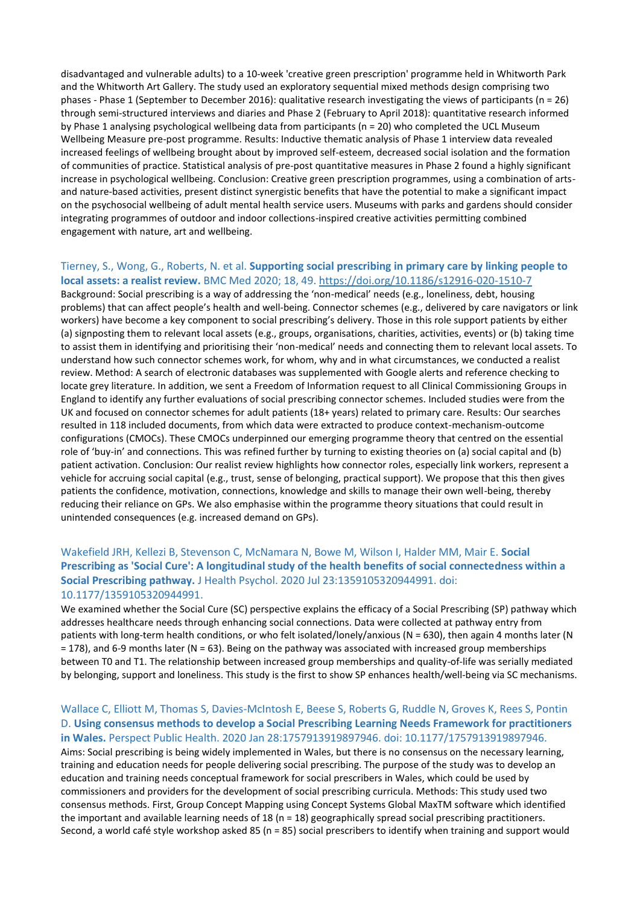disadvantaged and vulnerable adults) to a 10-week 'creative green prescription' programme held in Whitworth Park and the Whitworth Art Gallery. The study used an exploratory sequential mixed methods design comprising two phases - Phase 1 (September to December 2016): qualitative research investigating the views of participants (n = 26) through semi-structured interviews and diaries and Phase 2 (February to April 2018): quantitative research informed by Phase 1 analysing psychological wellbeing data from participants (n = 20) who completed the UCL Museum Wellbeing Measure pre-post programme. Results: Inductive thematic analysis of Phase 1 interview data revealed increased feelings of wellbeing brought about by improved self-esteem, decreased social isolation and the formation of communities of practice. Statistical analysis of pre-post quantitative measures in Phase 2 found a highly significant increase in psychological wellbeing. Conclusion: Creative green prescription programmes, using a combination of arts- and nature-based activities, present distinct synergistic benefits that have the potential to make a significant impact on the psychosocial wellbeing of adult mental health service users. Museums with parks and gardens should consider integrating programmes of outdoor and indoor collections-inspired creative activities permitting combined engagement with nature, art and wellbeing.

Tierney, S., Wong, G., Roberts, N. et al. **Supporting social prescribing in primary care by linking people to local assets: a realist review.** BMC Med 2020; 18, 49. https://doi.org/10.1186/s12916-020-1510-7

Background: Social prescribing is a way of addressing the 'non-medical' needs (e.g., loneliness, debt, housing problems) that can affect people's health and well-being. Connector schemes (e.g., delivered by care navigators or link workers) have become a key component to social prescribing's delivery. Those in this role support patients by either (a) signposting them to relevant local assets (e.g., groups, organisations, charities, activities, events) or (b) taking time to assist them in identifying and prioritising their 'non-medical' needs and connecting them to relevant local assets. To understand how such connector schemes work, for whom, why and in what circumstances, we conducted a realist review. Method: A search of electronic databases was supplemented with Google alerts and reference checking to locate grey literature. In addition, we sent a Freedom of Information request to all Clinical Commissioning Groups in England to identify any further evaluations of social prescribing connector schemes. Included studies were from the UK and focused on connector schemes for adult patients (18+ years) related to primary care. Results: Our searches resulted in 118 included documents, from which data were extracted to produce context-mechanism-outcome configurations (CMOCs). These CMOCs underpinned our emerging programme theory that centred on the essential role of 'buy-in' and connections. This was refined further by turning to existing theories on (a) social capital and (b) patient activation. Conclusion: Our realist review highlights how connector roles, especially link workers, represent a vehicle for accruing social capital (e.g., trust, sense of belonging, practical support). We propose that this then gives patients the confidence, motivation, connections, knowledge and skills to manage their own well-being, thereby reducing their reliance on GPs. We also emphasise within the programme theory situations that could result in unintended consequences (e.g. increased demand on GPs).

Wakefield JRH, Kellezi B, Stevenson C, McNamara N, Bowe M, Wilson I, Halder MM, Mair E. **Social Prescribing as 'Social Cure': A longitudinal study of the health benefits of social connectedness within a Social Prescribing pathway.** J Health Psychol. 2020 Jul 23:1359105320944991. doi: 10.1177/1359105320944991.

We examined whether the Social Cure (SC) perspective explains the efficacy of a Social Prescribing (SP) pathway which addresses healthcare needs through enhancing social connections. Data were collected at pathway entry from patients with long-term health conditions, or who felt isolated/lonely/anxious (N = 630), then again 4 months later (N = 178), and 6-9 months later (N = 63). Being on the pathway was associated with increased group memberships between T0 and T1. The relationship between increased group memberships and quality-of-life was serially mediated by belonging, support and loneliness. This study is the first to show SP enhances health/well-being via SC mechanisms.

Wallace C, Elliott M, Thomas S, Davies-McIntosh E, Beese S, Roberts G, Ruddle N, Groves K, Rees S, Pontin D. **Using consensus methods to develop a Social Prescribing Learning Needs Framework for practitioners in Wales.** Perspect Public Health. 2020 Jan 28:1757913919897946. doi: 10.1177/1757913919897946.

Aims: Social prescribing is being widely implemented in Wales, but there is no consensus on the necessary learning, training and education needs for people delivering social prescribing. The purpose of the study was to develop an education and training needs conceptual framework for social prescribers in Wales, which could be used by commissioners and providers for the development of social prescribing curricula. Methods: This study used two consensus methods. First, Group Concept Mapping using Concept Systems Global MaxTM software which identified the important and available learning needs of 18 (n = 18) geographically spread social prescribing practitioners. Second, a world café style workshop asked 85 (n = 85) social prescribers to identify when training and support would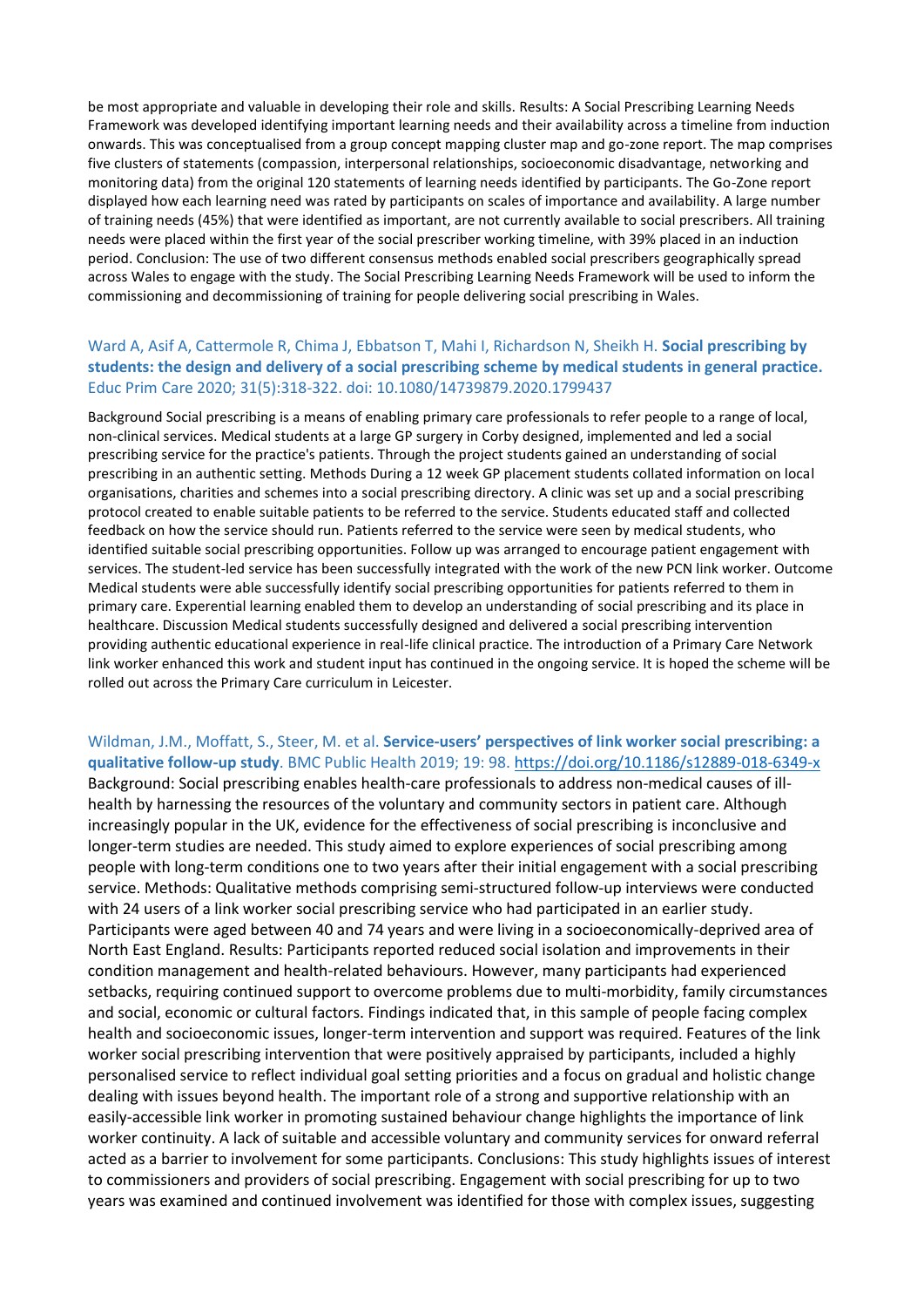be most appropriate and valuable in developing their role and skills. Results: A Social Prescribing Learning Needs Framework was developed identifying important learning needs and their availability across a timeline from induction onwards. This was conceptualised from a group concept mapping cluster map and go-zone report. The map comprises five clusters of statements (compassion, interpersonal relationships, socioeconomic disadvantage, networking and monitoring data) from the original 120 statements of learning needs identified by participants. The Go-Zone report displayed how each learning need was rated by participants on scales of importance and availability. A large number of training needs (45%) that were identified as important, are not currently available to social prescribers. All training needs were placed within the first year of the social prescriber working timeline, with 39% placed in an induction period. Conclusion: The use of two different consensus methods enabled social prescribers geographically spread across Wales to engage with the study. The Social Prescribing Learning Needs Framework will be used to inform the commissioning and decommissioning of training for people delivering social prescribing in Wales.

Ward A, Asif A, Cattermole R, Chima J, Ebbatson T, Mahi I, Richardson N, Sheikh H. **Social prescribing by students: the design and delivery of a social prescribing scheme by medical students in general practice.** Educ Prim Care 2020; 31(5):318-322. doi: 10.1080/14739879.2020.1799437

Background Social prescribing is a means of enabling primary care professionals to refer people to a range of local, non-clinical services. Medical students at a large GP surgery in Corby designed, implemented and led a social prescribing service for the practice's patients. Through the project students gained an understanding of social prescribing in an authentic setting. Methods During a 12 week GP placement students collated information on local organisations, charities and schemes into a social prescribing directory. A clinic was set up and a social prescribing protocol created to enable suitable patients to be referred to the service. Students educated staff and collected feedback on how the service should run. Patients referred to the service were seen by medical students, who identified suitable social prescribing opportunities. Follow up was arranged to encourage patient engagement with services. The student-led service has been successfully integrated with the work of the new PCN link worker. Outcome Medical students were able successfully identify social prescribing opportunities for patients referred to them in primary care. Experiential learning enabled them to develop an understanding of social prescribing and its place in healthcare. Discussion Medical students successfully designed and delivered a social prescribing intervention providing authentic educational experience in real-life clinical practice. The introduction of a Primary Care Network link worker enhanced this work and student input has continued in the ongoing service. It is hoped the scheme will be rolled out across the Primary Care curriculum in Leicester.

Wildman, J.M., Moffatt, S., Steer, M. et al. **Service-users' perspectives of link worker social prescribing: a qualitative follow-up study**. BMC Public Health 2019; 19: 98. https://doi.org/10.1186/s12889-018-6349-x
Background: Social prescribing enables health-care professionals to address non-medical causes of ill-health by harnessing the resources of the voluntary and community sectors in patient care. Although increasingly popular in the UK, evidence for the effectiveness of social prescribing is inconclusive and longer-term studies are needed. This study aimed to explore experiences of social prescribing among people with long-term conditions one to two years after their initial engagement with a social prescribing service. Methods: Qualitative methods comprising semi-structured follow-up interviews were conducted with 24 users of a link worker social prescribing service who had participated in an earlier study. Participants were aged between 40 and 74 years and were living in a socioeconomically-deprived area of North East England. Results: Participants reported reduced social isolation and improvements in their condition management and health-related behaviours. However, many participants had experienced setbacks, requiring continued support to overcome problems due to multi-morbidity, family circumstances and social, economic or cultural factors. Findings indicated that, in this sample of people facing complex health and socioeconomic issues, longer-term intervention and support was required. Features of the link worker social prescribing intervention that were positively appraised by participants, included a highly personalised service to reflect individual goal setting priorities and a focus on gradual and holistic change dealing with issues beyond health. The important role of a strong and supportive relationship with an easily-accessible link worker in promoting sustained behaviour change highlights the importance of link worker continuity. A lack of suitable and accessible voluntary and community services for onward referral acted as a barrier to involvement for some participants. Conclusions: This study highlights issues of interest to commissioners and providers of social prescribing. Engagement with social prescribing for up to two years was examined and continued involvement was identified for those with complex issues, suggesting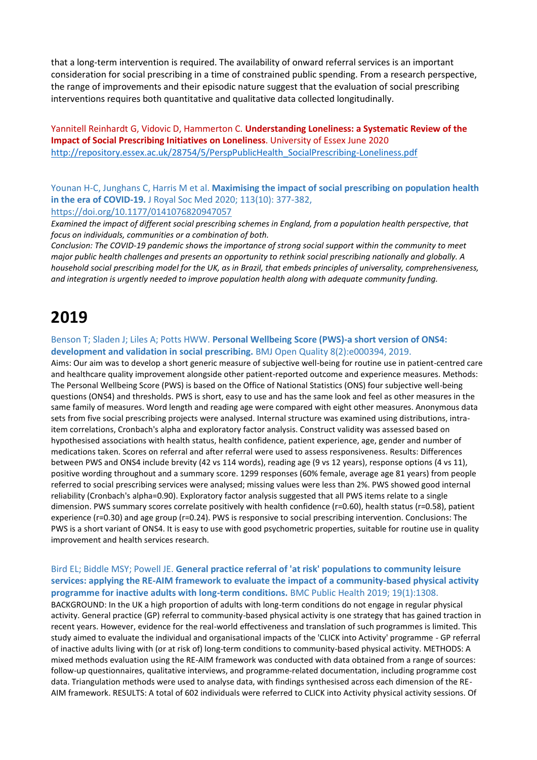that a long-term intervention is required. The availability of onward referral services is an important consideration for social prescribing in a time of constrained public spending. From a research perspective, the range of improvements and their episodic nature suggest that the evaluation of social prescribing interventions requires both quantitative and qualitative data collected longitudinally.

Yannitell Reinhardt G, Vidovic D, Hammerton C. **Understanding Loneliness: a Systematic Review of the Impact of Social Prescribing Initiatives on Loneliness**. University of Essex June 2020
http://repository.essex.ac.uk/28754/5/PerspPublicHealth_SocialPrescribing-Loneliness.pdf

Younan H-C, Junghans C, Harris M et al. **Maximising the impact of social prescribing on population health in the era of COVID-19.** J Royal Soc Med 2020; 113(10): 377-382, https://doi.org/10.1177/0141076820947057

*Examined the impact of different social prescribing schemes in England, from a population health perspective, that focus on individuals, communities or a combination of both.*

*Conclusion: The COVID-19 pandemic shows the importance of strong social support within the community to meet major public health challenges and presents an opportunity to rethink social prescribing nationally and globally. A household social prescribing model for the UK, as in Brazil, that embeds principles of universality, comprehensiveness, and integration is urgently needed to improve population health along with adequate community funding.*

# 2019

Benson T; Sladen J; Liles A; Potts HWW. **Personal Wellbeing Score (PWS)-a short version of ONS4: development and validation in social prescribing.** BMJ Open Quality 8(2):e000394, 2019.

Aims: Our aim was to develop a short generic measure of subjective well-being for routine use in patient-centred care and healthcare quality improvement alongside other patient-reported outcome and experience measures. Methods: The Personal Wellbeing Score (PWS) is based on the Office of National Statistics (ONS) four subjective well-being questions (ONS4) and thresholds. PWS is short, easy to use and has the same look and feel as other measures in the same family of measures. Word length and reading age were compared with eight other measures. Anonymous data sets from five social prescribing projects were analysed. Internal structure was examined using distributions, intra-item correlations, Cronbach's alpha and exploratory factor analysis. Construct validity was assessed based on hypothesised associations with health status, health confidence, patient experience, age, gender and number of medications taken. Scores on referral and after referral were used to assess responsiveness. Results: Differences between PWS and ONS4 include brevity (42 vs 114 words), reading age (9 vs 12 years), response options (4 vs 11), positive wording throughout and a summary score. 1299 responses (60% female, average age 81 years) from people referred to social prescribing services were analysed; missing values were less than 2%. PWS showed good internal reliability (Cronbach's alpha=0.90). Exploratory factor analysis suggested that all PWS items relate to a single dimension. PWS summary scores correlate positively with health confidence (r=0.60), health status (r=0.58), patient experience (r=0.30) and age group (r=0.24). PWS is responsive to social prescribing intervention. Conclusions: The PWS is a short variant of ONS4. It is easy to use with good psychometric properties, suitable for routine use in quality improvement and health services research.

Bird EL; Biddle MSY; Powell JE. **General practice referral of 'at risk' populations to community leisure services: applying the RE-AIM framework to evaluate the impact of a community-based physical activity programme for inactive adults with long-term conditions.** BMC Public Health 2019; 19(1):1308.

BACKGROUND: In the UK a high proportion of adults with long-term conditions do not engage in regular physical activity. General practice (GP) referral to community-based physical activity is one strategy that has gained traction in recent years. However, evidence for the real-world effectiveness and translation of such programmes is limited. This study aimed to evaluate the individual and organisational impacts of the 'CLICK into Activity' programme - GP referral of inactive adults living with (or at risk of) long-term conditions to community-based physical activity. METHODS: A mixed methods evaluation using the RE-AIM framework was conducted with data obtained from a range of sources: follow-up questionnaires, qualitative interviews, and programme-related documentation, including programme cost data. Triangulation methods were used to analyse data, with findings synthesised across each dimension of the RE-AIM framework. RESULTS: A total of 602 individuals were referred to CLICK into Activity physical activity sessions. Of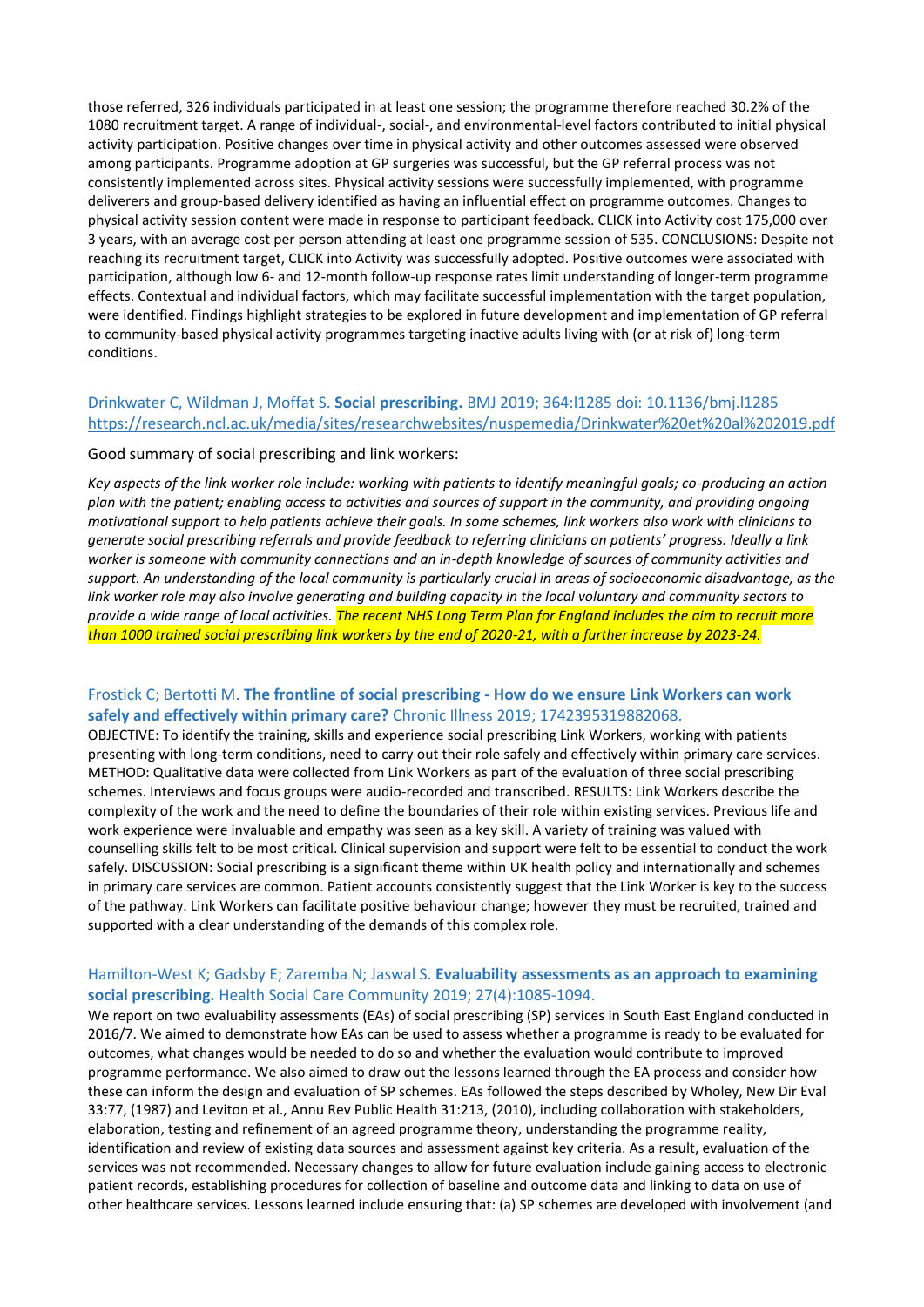those referred, 326 individuals participated in at least one session; the programme therefore reached 30.2% of the 1080 recruitment target. A range of individual-, social-, and environmental-level factors contributed to initial physical activity participation. Positive changes over time in physical activity and other outcomes assessed were observed among participants. Programme adoption at GP surgeries was successful, but the GP referral process was not consistently implemented across sites. Physical activity sessions were successfully implemented, with programme deliverers and group-based delivery identified as having an influential effect on programme outcomes. Changes to physical activity session content were made in response to participant feedback. CLICK into Activity cost 175,000 over 3 years, with an average cost per person attending at least one programme session of 535. CONCLUSIONS: Despite not reaching its recruitment target, CLICK into Activity was successfully adopted. Positive outcomes were associated with participation, although low 6- and 12-month follow-up response rates limit understanding of longer-term programme effects. Contextual and individual factors, which may facilitate successful implementation with the target population, were identified. Findings highlight strategies to be explored in future development and implementation of GP referral to community-based physical activity programmes targeting inactive adults living with (or at risk of) long-term conditions.

### Drinkwater C, Wildman J, Moffat S. **Social prescribing.** BMJ 2019; 364:l1285 doi: 10.1136/bmj.l1285 https://research.ncl.ac.uk/media/sites/researchwebsites/nuspemedia/Drinkwater%20et%20al%202019.pdf

Good summary of social prescribing and link workers:

*Key aspects of the link worker role include: working with patients to identify meaningful goals; co-producing an action plan with the patient; enabling access to activities and sources of support in the community, and providing ongoing motivational support to help patients achieve their goals. In some schemes, link workers also work with clinicians to generate social prescribing referrals and provide feedback to referring clinicians on patients' progress. Ideally a link worker is someone with community connections and an in-depth knowledge of sources of community activities and support. An understanding of the local community is particularly crucial in areas of socioeconomic disadvantage, as the link worker role may also involve generating and building capacity in the local voluntary and community sectors to provide a wide range of local activities. The recent NHS Long Term Plan for England includes the aim to recruit more than 1000 trained social prescribing link workers by the end of 2020-21, with a further increase by 2023-24.*

### Frostick C; Bertotti M. **The frontline of social prescribing - How do we ensure Link Workers can work safely and effectively within primary care?** Chronic Illness 2019; 1742395319882068.

OBJECTIVE: To identify the training, skills and experience social prescribing Link Workers, working with patients presenting with long-term conditions, need to carry out their role safely and effectively within primary care services. METHOD: Qualitative data were collected from Link Workers as part of the evaluation of three social prescribing schemes. Interviews and focus groups were audio-recorded and transcribed. RESULTS: Link Workers describe the complexity of the work and the need to define the boundaries of their role within existing services. Previous life and work experience were invaluable and empathy was seen as a key skill. A variety of training was valued with counselling skills felt to be most critical. Clinical supervision and support were felt to be essential to conduct the work safely. DISCUSSION: Social prescribing is a significant theme within UK health policy and internationally and schemes in primary care services are common. Patient accounts consistently suggest that the Link Worker is key to the success of the pathway. Link Workers can facilitate positive behaviour change; however they must be recruited, trained and supported with a clear understanding of the demands of this complex role.

### Hamilton-West K; Gadsby E; Zaremba N; Jaswal S. **Evaluability assessments as an approach to examining social prescribing.** Health Social Care Community 2019; 27(4):1085-1094.

We report on two evaluability assessments (EAs) of social prescribing (SP) services in South East England conducted in 2016/7. We aimed to demonstrate how EAs can be used to assess whether a programme is ready to be evaluated for outcomes, what changes would be needed to do so and whether the evaluation would contribute to improved programme performance. We also aimed to draw out the lessons learned through the EA process and consider how these can inform the design and evaluation of SP schemes. EAs followed the steps described by Wholey, New Dir Eval 33:77, (1987) and Leviton et al., Annu Rev Public Health 31:213, (2010), including collaboration with stakeholders, elaboration, testing and refinement of an agreed programme theory, understanding the programme reality, identification and review of existing data sources and assessment against key criteria. As a result, evaluation of the services was not recommended. Necessary changes to allow for future evaluation include gaining access to electronic patient records, establishing procedures for collection of baseline and outcome data and linking to data on use of other healthcare services. Lessons learned include ensuring that: (a) SP schemes are developed with involvement (and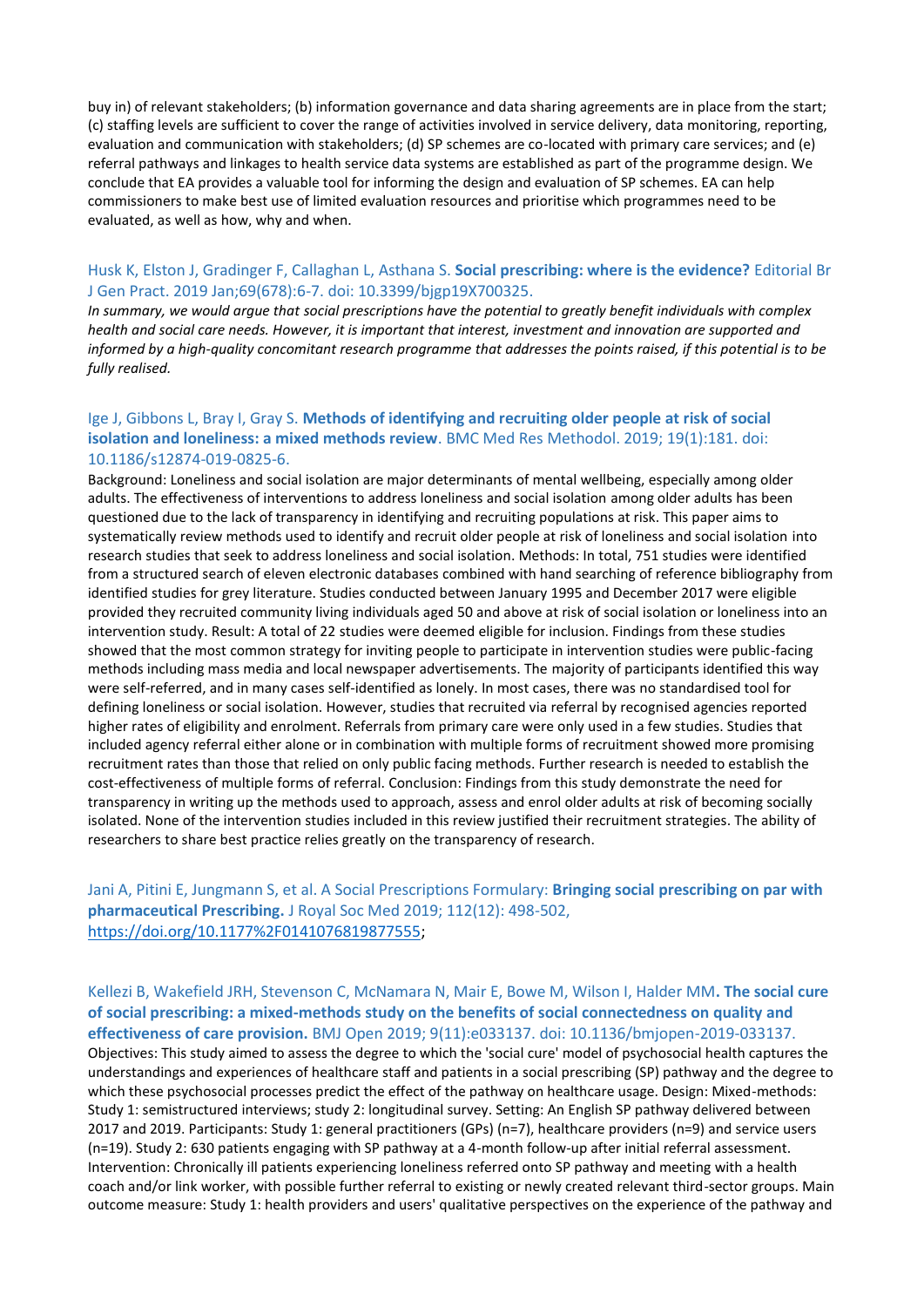buy in) of relevant stakeholders; (b) information governance and data sharing agreements are in place from the start; (c) staffing levels are sufficient to cover the range of activities involved in service delivery, data monitoring, reporting, evaluation and communication with stakeholders; (d) SP schemes are co-located with primary care services; and (e) referral pathways and linkages to health service data systems are established as part of the programme design. We conclude that EA provides a valuable tool for informing the design and evaluation of SP schemes. EA can help commissioners to make best use of limited evaluation resources and prioritise which programmes need to be evaluated, as well as how, why and when.

Husk K, Elston J, Gradinger F, Callaghan L, Asthana S. **Social prescribing: where is the evidence?** Editorial Br J Gen Pract. 2019 Jan;69(678):6-7. doi: 10.3399/bjgp19X700325.

*In summary, we would argue that social prescriptions have the potential to greatly benefit individuals with complex health and social care needs. However, it is important that interest, investment and innovation are supported and informed by a high-quality concomitant research programme that addresses the points raised, if this potential is to be fully realised.*

Ige J, Gibbons L, Bray I, Gray S. **Methods of identifying and recruiting older people at risk of social isolation and loneliness: a mixed methods review**. BMC Med Res Methodol. 2019; 19(1):181. doi: 10.1186/s12874-019-0825-6.

Background: Loneliness and social isolation are major determinants of mental wellbeing, especially among older adults. The effectiveness of interventions to address loneliness and social isolation among older adults has been questioned due to the lack of transparency in identifying and recruiting populations at risk. This paper aims to systematically review methods used to identify and recruit older people at risk of loneliness and social isolation into research studies that seek to address loneliness and social isolation. Methods: In total, 751 studies were identified from a structured search of eleven electronic databases combined with hand searching of reference bibliography from identified studies for grey literature. Studies conducted between January 1995 and December 2017 were eligible provided they recruited community living individuals aged 50 and above at risk of social isolation or loneliness into an intervention study. Result: A total of 22 studies were deemed eligible for inclusion. Findings from these studies showed that the most common strategy for inviting people to participate in intervention studies were public-facing methods including mass media and local newspaper advertisements. The majority of participants identified this way were self-referred, and in many cases self-identified as lonely. In most cases, there was no standardised tool for defining loneliness or social isolation. However, studies that recruited via referral by recognised agencies reported higher rates of eligibility and enrolment. Referrals from primary care were only used in a few studies. Studies that included agency referral either alone or in combination with multiple forms of recruitment showed more promising recruitment rates than those that relied on only public facing methods. Further research is needed to establish the cost-effectiveness of multiple forms of referral. Conclusion: Findings from this study demonstrate the need for transparency in writing up the methods used to approach, assess and enrol older adults at risk of becoming socially isolated. None of the intervention studies included in this review justified their recruitment strategies. The ability of researchers to share best practice relies greatly on the transparency of research.

Jani A, Pitini E, Jungmann S, et al. A Social Prescriptions Formulary: **Bringing social prescribing on par with pharmaceutical Prescribing.** J Royal Soc Med 2019; 112(12): 498-502, https://doi.org/10.1177%2F0141076819877555;

Kellezi B, Wakefield JRH, Stevenson C, McNamara N, Mair E, Bowe M, Wilson I, Halder MM**. The social cure of social prescribing: a mixed-methods study on the benefits of social connectedness on quality and effectiveness of care provision.** BMJ Open 2019; 9(11):e033137. doi: 10.1136/bmjopen-2019-033137.

Objectives: This study aimed to assess the degree to which the 'social cure' model of psychosocial health captures the understandings and experiences of healthcare staff and patients in a social prescribing (SP) pathway and the degree to which these psychosocial processes predict the effect of the pathway on healthcare usage. Design: Mixed-methods: Study 1: semistructured interviews; study 2: longitudinal survey. Setting: An English SP pathway delivered between 2017 and 2019. Participants: Study 1: general practitioners (GPs) (n=7), healthcare providers (n=9) and service users (n=19). Study 2: 630 patients engaging with SP pathway at a 4-month follow-up after initial referral assessment. Intervention: Chronically ill patients experiencing loneliness referred onto SP pathway and meeting with a health coach and/or link worker, with possible further referral to existing or newly created relevant third-sector groups. Main outcome measure: Study 1: health providers and users' qualitative perspectives on the experience of the pathway and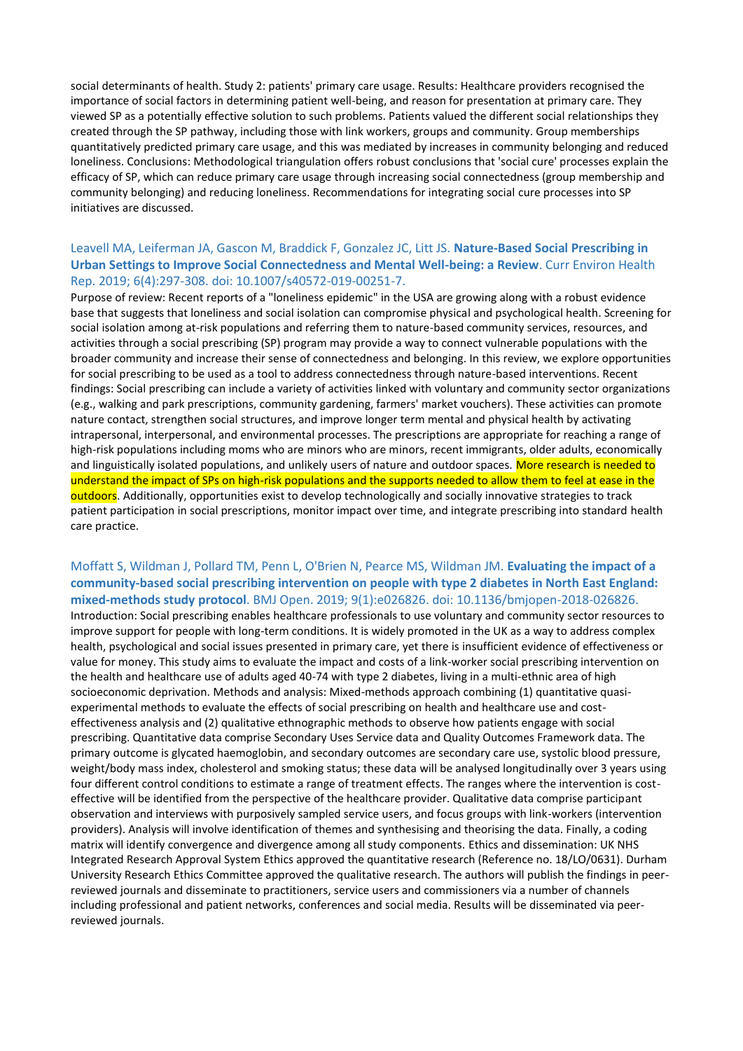social determinants of health. Study 2: patients' primary care usage. Results: Healthcare providers recognised the importance of social factors in determining patient well-being, and reason for presentation at primary care. They viewed SP as a potentially effective solution to such problems. Patients valued the different social relationships they created through the SP pathway, including those with link workers, groups and community. Group memberships quantitatively predicted primary care usage, and this was mediated by increases in community belonging and reduced loneliness. Conclusions: Methodological triangulation offers robust conclusions that 'social cure' processes explain the efficacy of SP, which can reduce primary care usage through increasing social connectedness (group membership and community belonging) and reducing loneliness. Recommendations for integrating social cure processes into SP initiatives are discussed.

Leavell MA, Leiferman JA, Gascon M, Braddick F, Gonzalez JC, Litt JS. **Nature-Based Social Prescribing in Urban Settings to Improve Social Connectedness and Mental Well-being: a Review**. Curr Environ Health Rep. 2019; 6(4):297-308. doi: 10.1007/s40572-019-00251-7.

Purpose of review: Recent reports of a "loneliness epidemic" in the USA are growing along with a robust evidence base that suggests that loneliness and social isolation can compromise physical and psychological health. Screening for social isolation among at-risk populations and referring them to nature-based community services, resources, and activities through a social prescribing (SP) program may provide a way to connect vulnerable populations with the broader community and increase their sense of connectedness and belonging. In this review, we explore opportunities for social prescribing to be used as a tool to address connectedness through nature-based interventions. Recent findings: Social prescribing can include a variety of activities linked with voluntary and community sector organizations (e.g., walking and park prescriptions, community gardening, farmers' market vouchers). These activities can promote nature contact, strengthen social structures, and improve longer term mental and physical health by activating intrapersonal, interpersonal, and environmental processes. The prescriptions are appropriate for reaching a range of high-risk populations including moms who are minors who are minors, recent immigrants, older adults, economically and linguistically isolated populations, and unlikely users of nature and outdoor spaces. More research is needed to understand the impact of SPs on high-risk populations and the supports needed to allow them to feel at ease in the outdoors. Additionally, opportunities exist to develop technologically and socially innovative strategies to track patient participation in social prescriptions, monitor impact over time, and integrate prescribing into standard health care practice.

Moffatt S, Wildman J, Pollard TM, Penn L, O'Brien N, Pearce MS, Wildman JM. **Evaluating the impact of a community-based social prescribing intervention on people with type 2 diabetes in North East England: mixed-methods study protocol**. BMJ Open. 2019; 9(1):e026826. doi: 10.1136/bmjopen-2018-026826.

Introduction: Social prescribing enables healthcare professionals to use voluntary and community sector resources to improve support for people with long-term conditions. It is widely promoted in the UK as a way to address complex health, psychological and social issues presented in primary care, yet there is insufficient evidence of effectiveness or value for money. This study aims to evaluate the impact and costs of a link-worker social prescribing intervention on the health and healthcare use of adults aged 40-74 with type 2 diabetes, living in a multi-ethnic area of high socioeconomic deprivation. Methods and analysis: Mixed-methods approach combining (1) quantitative quasi-experimental methods to evaluate the effects of social prescribing on health and healthcare use and cost-effectiveness analysis and (2) qualitative ethnographic methods to observe how patients engage with social prescribing. Quantitative data comprise Secondary Uses Service data and Quality Outcomes Framework data. The primary outcome is glycated haemoglobin, and secondary outcomes are secondary care use, systolic blood pressure, weight/body mass index, cholesterol and smoking status; these data will be analysed longitudinally over 3 years using four different control conditions to estimate a range of treatment effects. The ranges where the intervention is cost-effective will be identified from the perspective of the healthcare provider. Qualitative data comprise participant observation and interviews with purposively sampled service users, and focus groups with link-workers (intervention providers). Analysis will involve identification of themes and synthesising and theorising the data. Finally, a coding matrix will identify convergence and divergence among all study components. Ethics and dissemination: UK NHS Integrated Research Approval System Ethics approved the quantitative research (Reference no. 18/LO/0631). Durham University Research Ethics Committee approved the qualitative research. The authors will publish the findings in peer-reviewed journals and disseminate to practitioners, service users and commissioners via a number of channels including professional and patient networks, conferences and social media. Results will be disseminated via peer-reviewed journals.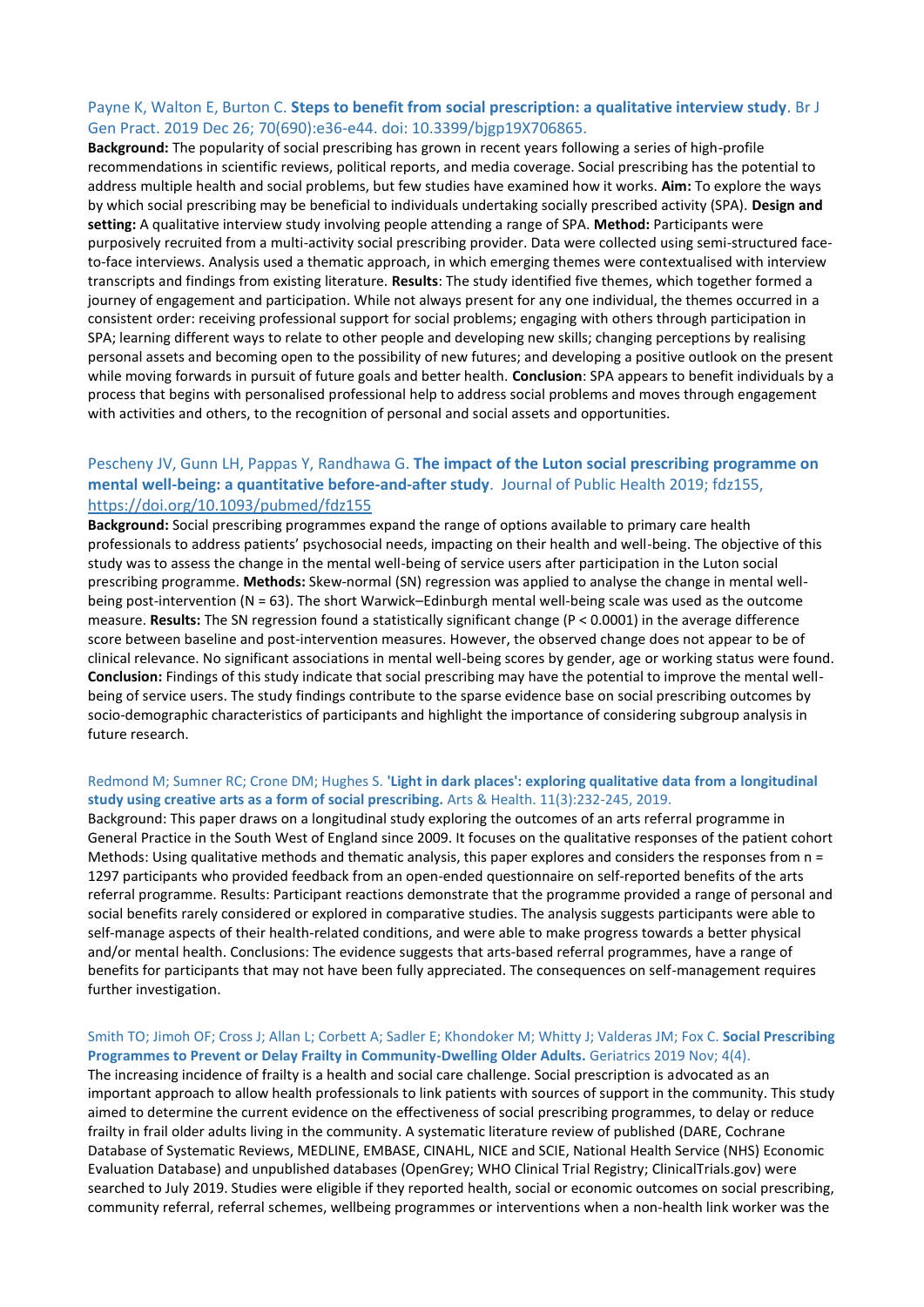Payne K, Walton E, Burton C. **Steps to benefit from social prescription: a qualitative interview study**. Br J Gen Pract. 2019 Dec 26; 70(690):e36-e44. doi: 10.3399/bjgp19X706865.

**Background:** The popularity of social prescribing has grown in recent years following a series of high-profile recommendations in scientific reviews, political reports, and media coverage. Social prescribing has the potential to address multiple health and social problems, but few studies have examined how it works. **Aim:** To explore the ways by which social prescribing may be beneficial to individuals undertaking socially prescribed activity (SPA). **Design and setting:** A qualitative interview study involving people attending a range of SPA. **Method:** Participants were purposively recruited from a multi-activity social prescribing provider. Data were collected using semi-structured face-to-face interviews. Analysis used a thematic approach, in which emerging themes were contextualised with interview transcripts and findings from existing literature. **Results**: The study identified five themes, which together formed a journey of engagement and participation. While not always present for any one individual, the themes occurred in a consistent order: receiving professional support for social problems; engaging with others through participation in SPA; learning different ways to relate to other people and developing new skills; changing perceptions by realising personal assets and becoming open to the possibility of new futures; and developing a positive outlook on the present while moving forwards in pursuit of future goals and better health. **Conclusion**: SPA appears to benefit individuals by a process that begins with personalised professional help to address social problems and moves through engagement with activities and others, to the recognition of personal and social assets and opportunities.

Pescheny JV, Gunn LH, Pappas Y, Randhawa G. **The impact of the Luton social prescribing programme on mental well-being: a quantitative before-and-after study**. Journal of Public Health 2019; fdz155, https://doi.org/10.1093/pubmed/fdz155

**Background:** Social prescribing programmes expand the range of options available to primary care health professionals to address patients' psychosocial needs, impacting on their health and well-being. The objective of this study was to assess the change in the mental well-being of service users after participation in the Luton social prescribing programme. **Methods:** Skew-normal (SN) regression was applied to analyse the change in mental well-being post-intervention (N = 63). The short Warwick–Edinburgh mental well-being scale was used as the outcome measure. **Results:** The SN regression found a statistically significant change ($P < 0.0001$) in the average difference score between baseline and post-intervention measures. However, the observed change does not appear to be of clinical relevance. No significant associations in mental well-being scores by gender, age or working status were found. **Conclusion:** Findings of this study indicate that social prescribing may have the potential to improve the mental well-being of service users. The study findings contribute to the sparse evidence base on social prescribing outcomes by socio-demographic characteristics of participants and highlight the importance of considering subgroup analysis in future research.

Redmond M; Sumner RC; Crone DM; Hughes S. **'Light in dark places': exploring qualitative data from a longitudinal study using creative arts as a form of social prescribing.** Arts & Health. 11(3):232-245, 2019.

Background: This paper draws on a longitudinal study exploring the outcomes of an arts referral programme in General Practice in the South West of England since 2009. It focuses on the qualitative responses of the patient cohort Methods: Using qualitative methods and thematic analysis, this paper explores and considers the responses from n = 1297 participants who provided feedback from an open-ended questionnaire on self-reported benefits of the arts referral programme. Results: Participant reactions demonstrate that the programme provided a range of personal and social benefits rarely considered or explored in comparative studies. The analysis suggests participants were able to self-manage aspects of their health-related conditions, and were able to make progress towards a better physical and/or mental health. Conclusions: The evidence suggests that arts-based referral programmes, have a range of benefits for participants that may not have been fully appreciated. The consequences on self-management requires further investigation.

Smith TO; Jimoh OF; Cross J; Allan L; Corbett A; Sadler E; Khondoker M; Whitty J; Valderas JM; Fox C. **Social Prescribing Programmes to Prevent or Delay Frailty in Community-Dwelling Older Adults.** Geriatrics 2019 Nov; 4(4).

The increasing incidence of frailty is a health and social care challenge. Social prescription is advocated as an important approach to allow health professionals to link patients with sources of support in the community. This study aimed to determine the current evidence on the effectiveness of social prescribing programmes, to delay or reduce frailty in frail older adults living in the community. A systematic literature review of published (DARE, Cochrane Database of Systematic Reviews, MEDLINE, EMBASE, CINAHL, NICE and SCIE, National Health Service (NHS) Economic Evaluation Database) and unpublished databases (OpenGrey; WHO Clinical Trial Registry; ClinicalTrials.gov) were searched to July 2019. Studies were eligible if they reported health, social or economic outcomes on social prescribing, community referral, referral schemes, wellbeing programmes or interventions when a non-health link worker was the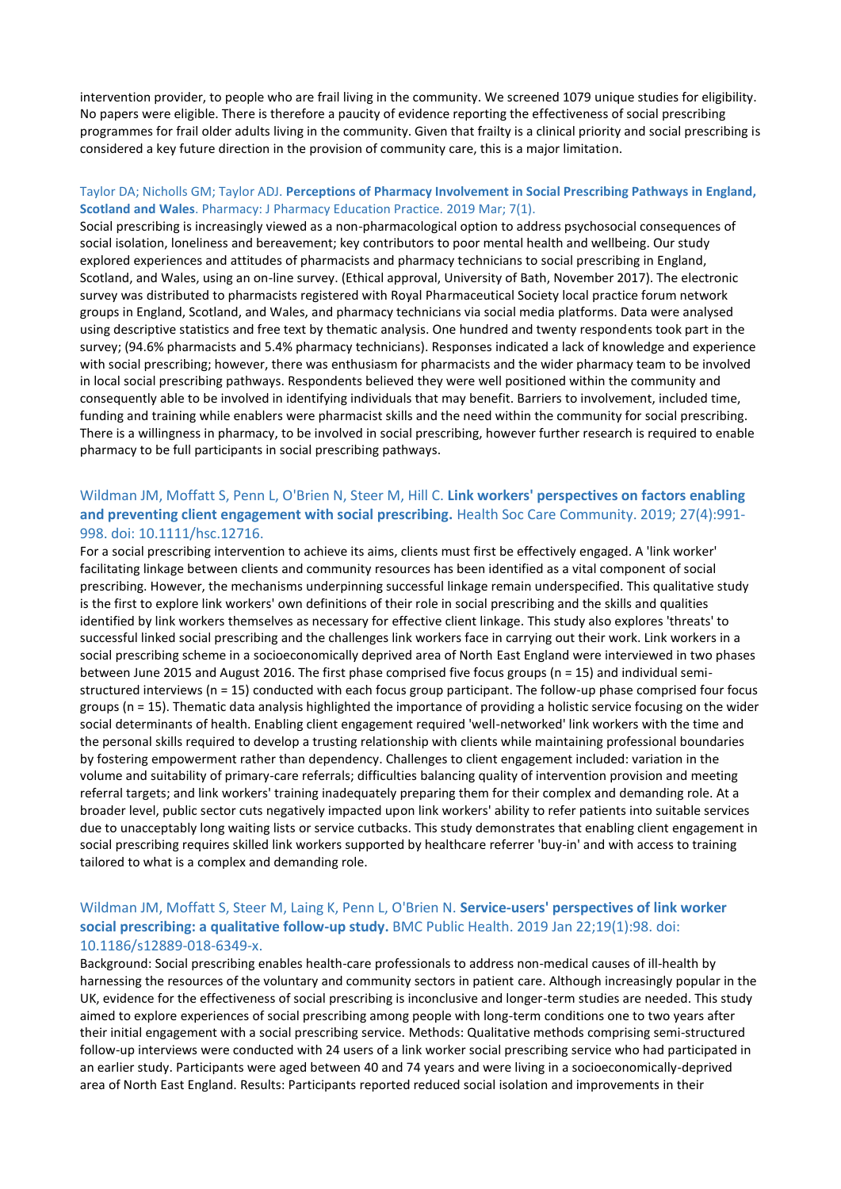intervention provider, to people who are frail living in the community. We screened 1079 unique studies for eligibility. No papers were eligible. There is therefore a paucity of evidence reporting the effectiveness of social prescribing programmes for frail older adults living in the community. Given that frailty is a clinical priority and social prescribing is considered a key future direction in the provision of community care, this is a major limitation.

Taylor DA; Nicholls GM; Taylor ADJ. **Perceptions of Pharmacy Involvement in Social Prescribing Pathways in England, Scotland and Wales**. Pharmacy: J Pharmacy Education Practice. 2019 Mar; 7(1).
Social prescribing is increasingly viewed as a non-pharmacological option to address psychosocial consequences of social isolation, loneliness and bereavement; key contributors to poor mental health and wellbeing. Our study explored experiences and attitudes of pharmacists and pharmacy technicians to social prescribing in England, Scotland, and Wales, using an on-line survey. (Ethical approval, University of Bath, November 2017). The electronic survey was distributed to pharmacists registered with Royal Pharmaceutical Society local practice forum network groups in England, Scotland, and Wales, and pharmacy technicians via social media platforms. Data were analysed using descriptive statistics and free text by thematic analysis. One hundred and twenty respondents took part in the survey; (94.6% pharmacists and 5.4% pharmacy technicians). Responses indicated a lack of knowledge and experience with social prescribing; however, there was enthusiasm for pharmacists and the wider pharmacy team to be involved in local social prescribing pathways. Respondents believed they were well positioned within the community and consequently able to be involved in identifying individuals that may benefit. Barriers to involvement, included time, funding and training while enablers were pharmacist skills and the need within the community for social prescribing. There is a willingness in pharmacy, to be involved in social prescribing, however further research is required to enable pharmacy to be full participants in social prescribing pathways.

Wildman JM, Moffatt S, Penn L, O'Brien N, Steer M, Hill C. **Link workers' perspectives on factors enabling and preventing client engagement with social prescribing.** Health Soc Care Community. 2019; 27(4):991-998. doi: 10.1111/hsc.12716.
For a social prescribing intervention to achieve its aims, clients must first be effectively engaged. A 'link worker' facilitating linkage between clients and community resources has been identified as a vital component of social prescribing. However, the mechanisms underpinning successful linkage remain underspecified. This qualitative study is the first to explore link workers' own definitions of their role in social prescribing and the skills and qualities identified by link workers themselves as necessary for effective client linkage. This study also explores 'threats' to successful linked social prescribing and the challenges link workers face in carrying out their work. Link workers in a social prescribing scheme in a socioeconomically deprived area of North East England were interviewed in two phases between June 2015 and August 2016. The first phase comprised five focus groups (n = 15) and individual semi-structured interviews (n = 15) conducted with each focus group participant. The follow-up phase comprised four focus groups (n = 15). Thematic data analysis highlighted the importance of providing a holistic service focusing on the wider social determinants of health. Enabling client engagement required 'well-networked' link workers with the time and the personal skills required to develop a trusting relationship with clients while maintaining professional boundaries by fostering empowerment rather than dependency. Challenges to client engagement included: variation in the volume and suitability of primary-care referrals; difficulties balancing quality of intervention provision and meeting referral targets; and link workers' training inadequately preparing them for their complex and demanding role. At a broader level, public sector cuts negatively impacted upon link workers' ability to refer patients into suitable services due to unacceptably long waiting lists or service cutbacks. This study demonstrates that enabling client engagement in social prescribing requires skilled link workers supported by healthcare referrer 'buy-in' and with access to training tailored to what is a complex and demanding role.

Wildman JM, Moffatt S, Steer M, Laing K, Penn L, O'Brien N. **Service-users' perspectives of link worker social prescribing: a qualitative follow-up study.** BMC Public Health. 2019 Jan 22;19(1):98. doi: 10.1186/s12889-018-6349-x.
Background: Social prescribing enables health-care professionals to address non-medical causes of ill-health by harnessing the resources of the voluntary and community sectors in patient care. Although increasingly popular in the UK, evidence for the effectiveness of social prescribing is inconclusive and longer-term studies are needed. This study aimed to explore experiences of social prescribing among people with long-term conditions one to two years after their initial engagement with a social prescribing service. Methods: Qualitative methods comprising semi-structured follow-up interviews were conducted with 24 users of a link worker social prescribing service who had participated in an earlier study. Participants were aged between 40 and 74 years and were living in a socioeconomically-deprived area of North East England. Results: Participants reported reduced social isolation and improvements in their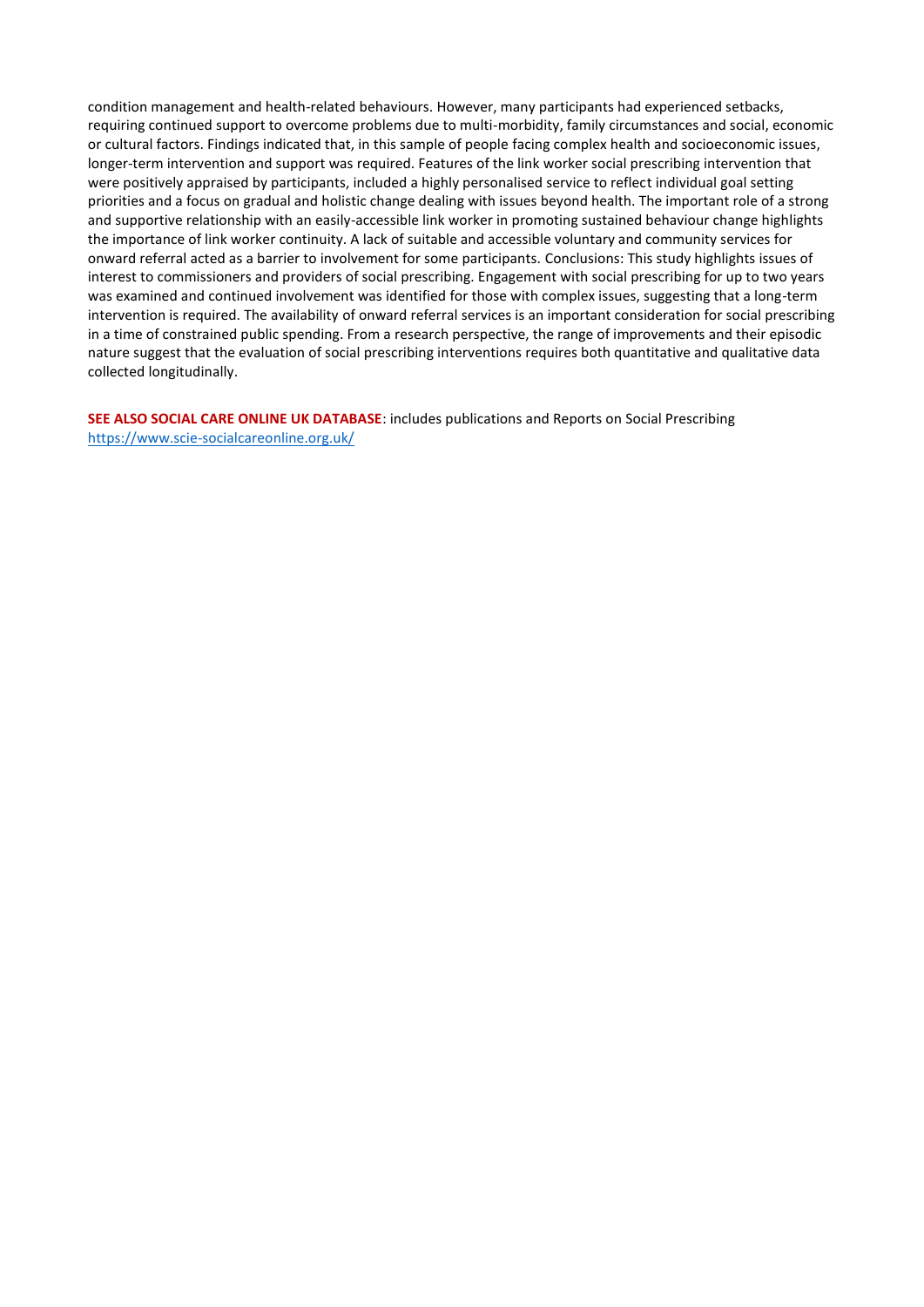condition management and health-related behaviours. However, many participants had experienced setbacks, requiring continued support to overcome problems due to multi-morbidity, family circumstances and social, economic or cultural factors. Findings indicated that, in this sample of people facing complex health and socioeconomic issues, longer-term intervention and support was required. Features of the link worker social prescribing intervention that were positively appraised by participants, included a highly personalised service to reflect individual goal setting priorities and a focus on gradual and holistic change dealing with issues beyond health. The important role of a strong and supportive relationship with an easily-accessible link worker in promoting sustained behaviour change highlights the importance of link worker continuity. A lack of suitable and accessible voluntary and community services for onward referral acted as a barrier to involvement for some participants. Conclusions: This study highlights issues of interest to commissioners and providers of social prescribing. Engagement with social prescribing for up to two years was examined and continued involvement was identified for those with complex issues, suggesting that a long-term intervention is required. The availability of onward referral services is an important consideration for social prescribing in a time of constrained public spending. From a research perspective, the range of improvements and their episodic nature suggest that the evaluation of social prescribing interventions requires both quantitative and qualitative data collected longitudinally.

**SEE ALSO SOCIAL CARE ONLINE UK DATABASE**: includes publications and Reports on Social Prescribing https://www.scie-socialcareonline.org.uk/